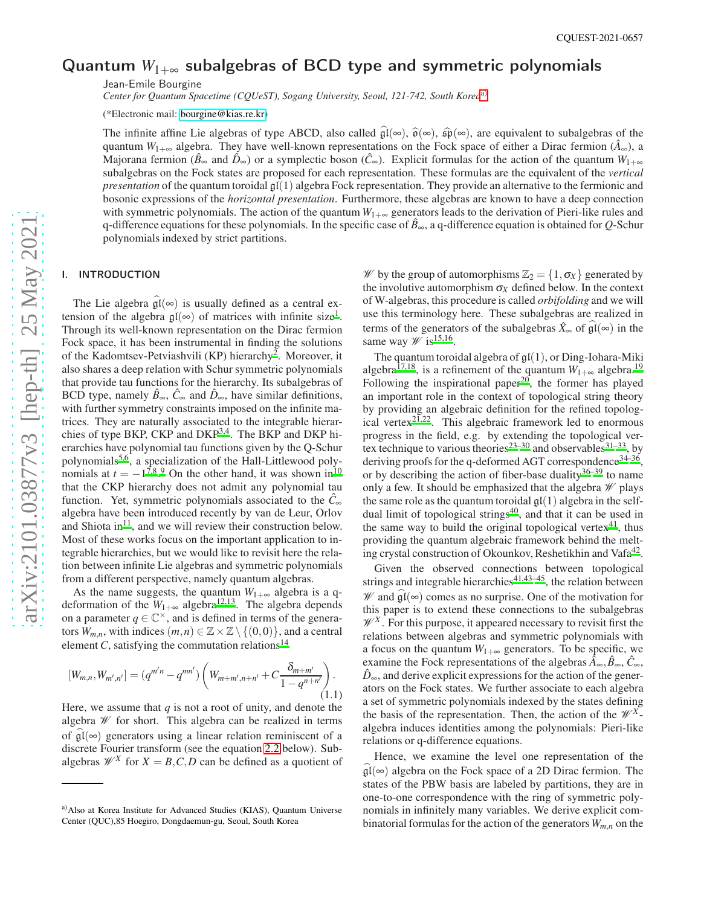CQUEST-2021-0657

# Quantum $W_{1+\infty}$ subalgebras of BCD type and symmetric polynomials

Jean-Emile Bourgine

*Center for Quantum Spacetime (CQUeST), Sogang University, Seoul, 121-742, South Korea*[a]

(*Electronic mail: bourgine@kias.re.kr)

The infinite affine Lie algebras of type ABCD, also called $\widehat{\mathfrak{gl}}(\infty)$, $\widehat{\mathfrak{o}}(\infty)$, $\widehat{\mathfrak{sp}}(\infty)$, are equivalent to subalgebras of the quantum $W_{1+\infty}$ algebra. They have well-known representations on the Fock space of either a Dirac fermion ($\hat{A}_\infty$), a Majorana fermion ($\hat{B}_\infty$ and $\hat{D}_\infty$) or a symplectic boson ($\hat{C}_\infty$). Explicit formulas for the action of the quantum $W_{1+\infty}$ subalgebras on the Fock states are proposed for each representation. These formulas are the equivalent of the *vertical presentation* of the quantum toroidal $\mathfrak{gl}(1)$ algebra Fock representation. They provide an alternative to the fermionic and bosonic expressions of the *horizontal presentation*. Furthermore, these algebras are known to have a deep connection with symmetric polynomials. The action of the quantum $W_{1+\infty}$ generators leads to the derivation of Pieri-like rules and q-difference equations for these polynomials. In the specific case of $\hat{B}_\infty$, a q-difference equation is obtained for $Q$-Schur polynomials indexed by strict partitions.

## I. INTRODUCTION

The Lie algebra $\widehat{\mathfrak{gl}}(\infty)$ is usually defined as a central extension of the algebra $\mathfrak{gl}(\infty)$ of matrices with infinite size[1]. Through its well-known representation on the Dirac fermion Fock space, it has been instrumental in finding the solutions of the Kadomtsev-Petviashvili (KP) hierarchy[2]. Moreover, it also shares a deep relation with Schur symmetric polynomials that provide tau functions for the hierarchy. Its subalgebras of BCD type, namely $\hat{B}_\infty$, $\hat{C}_\infty$ and $\hat{D}_\infty$, have similar definitions, with further symmetry constraints imposed on the infinite matrices. They are naturally associated to the integrable hierarchies of type BKP, CKP and DKP[3,4]. The BKP and DKP hierarchies have polynomial tau functions given by the Q-Schur polynomials[5,6], a specialization of the Hall-Littlewood polynomials at $t=-1$[7,8,9]. On the other hand, it was shown in[10] that the CKP hierarchy does not admit any polynomial tau function. Yet, symmetric polynomials associated to the $\hat{C}_\infty$ algebra have been introduced recently by van de Leur, Orlov and Shiota in[11], and we will review their construction below. Most of these works focus on the important application to integrable hierarchies, but we would like to revisit here the relation between infinite Lie algebras and symmetric polynomials from a different perspective, namely quantum algebras.

As the name suggests, the quantum $W_{1+\infty}$ algebra is a q-deformation of the $W_{1+\infty}$ algebra[12,13]. The algebra depends on a parameter $q\in\mathbb{C}^\times$, and is defined in terms of the generators $W_{m,n}$, with indices $(m,n)\in\mathbb{Z}\times\mathbb{Z}\setminus\{(0,0)\}$, and a central element $C$, satisfying the commutation relations[14]

$$[W_{m,n},W_{m',n'}]=(q^{m'n}-q^{mn'})\left(W_{m+m',n+n'}+C\frac{\delta_{m+m'}}{1-q^{n+n'}}\right). \tag{1.1}$$

Here, we assume that $q$ is not a root of unity, and denote the algebra $\mathscr{W}$ for short. This algebra can be realized in terms of $\widehat{\mathfrak{gl}}(\infty)$ generators using a linear relation reminiscent of a discrete Fourier transform (see the equation 2.2 below). Subalgebras $\mathscr{W}^X$ for $X=B,C,D$ can be defined as a quotient of $\mathscr{W}$ by the group of automorphisms $\mathbb{Z}_2=\{1,\sigma_X\}$ generated by the involutive automorphism $\sigma_X$ defined below. In the context of W-algebras, this procedure is called *orbifolding* and we will use this terminology here. These subalgebras are realized in terms of the generators of the subalgebras $\hat{X}_\infty$ of $\widehat{\mathfrak{gl}}(\infty)$ in the same way $\mathscr{W}$ is[15,16].

The quantum toroidal algebra of $\mathfrak{gl}(1)$, or Ding-Iohara-Miki algebra[17,18], is a refinement of the quantum $W_{1+\infty}$ algebra.[19] Following the inspirational paper[20], the former has played an important role in the context of topological string theory by providing an algebraic definition for the refined topological vertex[21,22]. This algebraic framework led to enormous progress in the field, e.g. by extending the topological vertex technique to various theories[23–30] and observables[31–33], by deriving proofs for the q-deformed AGT correspondence[34–36], or by describing the action of fiber-base duality[36–39] to name only a few. It should be emphasized that the algebra $\mathscr{W}$ plays the same role as the quantum toroidal $\mathfrak{gl}(1)$ algebra in the self-dual limit of topological strings[40], and that it can be used in the same way to build the original topological vertex[41], thus providing the quantum algebraic framework behind the melting crystal construction of Okounkov, Reshetikhin and Vafa[42].

Given the observed connections between topological strings and integrable hierarchies[41,43–45], the relation between $\mathscr{W}$ and $\widehat{\mathfrak{gl}}(\infty)$ comes as no surprise. One of the motivation for this paper is to extend these connections to the subalgebras $\mathscr{W}^X$. For this purpose, it appeared necessary to revisit first the relations between algebras and symmetric polynomials with a focus on the quantum $W_{1+\infty}$ generators. To be specific, we examine the Fock representations of the algebras $\hat{A}_\infty,\hat{B}_\infty,\hat{C}_\infty,\hat{D}_\infty$, and derive explicit expressions for the action of the generators on the Fock states. We further associate to each algebra a set of symmetric polynomials indexed by the states defining the basis of the representation. Then, the action of the $\mathscr{W}^X$-algebra induces identities among the polynomials: Pieri-like relations or q-difference equations.

Hence, we examine the level one representation of the $\widehat{\mathfrak{gl}}(\infty)$ algebra on the Fock space of a 2D Dirac fermion. The states of the PBW basis are labeled by partitions, they are in one-to-one correspondence with the ring of symmetric polynomials in infinitely many variables. We derive explicit combinatorial formulas for the action of the generators $W_{m,n}$ on the

---

[a] Also at Korea Institute for Advanced Studies (KIAS), Quantum Universe Center (QUC),85 Hoegiro, Dongdaemun-gu, Seoul, South Korea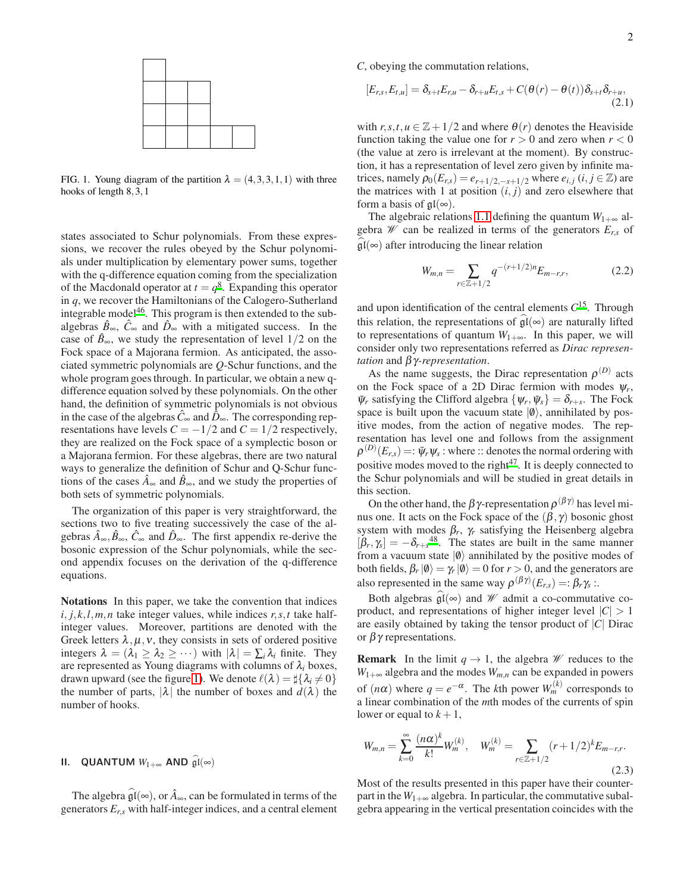FIG. 1. Young diagram of the partition $\lambda = (4,3,3,1,1)$ with three hooks of length $8,3,1$

states associated to Schur polynomials. From these expressions, we recover the rules obeyed by the Schur polynomials under multiplication by elementary power sums, together with the q-difference equation coming from the specialization of the Macdonald operator at $t = q$[8]. Expanding this operator in $q$, we recover the Hamiltonians of the Calogero-Sutherland integrable model[46]. This program is then extended to the subalgebras $\hat{B}_\infty$, $\hat{C}_\infty$ and $\hat{D}_\infty$ with a mitigated success. In the case of $\hat{B}_\infty$, we study the representation of level $1/2$ on the Fock space of a Majorana fermion. As anticipated, the associated symmetric polynomials are $Q$-Schur functions, and the whole program goes through. In particular, we obtain a new q-difference equation solved by these polynomials. On the other hand, the definition of symmetric polynomials is not obvious in the case of the algebras $\hat{C}_\infty$ and $\hat{D}_\infty$. The corresponding representations have levels $C=-1/2$ and $C=1/2$ respectively, they are realized on the Fock space of a symplectic boson or a Majorana fermion. For these algebras, there are two natural ways to generalize the definition of Schur and Q-Schur functions of the cases $\hat{A}_\infty$ and $\hat{B}_\infty$, and we study the properties of both sets of symmetric polynomials.

The organization of this paper is very straightforward, the sections two to five treating successively the case of the algebras $\hat{A}_\infty, \hat{B}_\infty$, $\hat{C}_\infty$ and $\hat{D}_\infty$. The first appendix re-derive the bosonic expression of the Schur polynomials, while the second appendix focuses on the derivation of the q-difference equations.

**Notations** In this paper, we take the convention that indices $i,j,k,l,m,n$ take integer values, while indices $r,s,t$ take half-integer values. Moreover, partitions are denoted with the Greek letters $\lambda,\mu,\nu$, they consists in sets of ordered positive integers $\lambda = (\lambda_1 \geq \lambda_2 \geq \cdots)$ with $|\lambda| = \sum_i \lambda_i$ finite. They are represented as Young diagrams with columns of $\lambda_i$ boxes, drawn upward (see the figure 1). We denote $\ell(\lambda) = \sharp\{\lambda_i \neq 0\}$ the number of parts, $|\lambda|$ the number of boxes and $d(\lambda)$ the number of hooks.

## II. QUANTUM $W_{1+\infty}$ AND $\widehat{\mathfrak{gl}}(\infty)$

The algebra $\widehat{\mathfrak{gl}}(\infty)$, or $\hat{A}_\infty$, can be formulated in terms of the generators $E_{r,s}$ with half-integer indices, and a central element $C$, obeying the commutation relations,

$$[E_{r,s}, E_{t,u}] = \delta_{s+t} E_{r,u} - \delta_{r+u} E_{t,s} + C(\theta(r) - \theta(t))\delta_{s+t}\delta_{r+u}, \tag{2.1}$$

with $r,s,t,u \in \mathbb{Z}+1/2$ and where $\theta(r)$ denotes the Heaviside function taking the value one for $r>0$ and zero when $r<0$ (the value at zero is irrelevant at the moment). By construction, it has a representation of level zero given by infinite matrices, namely $\rho_0(E_{r,s}) = e_{r+1/2,-s+1/2}$ where $e_{i,j}$ ($i,j \in \mathbb{Z}$) are the matrices with 1 at position $(i,j)$ and zero elsewhere that form a basis of $\mathfrak{gl}(\infty)$.

The algebraic relations 1.1 defining the quantum $W_{1+\infty}$ algebra $\mathscr{W}$ can be realized in terms of the generators $E_{r,s}$ of $\widehat{\mathfrak{gl}}(\infty)$ after introducing the linear relation

$$W_{m,n} = \sum_{r\in\mathbb{Z}+1/2} q^{-(r+1/2)n} E_{m-r,r}, \tag{2.2}$$

and upon identification of the central elements $C$[15]. Through this relation, the representations of $\widehat{\mathfrak{gl}}(\infty)$ are naturally lifted to representations of quantum $W_{1+\infty}$. In this paper, we will consider only two representations referred as *Dirac representation* and *$\beta\gamma$-representation*.

As the name suggests, the Dirac representation $\rho^{(D)}$ acts on the Fock space of a 2D Dirac fermion with modes $\psi_r$, $\bar{\psi}_r$ satisfying the Clifford algebra $\{\psi_r, \bar{\psi}_s\} = \delta_{r+s}$. The Fock space is built upon the vacuum state $|\emptyset\rangle$, annihilated by positive modes, from the action of negative modes. The representation has level one and follows from the assignment $\rho^{(D)}(E_{r,s}) =: \bar{\psi}_r \psi_s :$ where :: denotes the normal ordering with positive modes moved to the right[47]. It is deeply connected to the Schur polynomials and will be studied in great details in this section.

On the other hand, the $\beta\gamma$-representation $\rho^{(\beta\gamma)}$ has level minus one. It acts on the Fock space of the $(\beta,\gamma)$ bosonic ghost system with modes $\beta_r$, $\gamma_r$ satisfying the Heisenberg algebra $[\beta_r, \gamma_s] = -\delta_{r+s}$[48]. The states are built in the same manner from a vacuum state $|\emptyset\rangle$ annihilated by the positive modes of both fields, $\beta_r|\emptyset\rangle = \gamma_r|\emptyset\rangle = 0$ for $r>0$, and the generators are also represented in the same way $\rho^{(\beta\gamma)}(E_{r,s}) =: \beta_r\gamma_s :$.

Both algebras $\widehat{\mathfrak{gl}}(\infty)$ and $\mathscr{W}$ admit a co-commutative coproduct, and representations of higher integer level $|C|>1$ are easily obtained by taking the tensor product of $|C|$ Dirac or $\beta\gamma$ representations.

**Remark** In the limit $q \to 1$, the algebra $\mathscr{W}$ reduces to the $W_{1+\infty}$ algebra and the modes $W_{m,n}$ can be expanded in powers of $(n\alpha)$ where $q = e^{-\alpha}$. The $k$th power $W_m^{(k)}$ corresponds to a linear combination of the $m$th modes of the currents of spin lower or equal to $k+1$,

$$W_{m,n} = \sum_{k=0}^{\infty} \frac{(n\alpha)^k}{k!} W_m^{(k)}, \quad W_m^{(k)} = \sum_{r\in\mathbb{Z}+1/2} (r+1/2)^k E_{m-r,r}. \tag{2.3}$$

Most of the results presented in this paper have their counterpart in the $W_{1+\infty}$ algebra. In particular, the commutative subalgebra appearing in the vertical presentation coincides with the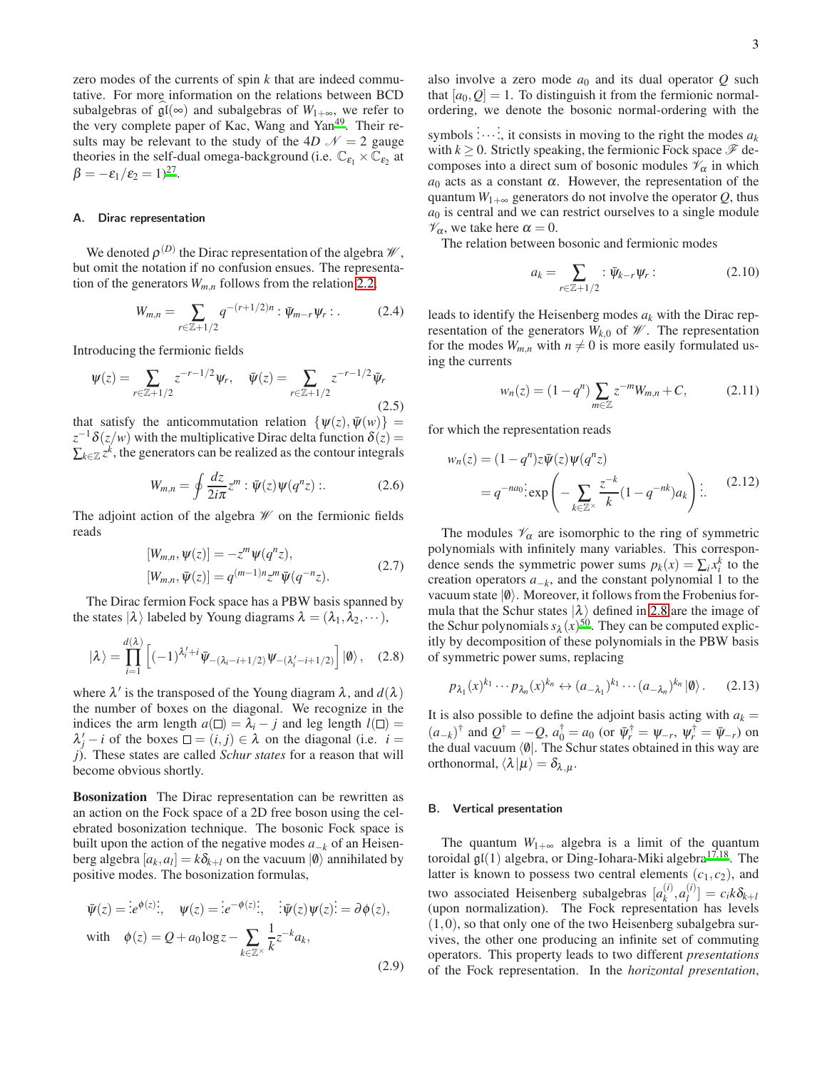zero modes of the currents of spin $k$ that are indeed commutative. For more information on the relations between BCD subalgebras of $\widehat{\mathfrak{gl}}(\infty)$ and subalgebras of $W_{1+\infty}$, we refer to the very complete paper of Kac, Wang and Yan[49]. Their results may be relevant to the study of the 4D $\mathcal{N}=2$ gauge theories in the self-dual omega-background (i.e. $\mathbb{C}_{\varepsilon_1}\times\mathbb{C}_{\varepsilon_2}$ at $\beta=-\varepsilon_1/\varepsilon_2=1$)[27].

### A. Dirac representation

We denoted $\rho^{(D)}$ the Dirac representation of the algebra $\mathscr{W}$, but omit the notation if no confusion ensues. The representation of the generators $W_{m,n}$ follows from the relation 2.2,

$$W_{m,n}=\sum_{r\in\mathbb{Z}+1/2} q^{-(r+1/2)n} : \bar\psi_{m-r}\psi_r : . \tag{2.4}$$

Introducing the fermionic fields

$$\psi(z)=\sum_{r\in\mathbb{Z}+1/2} z^{-r-1/2}\psi_r,\quad \bar\psi(z)=\sum_{r\in\mathbb{Z}+1/2} z^{-r-1/2}\bar\psi_r \tag{2.5}$$

that satisfy the anticommutation relation $\{\psi(z),\bar\psi(w)\}=z^{-1}\delta(z/w)$ with the multiplicative Dirac delta function $\delta(z)=\sum_{k\in\mathbb{Z}}z^k$, the generators can be realized as the contour integrals

$$W_{m,n}=\oint\frac{dz}{2i\pi}z^m : \bar\psi(z)\psi(q^nz) :. \tag{2.6}$$

The adjoint action of the algebra $\mathscr{W}$ on the fermionic fields reads

$$\begin{aligned}
&[W_{m,n},\psi(z)]=-z^m\psi(q^nz),\\
&[W_{m,n},\bar\psi(z)]=q^{(m-1)n}z^m\bar\psi(q^{-n}z).
\end{aligned} \tag{2.7}$$

The Dirac fermion Fock space has a PBW basis spanned by the states $|\lambda\rangle$ labeled by Young diagrams $\lambda=(\lambda_1,\lambda_2,\cdots)$,

$$|\lambda\rangle=\prod_{i=1}^{d(\lambda)}\left[(-1)^{\lambda_i'+i}\bar\psi_{-(\lambda_i-i+1/2)}\psi_{-(\lambda_i'-i+1/2)}\right]|\emptyset\rangle, \tag{2.8}$$

where $\lambda'$ is the transposed of the Young diagram $\lambda$, and $d(\lambda)$ the number of boxes on the diagonal. We recognize in the indices the arm length $a(\square)=\lambda_i-j$ and leg length $l(\square)=\lambda_j'-i$ of the boxes $\square=(i,j)\in\lambda$ on the diagonal (i.e. $i=j$). These states are called *Schur states* for a reason that will become obvious shortly.

**Bosonization** The Dirac representation can be rewritten as an action on the Fock space of a 2D free boson using the celebrated bosonization technique. The bosonic Fock space is built upon the action of the negative modes $a_{-k}$ of an Heisenberg algebra $[a_k,a_l]=k\delta_{k+l}$ on the vacuum $|\emptyset\rangle$ annihilated by positive modes. The bosonization formulas,

$$\begin{aligned}
&\bar\psi(z)=\vdots e^{\phi(z)}\vdots,\quad \psi(z)=\vdots e^{-\phi(z)}\vdots,\quad \vdots\bar\psi(z)\psi(z)\vdots=\partial\phi(z),\\
&\text{with}\quad \phi(z)=Q+a_0\log z-\sum_{k\in\mathbb{Z}^\times}\frac1k z^{-k}a_k,
\end{aligned} \tag{2.9}$$

also involve a zero mode $a_0$ and its dual operator $Q$ such that $[a_0,Q]=1$. To distinguish it from the fermionic normal-ordering, we denote the bosonic normal-ordering with the symbols $\vdots\cdots\vdots$, it consists in moving to the right the modes $a_k$ with $k\geq0$. Strictly speaking, the fermionic Fock space $\mathscr{F}$ decomposes into a direct sum of bosonic modules $\mathscr{V}_\alpha$ in which $a_0$ acts as a constant $\alpha$. However, the representation of the quantum $W_{1+\infty}$ generators do not involve the operator $Q$, thus $a_0$ is central and we can restrict ourselves to a single module $\mathscr{V}_\alpha$, we take here $\alpha=0$.

The relation between bosonic and fermionic modes

$$a_k=\sum_{r\in\mathbb{Z}+1/2} : \bar\psi_{k-r}\psi_r : \tag{2.10}$$

leads to identify the Heisenberg modes $a_k$ with the Dirac representation of the generators $W_{k,0}$ of $\mathscr{W}$. The representation for the modes $W_{m,n}$ with $n\neq0$ is more easily formulated using the currents

$$w_n(z)=(1-q^n)\sum_{m\in\mathbb{Z}}z^{-m}W_{m,n}+C, \tag{2.11}$$

for which the representation reads

$$\begin{aligned}
w_n(z)&=(1-q^n)z\bar\psi(z)\psi(q^nz)\\
&=q^{-na_0}\vdots\exp\left(-\sum_{k\in\mathbb{Z}^\times}\frac{z^{-k}}{k}(1-q^{-nk})a_k\right)\vdots.
\end{aligned} \tag{2.12}$$

The modules $\mathscr{V}_\alpha$ are isomorphic to the ring of symmetric polynomials with infinitely many variables. This correspondence sends the symmetric power sums $p_k(x)=\sum_i x_i^k$ to the creation operators $a_{-k}$, and the constant polynomial 1 to the vacuum state $|\emptyset\rangle$. Moreover, it follows from the Frobenius formula that the Schur states $|\lambda\rangle$ defined in 2.8 are the image of the Schur polynomials $s_\lambda(x)$[50]. They can be computed explicitly by decomposition of these polynomials in the PBW basis of symmetric power sums, replacing

$$p_{\lambda_1}(x)^{k_1}\cdots p_{\lambda_n}(x)^{k_n}\leftrightarrow(a_{-\lambda_1})^{k_1}\cdots(a_{-\lambda_n})^{k_n}|\emptyset\rangle. \tag{2.13}$$

It is also possible to define the adjoint basis acting with $a_k=(a_{-k})^\dagger$ and $Q^\dagger=-Q$, $a_0^\dagger=a_0$ (or $\bar\psi_r^\dagger=\psi_{-r}$, $\psi_r^\dagger=\bar\psi_{-r}$) on the dual vacuum $\langle\emptyset|$. The Schur states obtained in this way are orthonormal, $\langle\lambda|\mu\rangle=\delta_{\lambda,\mu}$.

### B. Vertical presentation

The quantum $W_{1+\infty}$ algebra is a limit of the quantum toroidal $\mathfrak{gl}(1)$ algebra, or Ding-Iohara-Miki algebra[17,18]. The latter is known to possess two central elements $(c_1,c_2)$, and two associated Heisenberg subalgebras $[a_k^{(i)},a_l^{(i)}]=c_ik\delta_{k+l}$ (upon normalization). The Fock representation has levels $(1,0)$, so that only one of the two Heisenberg subalgebra survives, the other one producing an infinite set of commuting operators. This property leads to two different *presentations* of the Fock representation. In the *horizontal presentation*,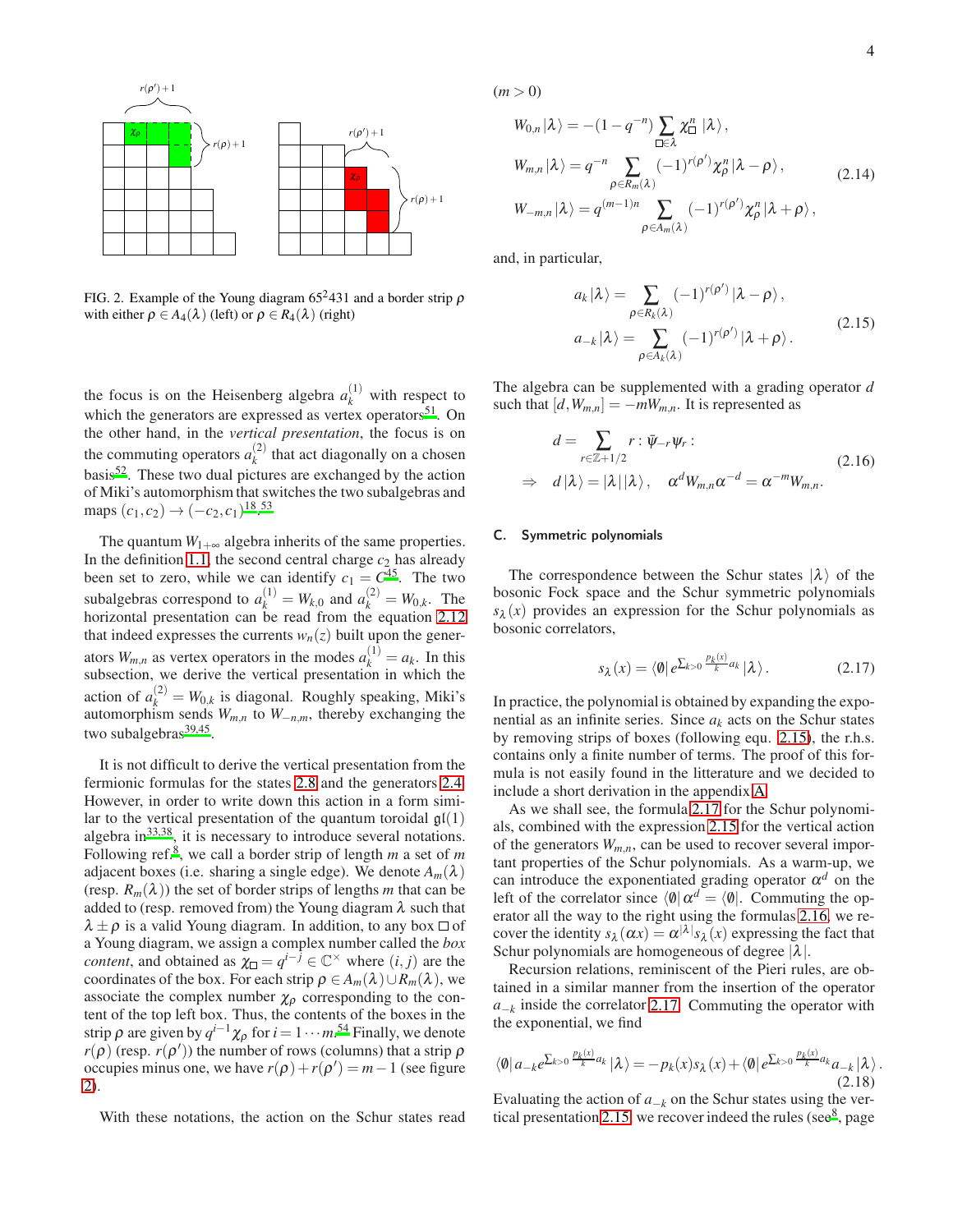FIG. 2. Example of the Young diagram $65^2431$ and a border strip $\rho$ with either $\rho \in A_4(\lambda)$ (left) or $\rho \in R_4(\lambda)$ (right)

the focus is on the Heisenberg algebra $a_k^{(1)}$ with respect to which the generators are expressed as vertex operators[51]. On the other hand, in the *vertical presentation*, the focus is on the commuting operators $a_k^{(2)}$ that act diagonally on a chosen basis[52]. These two dual pictures are exchanged by the action of Miki's automorphism that switches the two subalgebras and maps $(c_1,c_2) \to (-c_2,c_1)$[18,53].

The quantum $W_{1+\infty}$ algebra inherits of the same properties. In the definition 1.1, the second central charge $c_2$ has already been set to zero, while we can identify $c_1 = C$[45]. The two subalgebras correspond to $a_k^{(1)} = W_{k,0}$ and $a_k^{(2)} = W_{0,k}$. The horizontal presentation can be read from the equation 2.12 that indeed expresses the currents $w_n(z)$ built upon the generators $W_{m,n}$ as vertex operators in the modes $a_k^{(1)} = a_k$. In this subsection, we derive the vertical presentation in which the action of $a_k^{(2)} = W_{0,k}$ is diagonal. Roughly speaking, Miki's automorphism sends $W_{m,n}$ to $W_{-n,m}$, thereby exchanging the two subalgebras[39,45].

It is not difficult to derive the vertical presentation from the fermionic formulas for the states 2.8 and the generators 2.4. However, in order to write down this action in a form similar to the vertical presentation of the quantum toroidal $\mathfrak{gl}(1)$ algebra in[33,38], it is necessary to introduce several notations. Following ref.[8], we call a border strip of length $m$ a set of $m$ adjacent boxes (i.e. sharing a single edge). We denote $A_m(\lambda)$ (resp. $R_m(\lambda)$) the set of border strips of lengths $m$ that can be added to (resp. removed from) the Young diagram $\lambda$ such that $\lambda \pm \rho$ is a valid Young diagram. In addition, to any box $\square$ of a Young diagram, we assign a complex number called the *box content*, and obtained as $\chi_\square = q^{i-j} \in \mathbb{C}^\times$ where $(i,j)$ are the coordinates of the box. For each strip $\rho \in A_m(\lambda) \cup R_m(\lambda)$, we associate the complex number $\chi_\rho$ corresponding to the content of the top left box. Thus, the contents of the boxes in the strip $\rho$ are given by $q^{i-1}\chi_\rho$ for $i = 1 \cdots m$.[54] Finally, we denote $r(\rho)$ (resp. $r(\rho')$) the number of rows (columns) that a strip $\rho$ occupies minus one, we have $r(\rho) + r(\rho') = m-1$ (see figure 2).

With these notations, the action on the Schur states read $(m>0)$

$$
\begin{aligned}
W_{0,n}\left|\lambda\right\rangle &= -(1-q^{-n})\sum_{\square\in\lambda}\chi_\square^n\left|\lambda\right\rangle,\\
W_{m,n}\left|\lambda\right\rangle &= q^{-n}\sum_{\rho\in R_m(\lambda)}(-1)^{r(\rho')}\chi_\rho^n\left|\lambda-\rho\right\rangle,\\
W_{-m,n}\left|\lambda\right\rangle &= q^{(m-1)n}\sum_{\rho\in A_m(\lambda)}(-1)^{r(\rho')}\chi_\rho^n\left|\lambda+\rho\right\rangle,
\end{aligned}
\tag{2.14}
$$

and, in particular,

$$
\begin{aligned}
a_k\left|\lambda\right\rangle &= \sum_{\rho\in R_k(\lambda)}(-1)^{r(\rho')}\left|\lambda-\rho\right\rangle,\\
a_{-k}\left|\lambda\right\rangle &= \sum_{\rho\in A_k(\lambda)}(-1)^{r(\rho')}\left|\lambda+\rho\right\rangle.
\end{aligned}
\tag{2.15}
$$

The algebra can be supplemented with a grading operator $d$ such that $[d, W_{m,n}] = -mW_{m,n}$. It is represented as

$$
\begin{aligned}
d &= \sum_{r\in\mathbb{Z}+1/2} r:\bar{\psi}_{-r}\psi_r:\\
\Rightarrow\quad d\left|\lambda\right\rangle &= |\lambda|\left|\lambda\right\rangle,\quad \alpha^d W_{m,n}\alpha^{-d} = \alpha^{-m}W_{m,n}.
\end{aligned}
\tag{2.16}
$$

### C. Symmetric polynomials

The correspondence between the Schur states $|\lambda\rangle$ of the bosonic Fock space and the Schur symmetric polynomials $s_\lambda(x)$ provides an expression for the Schur polynomials as bosonic correlators,

$$
s_\lambda(x) = \left\langle\emptyset\right| e^{\sum_{k>0}\frac{p_k(x)}{k}a_k}\left|\lambda\right\rangle.
\tag{2.17}
$$

In practice, the polynomial is obtained by expanding the exponential as an infinite series. Since $a_k$ acts on the Schur states by removing strips of boxes (following equ. 2.15), the r.h.s. contains only a finite number of terms. The proof of this formula is not easily found in the litterature and we decided to include a short derivation in the appendix A.

As we shall see, the formula 2.17 for the Schur polynomials, combined with the expression 2.15 for the vertical action of the generators $W_{m,n}$, can be used to recover several important properties of the Schur polynomials. As a warm-up, we can introduce the exponentiated grading operator $\alpha^d$ on the left of the correlator $\langle\emptyset|\alpha^d = \langle\emptyset|$. Commuting the operator all the way to the right using the formulas 2.16, we recover the identity $s_\lambda(\alpha x) = \alpha^{|\lambda|}s_\lambda(x)$ expressing the fact that Schur polynomials are homogeneous of degree $|\lambda|$.

Recursion relations, reminiscent of the Pieri rules, are obtained in a similar manner from the insertion of the operator $a_{-k}$ inside the correlator 2.17. Commuting the operator with the exponential, we find

$$
\left\langle\emptyset\right| a_{-k}e^{\sum_{k>0}\frac{p_k(x)}{k}a_k}\left|\lambda\right\rangle = -p_k(x)s_\lambda(x) + \left\langle\emptyset\right| e^{\sum_{k>0}\frac{p_k(x)}{k}a_k}a_{-k}\left|\lambda\right\rangle.
\tag{2.18}
$$

Evaluating the action of $a_{-k}$ on the Schur states using the vertical presentation 2.15, we recover indeed the rules (see[8], page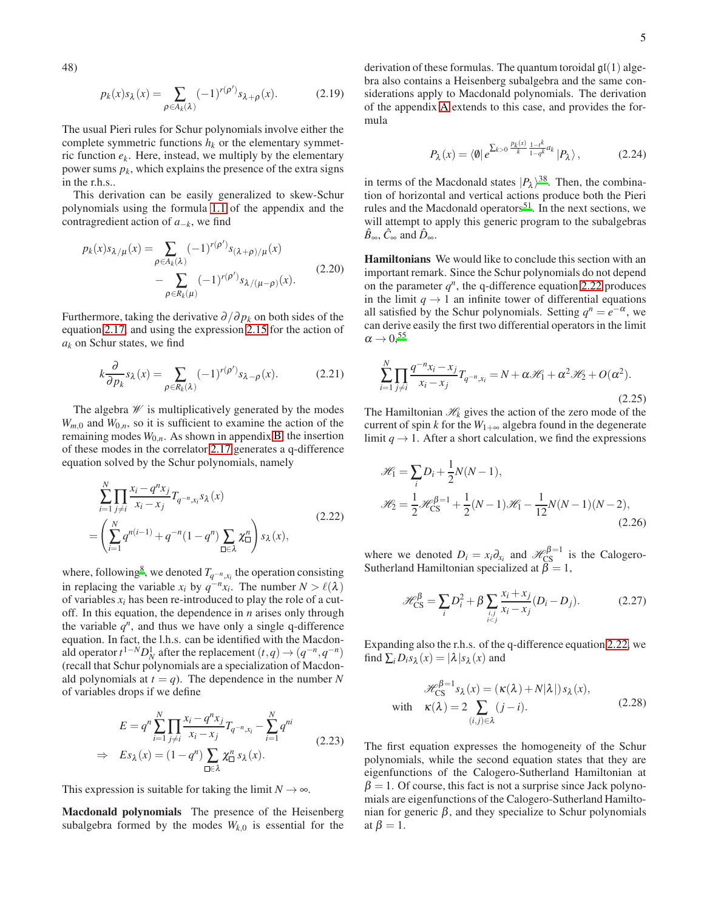48)

$$p_k(x)s_\lambda(x) = \sum_{\rho\in A_k(\lambda)} (-1)^{r(\rho')} s_{\lambda+\rho}(x). \tag{2.19}$$

The usual Pieri rules for Schur polynomials involve either the complete symmetric functions $h_k$ or the elementary symmetric function $e_k$. Here, instead, we multiply by the elementary power sums $p_k$, which explains the presence of the extra signs in the r.h.s..

This derivation can be easily generalized to skew-Schur polynomials using the formula 1.1 of the appendix and the contragredient action of $a_{-k}$, we find

$$\begin{aligned} p_k(x)s_{\lambda/\mu}(x) = &\sum_{\rho\in A_k(\lambda)} (-1)^{r(\rho')} s_{(\lambda+\rho)/\mu}(x) \\ &- \sum_{\rho\in R_k(\mu)} (-1)^{r(\rho')} s_{\lambda/(\mu-\rho)}(x). \end{aligned} \tag{2.20}$$

Furthermore, taking the derivative $\partial/\partial p_k$ on both sides of the equation 2.17, and using the expression 2.15 for the action of $a_k$ on Schur states, we find

$$k\frac{\partial}{\partial p_k} s_\lambda(x) = \sum_{\rho\in R_k(\lambda)} (-1)^{r(\rho')} s_{\lambda-\rho}(x). \tag{2.21}$$

The algebra $\mathscr{W}$ is multiplicatively generated by the modes $W_{m,0}$ and $W_{0,n}$, so it is sufficient to examine the action of the remaining modes $W_{0,n}$. As shown in appendix B, the insertion of these modes in the correlator 2.17 generates a q-difference equation solved by the Schur polynomials, namely

$$\begin{aligned} &\sum_{i=1}^N \prod_{j\neq i} \frac{x_i - q^n x_j}{x_i - x_j} T_{q^{-n},x_i} s_\lambda(x) \\ &= \left(\sum_{i=1}^N q^{n(i-1)} + q^{-n}(1-q^n)\sum_{\square\in\lambda}\chi_\square^n\right) s_\lambda(x), \end{aligned} \tag{2.22}$$

where, following[8], we denoted $T_{q^{-n},x_i}$ the operation consisting in replacing the variable $x_i$ by $q^{-n}x_i$. The number $N > \ell(\lambda)$ of variables $x_i$ has been re-introduced to play the role of a cut-off. In this equation, the dependence in $n$ arises only through the variable $q^n$, and thus we have only a single q-difference equation. In fact, the l.h.s. can be identified with the Macdonald operator $t^{1-N}D_N^1$ after the replacement $(t,q) \to (q^{-n}, q^{-n})$ (recall that Schur polynomials are a specialization of Macdonald polynomials at $t = q$). The dependence in the number $N$ of variables drops if we define

$$\begin{aligned} &E = q^n \sum_{i=1}^N \prod_{j\neq i} \frac{x_i - q^n x_j}{x_i - x_j} T_{q^{-n},x_i} - \sum_{i=1}^N q^{ni} \\ \Rightarrow\quad &E s_\lambda(x) = (1-q^n)\sum_{\square\in\lambda}\chi_\square^n\, s_\lambda(x). \end{aligned} \tag{2.23}$$

This expression is suitable for taking the limit $N\to\infty$.

**Macdonald polynomials** The presence of the Heisenberg subalgebra formed by the modes $W_{k,0}$ is essential for the derivation of these formulas. The quantum toroidal $\mathfrak{gl}(1)$ algebra also contains a Heisenberg subalgebra and the same considerations apply to Macdonald polynomials. The derivation of the appendix A extends to this case, and provides the formula

$$P_\lambda(x) = \langle\emptyset| e^{\sum_{k>0}\frac{p_k(x)}{k}\frac{1-t^k}{1-q^k}a_k} |P_\lambda\rangle, \tag{2.24}$$

in terms of the Macdonald states $|P_\lambda\rangle$[38]. Then, the combination of horizontal and vertical actions produce both the Pieri rules and the Macdonald operators[51]. In the next sections, we will attempt to apply this generic program to the subalgebras $\hat{B}_\infty$, $\hat{C}_\infty$ and $\hat{D}_\infty$.

**Hamiltonians** We would like to conclude this section with an important remark. Since the Schur polynomials do not depend on the parameter $q^n$, the q-difference equation 2.22 produces in the limit $q\to 1$ an infinite tower of differential equations all satisfied by the Schur polynomials. Setting $q^n = e^{-\alpha}$, we can derive easily the first two differential operators in the limit $\alpha\to 0$,[55]

$$\sum_{i=1}^N \prod_{j\neq i} \frac{q^{-n}x_i - x_j}{x_i - x_j} T_{q^{-n},x_i} = N + \alpha\mathscr{H}_1 + \alpha^2\mathscr{H}_2 + O(\alpha^2). \tag{2.25}$$

The Hamiltonian $\mathscr{H}_k$ gives the action of the zero mode of the current of spin $k$ for the $W_{1+\infty}$ algebra found in the degenerate limit $q\to 1$. After a short calculation, we find the expressions

$$\begin{aligned} &\mathscr{H}_1 = \sum_i D_i + \frac{1}{2}N(N-1), \\ &\mathscr{H}_2 = \frac{1}{2}\mathscr{H}_{\text{CS}}^{\beta=1} + \frac{1}{2}(N-1)\mathscr{H}_1 - \frac{1}{12}N(N-1)(N-2), \end{aligned} \tag{2.26}$$

where we denoted $D_i = x_i\partial_{x_i}$ and $\mathscr{H}_{\text{CS}}^{\beta=1}$ is the Calogero-Sutherland Hamiltonian specialized at $\beta = 1$,

$$\mathscr{H}_{\text{CS}}^{\beta} = \sum_i D_i^2 + \beta\sum_{\substack{i,j\\ i<j}} \frac{x_i + x_j}{x_i - x_j}(D_i - D_j). \tag{2.27}$$

Expanding also the r.h.s. of the q-difference equation 2.22, we find $\sum_i D_i s_\lambda(x) = |\lambda| s_\lambda(x)$ and

$$\begin{aligned} &\mathscr{H}_{\text{CS}}^{\beta=1} s_\lambda(x) = (\kappa(\lambda) + N|\lambda|)\, s_\lambda(x), \\ \text{with}\quad &\kappa(\lambda) = 2\sum_{(i,j)\in\lambda}(j-i). \end{aligned} \tag{2.28}$$

The first equation expresses the homogeneity of the Schur polynomials, while the second equation states that they are eigenfunctions of the Calogero-Sutherland Hamiltonian at $\beta = 1$. Of course, this fact is not a surprise since Jack polynomials are eigenfunctions of the Calogero-Sutherland Hamiltonian for generic $\beta$, and they specialize to Schur polynomials at $\beta = 1$.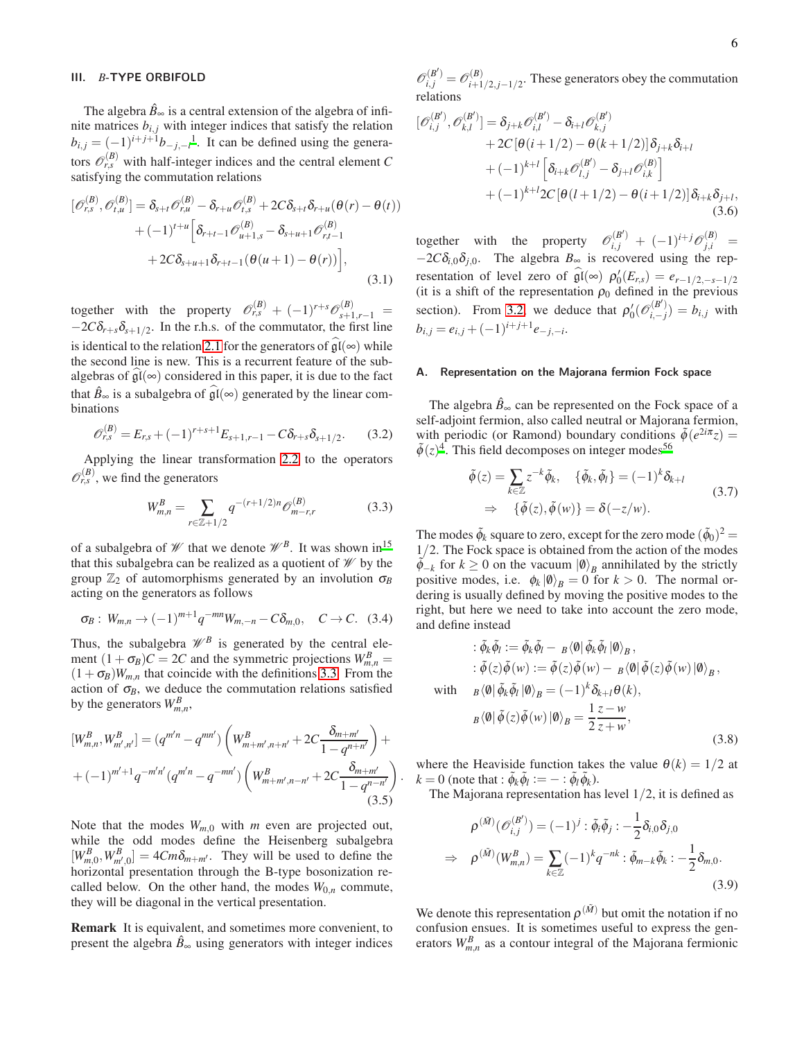### III. *B*-TYPE ORBIFOLD

The algebra $\hat{B}_\infty$ is a central extension of the algebra of infinite matrices $b_{i,j}$ with integer indices that satisfy the relation $b_{i,j} = (-1)^{i+j+1} b_{-j,-i}$[1]. It can be defined using the generators $\mathscr{O}^{(B)}_{r,s}$ with half-integer indices and the central element $C$ satisfying the commutation relations

$$
\begin{aligned}
[\mathscr{O}^{(B)}_{r,s}, \mathscr{O}^{(B)}_{t,u}] &= \delta_{s+t}\mathscr{O}^{(B)}_{r,u} - \delta_{r+u}\mathscr{O}^{(B)}_{t,s} + 2C\delta_{s+t}\delta_{r+u}(\theta(r)-\theta(t)) \\
&+ (-1)^{t+u}\Big[\delta_{r+t-1}\mathscr{O}^{(B)}_{u+1,s} - \delta_{s+u+1}\mathscr{O}^{(B)}_{r,t-1} \\
&+ 2C\delta_{s+u+1}\delta_{r+t-1}(\theta(u+1)-\theta(r))\Big],
\end{aligned}
\tag{3.1}
$$

together with the property $\mathscr{O}^{(B)}_{r,s} + (-1)^{r+s}\mathscr{O}^{(B)}_{s+1,r-1} = -2C\delta_{r+s}\delta_{s+1/2}$. In the r.h.s. of the commutator, the first line is identical to the relation 2.1 for the generators of $\widehat{\mathfrak{gl}}(\infty)$ while the second line is new. This is a recurrent feature of the subalgebras of $\widehat{\mathfrak{gl}}(\infty)$ considered in this paper, it is due to the fact that $\hat{B}_\infty$ is a subalgebra of $\widehat{\mathfrak{gl}}(\infty)$ generated by the linear combinations

$$
\mathscr{O}^{(B)}_{r,s} = E_{r,s} + (-1)^{r+s+1}E_{s+1,r-1} - C\delta_{r+s}\delta_{s+1/2}. \tag{3.2}
$$

Applying the linear transformation 2.2 to the operators $\mathscr{O}^{(B)}_{r,s}$, we find the generators

$$
W^B_{m,n} = \sum_{r\in\mathbb{Z}+1/2} q^{-(r+1/2)n}\mathscr{O}^{(B)}_{m-r,r} \tag{3.3}
$$

of a subalgebra of $\mathscr{W}$ that we denote $\mathscr{W}^B$. It was shown in[15] that this subalgebra can be realized as a quotient of $\mathscr{W}$ by the group $\mathbb{Z}_2$ of automorphisms generated by an involution $\sigma_B$ acting on the generators as follows

$$
\sigma_B:\ W_{m,n} \to (-1)^{m+1}q^{-mn}W_{m,-n} - C\delta_{m,0}, \quad C\to C. \tag{3.4}
$$

Thus, the subalgebra $\mathscr{W}^B$ is generated by the central element $(1+\sigma_B)C = 2C$ and the symmetric projections $W^B_{m,n} = (1+\sigma_B)W_{m,n}$ that coincide with the definitions 3.3. From the action of $\sigma_B$, we deduce the commutation relations satisfied by the generators $W^B_{m,n}$,

$$
\begin{aligned}
[W^B_{m,n}, W^B_{m',n'}] &= (q^{m'n} - q^{mn'})\left(W^B_{m+m',n+n'} + 2C\frac{\delta_{m+m'}}{1-q^{n+n'}}\right) + \\
&+ (-1)^{m'+1}q^{-m'n'}(q^{m'n} - q^{-mn'})\left(W^B_{m+m',n-n'} + 2C\frac{\delta_{m+m'}}{1-q^{n-n'}}\right).
\end{aligned}
\tag{3.5}
$$

Note that the modes $W_{m,0}$ with $m$ even are projected out, while the odd modes define the Heisenberg subalgebra $[W^B_{m,0}, W^B_{m',0}] = 4Cm\delta_{m+m'}$. They will be used to define the horizontal presentation through the B-type bosonization recalled below. On the other hand, the modes $W_{0,n}$ commute, they will be diagonal in the vertical presentation.

**Remark** It is equivalent, and sometimes more convenient, to present the algebra $\hat{B}_\infty$ using generators with integer indices $\mathscr{O}^{(B')}_{i,j} = \mathscr{O}^{(B)}_{i+1/2,j-1/2}$. These generators obey the commutation relations

$$
\begin{aligned}
[\mathscr{O}^{(B')}_{i,j}, \mathscr{O}^{(B')}_{k,l}] &= \delta_{j+k}\mathscr{O}^{(B')}_{i,l} - \delta_{i+l}\mathscr{O}^{(B')}_{k,j} \\
&+ 2C[\theta(i+1/2) - \theta(k+1/2)]\delta_{j+k}\delta_{i+l} \\
&+ (-1)^{k+l}\left[\delta_{i+k}\mathscr{O}^{(B')}_{l,j} - \delta_{j+l}\mathscr{O}^{(B)}_{i,k}\right] \\
&+ (-1)^{k+l}2C[\theta(l+1/2) - \theta(i+1/2)]\delta_{i+k}\delta_{j+l},
\end{aligned}
\tag{3.6}
$$

together with the property $\mathscr{O}^{(B')}_{i,j} + (-1)^{i+j}\mathscr{O}^{(B)}_{j,i} = -2C\delta_{i,0}\delta_{j,0}$. The algebra $B_\infty$ is recovered using the representation of level zero of $\widehat{\mathfrak{gl}}(\infty)$ $\rho_0'(E_{r,s}) = e_{r-1/2,-s-1/2}$ (it is a shift of the representation $\rho_0$ defined in the previous section). From 3.2, we deduce that $\rho_0'(\mathscr{O}^{(B')}_{i,-j}) = b_{i,j}$ with $b_{i,j} = e_{i,j} + (-1)^{i+j+1}e_{-j,-i}$.

#### A. Representation on the Majorana fermion Fock space

The algebra $\hat{B}_\infty$ can be represented on the Fock space of a self-adjoint fermion, also called neutral or Majorana fermion, with periodic (or Ramond) boundary conditions $\tilde{\phi}(e^{2i\pi}z) = \tilde{\phi}(z)$[4]. This field decomposes on integer modes[5,6]

$$
\begin{aligned}
&\tilde{\phi}(z) = \sum_{k\in\mathbb{Z}} z^{-k}\tilde{\phi}_k, \quad \{\tilde{\phi}_k, \tilde{\phi}_l\} = (-1)^k\delta_{k+l} \\
&\Rightarrow \quad \{\tilde{\phi}(z), \tilde{\phi}(w)\} = \delta(-z/w).
\end{aligned}
\tag{3.7}
$$

The modes $\tilde{\phi}_k$ square to zero, except for the zero mode $(\tilde{\phi}_0)^2 = 1/2$. The Fock space is obtained from the action of the modes $\tilde{\phi}_{-k}$ for $k\geq 0$ on the vacuum $|\emptyset\rangle_B$ annihilated by the strictly positive modes, i.e. $\phi_k|\emptyset\rangle_B = 0$ for $k>0$. The normal ordering is usually defined by moving the positive modes to the right, but here we need to take into account the zero mode, and define instead

$$
\begin{aligned}
&:\tilde{\phi}_k\tilde{\phi}_l: := \tilde{\phi}_k\tilde{\phi}_l - {}_B\langle\emptyset|\,\tilde{\phi}_k\tilde{\phi}_l\,|\emptyset\rangle_B\,, \\
&:\tilde{\phi}(z)\tilde{\phi}(w): := \tilde{\phi}(z)\tilde{\phi}(w) - {}_B\langle\emptyset|\,\tilde{\phi}(z)\tilde{\phi}(w)\,|\emptyset\rangle_B\,, \\
\text{with}\quad &{}_B\langle\emptyset|\,\tilde{\phi}_k\tilde{\phi}_l\,|\emptyset\rangle_B = (-1)^k\delta_{k+l}\theta(k), \\
&{}_B\langle\emptyset|\,\tilde{\phi}(z)\tilde{\phi}(w)\,|\emptyset\rangle_B = \frac{1}{2}\frac{z-w}{z+w},
\end{aligned}
\tag{3.8}
$$

where the Heaviside function takes the value $\theta(k) = 1/2$ at $k=0$ (note that $:\tilde{\phi}_k\tilde{\phi}_l: = -:\tilde{\phi}_l\tilde{\phi}_k:$).

The Majorana representation has level $1/2$, it is defined as

$$
\begin{aligned}
&\rho^{(\tilde{M})}(\mathscr{O}^{(B')}_{i,j}) = (-1)^j :\tilde{\phi}_i\tilde{\phi}_j: - \frac{1}{2}\delta_{i,0}\delta_{j,0} \\
\Rightarrow\quad &\rho^{(\tilde{M})}(W^B_{m,n}) = \sum_{k\in\mathbb{Z}}(-1)^k q^{-nk} :\tilde{\phi}_{m-k}\tilde{\phi}_k: - \frac{1}{2}\delta_{m,0}.
\end{aligned}
\tag{3.9}
$$

We denote this representation $\rho^{(\tilde{M})}$ but omit the notation if no confusion ensues. It is sometimes useful to express the generators $W^B_{m,n}$ as a contour integral of the Majorana fermionic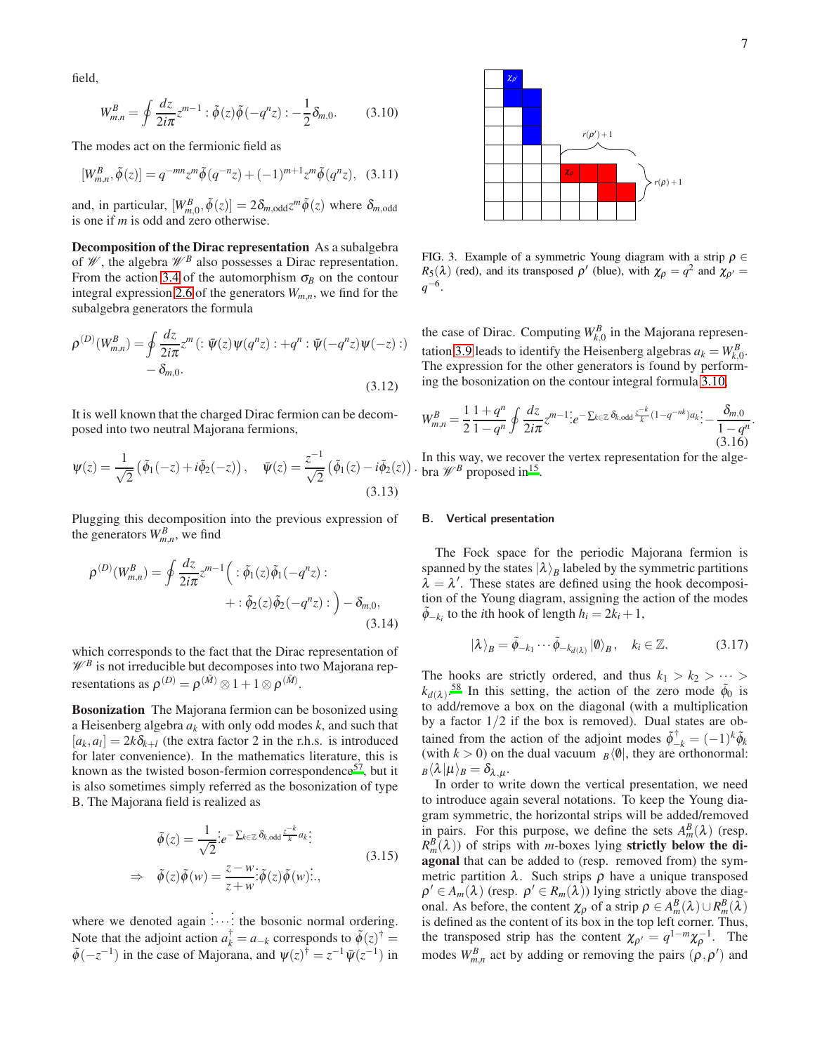field,

$$W^B_{m,n} = \oint \frac{dz}{2i\pi} z^{m-1} : \tilde\phi(z)\tilde\phi(-q^n z) : -\frac{1}{2}\delta_{m,0}. \qquad (3.10)$$

The modes act on the fermionic field as

$$[W^B_{m,n}, \tilde\phi(z)] = q^{-mn} z^m \tilde\phi(q^{-n}z) + (-1)^{m+1} z^m \tilde\phi(q^n z), \quad (3.11)$$

and, in particular, $[W^B_{m,0}, \tilde\phi(z)] = 2\delta_{m,\text{odd}} z^m \tilde\phi(z)$ where $\delta_{m,\text{odd}}$ is one if $m$ is odd and zero otherwise.

**Decomposition of the Dirac representation** As a subalgebra of $\mathscr{W}$, the algebra $\mathscr{W}^B$ also possesses a Dirac representation. From the action 3.4 of the automorphism $\sigma_B$ on the contour integral expression 2.6 of the generators $W_{m,n}$, we find for the subalgebra generators the formula

$$\rho^{(D)}(W^B_{m,n}) = \oint \frac{dz}{2i\pi} z^m \left( : \bar\psi(z)\psi(q^n z) : + q^n : \bar\psi(-q^n z)\psi(-z) : \right) - \delta_{m,0}. \qquad (3.12)$$

It is well known that the charged Dirac fermion can be decomposed into two neutral Majorana fermions,

$$\psi(z) = \frac{1}{\sqrt{2}}\left(\tilde\phi_1(-z) + i\tilde\phi_2(-z)\right), \quad \bar\psi(z) = \frac{z^{-1}}{\sqrt{2}}\left(\tilde\phi_1(z) - i\tilde\phi_2(z)\right). \qquad (3.13)$$

Plugging this decomposition into the previous expression of the generators $W^B_{m,n}$, we find

$$\rho^{(D)}(W^B_{m,n}) = \oint \frac{dz}{2i\pi} z^{m-1} \Big( : \tilde\phi_1(z)\tilde\phi_1(-q^n z) : + : \tilde\phi_2(z)\tilde\phi_2(-q^n z) : \Big) - \delta_{m,0}, \qquad (3.14)$$

which corresponds to the fact that the Dirac representation of $\mathscr{W}^B$ is not irreducible but decomposes into two Majorana representations as $\rho^{(D)} = \rho^{(\tilde M)} \otimes 1 + 1 \otimes \rho^{(\tilde M)}$.

**Bosonization** The Majorana fermion can be bosonized using a Heisenberg algebra $a_k$ with only odd modes $k$, and such that $[a_k, a_l] = 2k\delta_{k+l}$ (the extra factor 2 in the r.h.s. is introduced for later convenience). In the mathematics literature, this is known as the twisted boson-fermion correspondence[57], but it is also sometimes simply referred as the bosonization of type B. The Majorana field is realized as

$$\begin{aligned} \tilde\phi(z) &= \frac{1}{\sqrt{2}} \vdots e^{-\sum_{k\in\mathbb{Z}} \delta_{k,\text{odd}} \frac{z^{-k}}{k} a_k} \vdots \\ \Rightarrow \quad \tilde\phi(z)\tilde\phi(w) &= \frac{z-w}{z+w} \vdots \tilde\phi(z)\tilde\phi(w) \vdots, \end{aligned} \qquad (3.15)$$

where we denoted again $\vdots \cdots \vdots$ the bosonic normal ordering. Note that the adjoint action $a_k^\dagger = a_{-k}$ corresponds to $\tilde\phi(z)^\dagger = \tilde\phi(-z^{-1})$ in the case of Majorana, and $\psi(z)^\dagger = z^{-1}\bar\psi(z^{-1})$ in the case of Dirac. Computing $W^B_{k,0}$ in the Majorana representation 3.9 leads to identify the Heisenberg algebras $a_k = W^B_{k,0}$. The expression for the other generators is found by performing the bosonization on the contour integral formula 3.10,

$$W^B_{m,n} = \frac{1}{2}\frac{1+q^n}{1-q^n} \oint \frac{dz}{2i\pi} z^{m-1} \vdots e^{-\sum_{k\in\mathbb{Z}} \delta_{k,\text{odd}} \frac{z^{-k}}{k}(1-q^{-nk}) a_k} \vdots - \frac{\delta_{m,0}}{1-q^n}. \qquad (3.16)$$

In this way, we recover the vertex representation for the algebra $\mathscr{W}^B$ proposed in[15].

FIG. 3. Example of a symmetric Young diagram with a strip $\rho \in R_5(\lambda)$ (red), and its transposed $\rho'$ (blue), with $\chi_\rho = q^2$ and $\chi_{\rho'} = q^{-6}$.

## B. Vertical presentation

The Fock space for the periodic Majorana fermion is spanned by the states $|\lambda\rangle_B$ labeled by the symmetric partitions $\lambda = \lambda'$. These states are defined using the hook decomposition of the Young diagram, assigning the action of the modes $\tilde\phi_{-k_i}$ to the $i$th hook of length $h_i = 2k_i + 1$,

$$|\lambda\rangle_B = \tilde\phi_{-k_1} \cdots \tilde\phi_{-k_{d(\lambda)}} |\emptyset\rangle_B, \quad k_i \in \mathbb{Z}. \qquad (3.17)$$

The hooks are strictly ordered, and thus $k_1 > k_2 > \cdots > k_{d(\lambda)}$.[58] In this setting, the action of the zero mode $\tilde\phi_0$ is to add/remove a box on the diagonal (with a multiplication by a factor $1/2$ if the box is removed). Dual states are obtained from the action of the adjoint modes $\tilde\phi^\dagger_{-k} = (-1)^k \tilde\phi_k$ (with $k > 0$) on the dual vacuum ${}_B\langle\emptyset|$, they are orthonormal: ${}_B\langle\lambda|\mu\rangle_B = \delta_{\lambda,\mu}$.

In order to write down the vertical presentation, we need to introduce again several notations. To keep the Young diagram symmetric, the horizontal strips will be added/removed in pairs. For this purpose, we define the sets $A^B_m(\lambda)$ (resp. $R^B_m(\lambda)$) of strips with $m$-boxes lying **strictly below the diagonal** that can be added to (resp. removed from) the symmetric partition $\lambda$. Such strips $\rho$ have a unique transposed $\rho' \in A_m(\lambda)$ (resp. $\rho' \in R_m(\lambda)$) lying strictly above the diagonal. As before, the content $\chi_\rho$ of a strip $\rho \in A^B_m(\lambda) \cup R^B_m(\lambda)$ is defined as the content of its box in the top left corner. Thus, the transposed strip has the content $\chi_{\rho'} = q^{1-m}\chi_\rho^{-1}$. The modes $W^B_{m,n}$ act by adding or removing the pairs $(\rho, \rho')$ and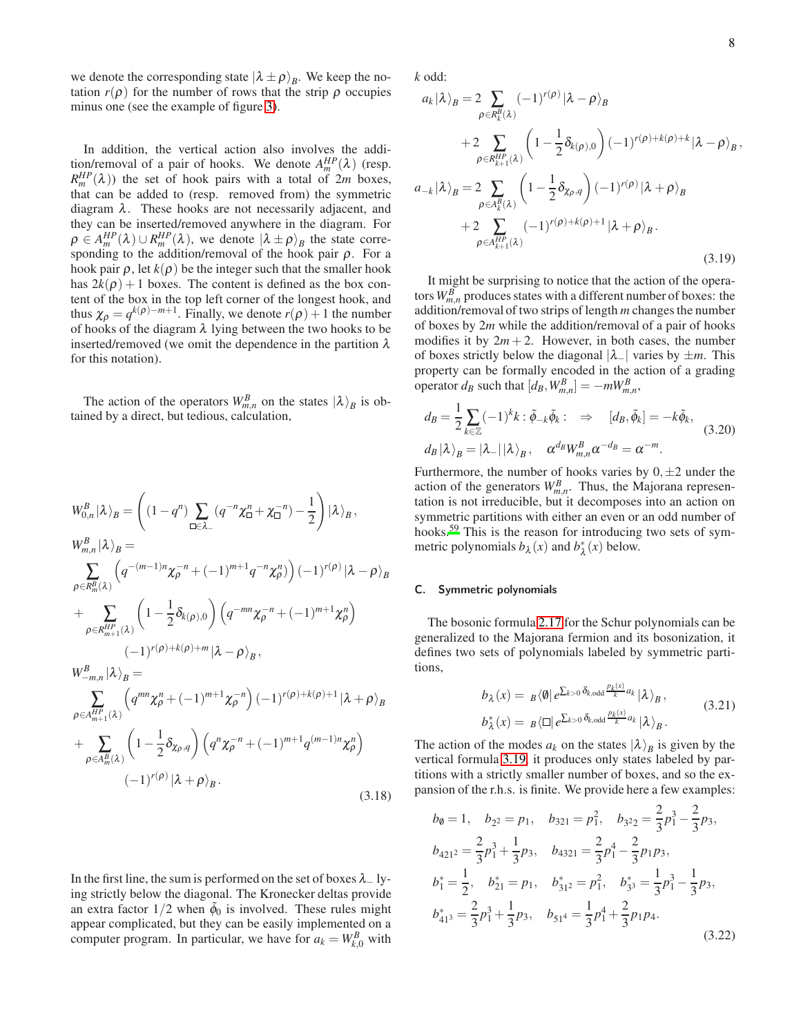we denote the corresponding state $|\lambda\pm\rho\rangle_B$. We keep the notation $r(\rho)$ for the number of rows that the strip $\rho$ occupies minus one (see the example of figure 3).

In addition, the vertical action also involves the addition/removal of a pair of hooks. We denote $A_m^{HP}(\lambda)$ (resp. $R_m^{HP}(\lambda)$) the set of hook pairs with a total of $2m$ boxes, that can be added to (resp. removed from) the symmetric diagram $\lambda$. These hooks are not necessarily adjacent, and they can be inserted/removed anywhere in the diagram. For $\rho\in A_m^{HP}(\lambda)\cup R_m^{HP}(\lambda)$, we denote $|\lambda\pm\rho\rangle_B$ the state corresponding to the addition/removal of the hook pair $\rho$. For a hook pair $\rho$, let $k(\rho)$ be the integer such that the smaller hook has $2k(\rho)+1$ boxes. The content is defined as the box content of the box in the top left corner of the longest hook, and thus $\chi_\rho = q^{k(\rho)-m+1}$. Finally, we denote $r(\rho)+1$ the number of hooks of the diagram $\lambda$ lying between the two hooks to be inserted/removed (we omit the dependence in the partition $\lambda$ for this notation).

The action of the operators $W_{m,n}^B$ on the states $|\lambda\rangle_B$ is obtained by a direct, but tedious, calculation,

$$
\begin{aligned}
W_{0,n}^B|\lambda\rangle_B &= \left((1-q^n)\sum_{\square\in\lambda_-}(q^{-n}\chi_\square^n+\chi_\square^{-n})-\frac{1}{2}\right)|\lambda\rangle_B,\\
W_{m,n}^B|\lambda\rangle_B &= \\
&\sum_{\rho\in R_m^B(\lambda)}\left(q^{-(m-1)n}\chi_\rho^{-n}+(-1)^{m+1}q^{-n}\chi_\rho^n\right)(-1)^{r(\rho)}|\lambda-\rho\rangle_B\\
&+\sum_{\rho\in R_{m+1}^{HP}(\lambda)}\left(1-\frac{1}{2}\delta_{k(\rho),0}\right)\left(q^{-mn}\chi_\rho^{-n}+(-1)^{m+1}\chi_\rho^n\right)\\
&\qquad(-1)^{r(\rho)+k(\rho)+m}|\lambda-\rho\rangle_B,\\
W_{-m,n}^B|\lambda\rangle_B &= \\
&\sum_{\rho\in A_{m+1}^{HP}(\lambda)}\left(q^{mn}\chi_\rho^n+(-1)^{m+1}\chi_\rho^{-n}\right)(-1)^{r(\rho)+k(\rho)+1}|\lambda+\rho\rangle_B\\
&+\sum_{\rho\in A_m^B(\lambda)}\left(1-\frac{1}{2}\delta_{\chi_\rho,q}\right)\left(q^n\chi_\rho^{-n}+(-1)^{m+1}q^{(m-1)n}\chi_\rho^n\right)\\
&\qquad(-1)^{r(\rho)}|\lambda+\rho\rangle_B.
\end{aligned}
\tag{3.18}
$$

In the first line, the sum is performed on the set of boxes $\lambda_-$ lying strictly below the diagonal. The Kronecker deltas provide an extra factor $1/2$ when $\tilde\phi_0$ is involved. These rules might appear complicated, but they can be easily implemented on a computer program. In particular, we have for $a_k=W_{k,0}^B$ with $k$ odd:

$$
\begin{aligned}
a_k|\lambda\rangle_B &= 2\sum_{\rho\in R_k^B(\lambda)}(-1)^{r(\rho)}|\lambda-\rho\rangle_B\\
&\quad+2\sum_{\rho\in R_{k+1}^{HP}(\lambda)}\left(1-\frac{1}{2}\delta_{k(\rho),0}\right)(-1)^{r(\rho)+k(\rho)+k}|\lambda-\rho\rangle_B,\\
a_{-k}|\lambda\rangle_B &= 2\sum_{\rho\in A_k^B(\lambda)}\left(1-\frac{1}{2}\delta_{\chi_\rho,q}\right)(-1)^{r(\rho)}|\lambda+\rho\rangle_B\\
&\quad+2\sum_{\rho\in A_{k+1}^{HP}(\lambda)}(-1)^{r(\rho)+k(\rho)+1}|\lambda+\rho\rangle_B.
\end{aligned}
\tag{3.19}
$$

It might be surprising to notice that the action of the operators $W_{m,n}^B$ produces states with a different number of boxes: the addition/removal of two strips of length $m$ changes the number of boxes by $2m$ while the addition/removal of a pair of hooks modifies it by $2m+2$. However, in both cases, the number of boxes strictly below the diagonal $|\lambda_-|$ varies by $\pm m$. This property can be formally encoded in the action of a grading operator $d_B$ such that $[d_B,W_{m,n}^B]=-mW_{m,n}^B$,

$$
\begin{aligned}
&d_B=\frac{1}{2}\sum_{k\in\mathbb{Z}}(-1)^k k:\tilde\phi_{-k}\tilde\phi_k:\quad\Rightarrow\quad [d_B,\tilde\phi_k]=-k\tilde\phi_k,\\
&d_B|\lambda\rangle_B=|\lambda_-||\lambda\rangle_B,\quad \alpha^{d_B}W_{m,n}^B\alpha^{-d_B}=\alpha^{-m}.
\end{aligned}
\tag{3.20}
$$

Furthermore, the number of hooks varies by $0,\pm2$ under the action of the generators $W_{m,n}^B$. Thus, the Majorana representation is not irreducible, but it decomposes into an action on symmetric partitions with either an even or an odd number of hooks.[59] This is the reason for introducing two sets of symmetric polynomials $b_\lambda(x)$ and $b_\lambda^*(x)$ below.

### C. Symmetric polynomials

The bosonic formula 2.17 for the Schur polynomials can be generalized to the Majorana fermion and its bosonization, it defines two sets of polynomials labeled by symmetric partitions,

$$
\begin{aligned}
b_\lambda(x) &= {}_B\langle\emptyset|\,e^{\sum_{k>0}\delta_{k,\text{odd}}\frac{p_k(x)}{k}a_k}|\lambda\rangle_B,\\
b_\lambda^*(x) &= {}_B\langle\square|\,e^{\sum_{k>0}\delta_{k,\text{odd}}\frac{p_k(x)}{k}a_k}|\lambda\rangle_B.
\end{aligned}
\tag{3.21}
$$

The action of the modes $a_k$ on the states $|\lambda\rangle_B$ is given by the vertical formula 3.19, it produces only states labeled by partitions with a strictly smaller number of boxes, and so the expansion of the r.h.s. is finite. We provide here a few examples:

$$
\begin{aligned}
&b_\emptyset=1,\quad b_{2^2}=p_1,\quad b_{321}=p_1^2,\quad b_{3^22}=\frac{2}{3}p_1^3-\frac{2}{3}p_3,\\
&b_{421^2}=\frac{2}{3}p_1^3+\frac{1}{3}p_3,\quad b_{4321}=\frac{2}{3}p_1^4-\frac{2}{3}p_1p_3,\\
&b_1^*=\frac{1}{2},\quad b_{21}^*=p_1,\quad b_{31^2}^*=p_1^2,\quad b_{3^3}^*=\frac{1}{3}p_1^3-\frac{1}{3}p_3,\\
&b_{41^3}^*=\frac{2}{3}p_1^3+\frac{1}{3}p_3,\quad b_{51^4}=\frac{1}{3}p_1^4+\frac{2}{3}p_1p_4.
\end{aligned}
\tag{3.22}
$$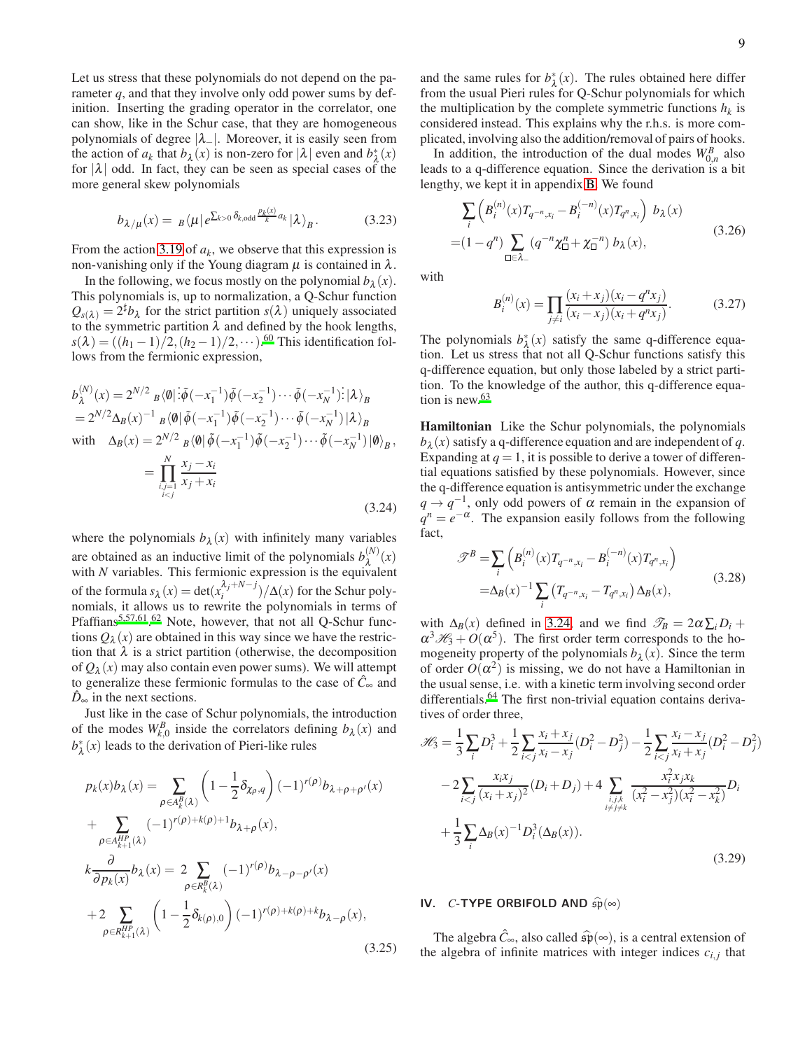Let us stress that these polynomials do not depend on the parameter $q$, and that they involve only odd power sums by definition. Inserting the grading operator in the correlator, one can show, like in the Schur case, that they are homogeneous polynomials of degree $|\lambda_-|$. Moreover, it is easily seen from the action of $a_k$ that $b_\lambda(x)$ is non-zero for $|\lambda|$ even and $b^*_\lambda(x)$ for $|\lambda|$ odd. In fact, they can be seen as special cases of the more general skew polynomials

$$b_{\lambda/\mu}(x) = {}_B\langle\mu|\, e^{\sum_{k>0}\delta_{k,\text{odd}}\frac{p_k(x)}{k}a_k}\,|\lambda\rangle_B. \tag{3.23}$$

From the action 3.19 of $a_k$, we observe that this expression is non-vanishing only if the Young diagram $\mu$ is contained in $\lambda$.

In the following, we focus mostly on the polynomial $b_\lambda(x)$. This polynomials is, up to normalization, a Q-Schur function $Q_{s(\lambda)} = 2^\sharp b_\lambda$ for the strict partition $s(\lambda)$ uniquely associated to the symmetric partition $\lambda$ and defined by the hook lengths, $s(\lambda) = ((h_1-1)/2, (h_2-1)/2, \cdots)$.[60] This identification follows from the fermionic expression,

$$\begin{aligned}
b^{(N)}_\lambda(x) &= 2^{N/2}\,{}_B\langle\emptyset|\,\vdots\tilde\phi(-x_1^{-1})\tilde\phi(-x_2^{-1})\cdots\tilde\phi(-x_N^{-1})\vdots\,|\lambda\rangle_B \\
&= 2^{N/2}\Delta_B(x)^{-1}\,{}_B\langle\emptyset|\,\tilde\phi(-x_1^{-1})\tilde\phi(-x_2^{-1})\cdots\tilde\phi(-x_N^{-1})\,|\lambda\rangle_B \\
\text{with}\quad \Delta_B(x) &= 2^{N/2}\,{}_B\langle\emptyset|\,\tilde\phi(-x_1^{-1})\tilde\phi(-x_2^{-1})\cdots\tilde\phi(-x_N^{-1})\,|\emptyset\rangle_B, \\
&= \prod_{\substack{i,j=1\\ i<j}}^{N}\frac{x_j-x_i}{x_j+x_i}
\end{aligned} \tag{3.24}$$

where the polynomials $b_\lambda(x)$ with infinitely many variables are obtained as an inductive limit of the polynomials $b^{(N)}_\lambda(x)$ with $N$ variables. This fermionic expression is the equivalent of the formula $s_\lambda(x) = \det(x_i^{\lambda_j+N-j})/\Delta(x)$ for the Schur polynomials, it allows us to rewrite the polynomials in terms of Pfaffians.[5,57,61,62] Note, however, that not all Q-Schur functions $Q_\lambda(x)$ are obtained in this way since we have the restriction that $\lambda$ is a strict partition (otherwise, the decomposition of $Q_\lambda(x)$ may also contain even power sums). We will attempt to generalize these fermionic formulas to the case of $\hat C_\infty$ and $\hat D_\infty$ in the next sections.

Just like in the case of Schur polynomials, the introduction of the modes $W^B_{k,0}$ inside the correlators defining $b_\lambda(x)$ and $b^*_\lambda(x)$ leads to the derivation of Pieri-like rules

$$\begin{aligned}
p_k(x)b_\lambda(x) &= \sum_{\rho\in A^B_k(\lambda)}\left(1-\frac12\delta_{\chi_\rho,q}\right)(-1)^{r(\rho)}b_{\lambda+\rho+\rho'}(x) \\
&+\sum_{\rho\in A^{HP}_{k+1}(\lambda)}(-1)^{r(\rho)+k(\rho)+1}b_{\lambda+\rho}(x), \\
k\frac{\partial}{\partial p_k(x)}b_\lambda(x) &= 2\sum_{\rho\in R^B_k(\lambda)}(-1)^{r(\rho)}b_{\lambda-\rho-\rho'}(x) \\
&+2\sum_{\rho\in R^{HP}_{k+1}(\lambda)}\left(1-\frac12\delta_{k(\rho),0}\right)(-1)^{r(\rho)+k(\rho)+k}b_{\lambda-\rho}(x),
\end{aligned} \tag{3.25}$$

and the same rules for $b^*_\lambda(x)$. The rules obtained here differ from the usual Pieri rules for Q-Schur polynomials for which the multiplication by the complete symmetric functions $h_k$ is considered instead. This explains why the r.h.s. is more complicated, involving also the addition/removal of pairs of hooks.

In addition, the introduction of the dual modes $W^B_{0,n}$ also leads to a q-difference equation. Since the derivation is a bit lengthy, we kept it in appendix B. We found

$$\begin{aligned}
&\sum_i\left(B^{(n)}_i(x)T_{q^{-n},x_i} - B^{(-n)}_i(x)T_{q^n,x_i}\right)\,b_\lambda(x) \\
=&(1-q^n)\sum_{\square\in\lambda_-}(q^{-n}\chi^n_\square+\chi^{-n}_\square)\,b_\lambda(x),
\end{aligned} \tag{3.26}$$

with

$$B^{(n)}_i(x) = \prod_{j\neq i}\frac{(x_i+x_j)(x_i-q^nx_j)}{(x_i-x_j)(x_i+q^nx_j)}. \tag{3.27}$$

The polynomials $b^*_\lambda(x)$ satisfy the same q-difference equation. Let us stress that not all Q-Schur functions satisfy this q-difference equation, but only those labeled by a strict partition. To the knowledge of the author, this q-difference equation is new.[63]

**Hamiltonian** Like the Schur polynomials, the polynomials $b_\lambda(x)$ satisfy a q-difference equation and are independent of $q$. Expanding at $q=1$, it is possible to derive a tower of differential equations satisfied by these polynomials. However, since the q-difference equation is antisymmetric under the exchange $q\to q^{-1}$, only odd powers of $\alpha$ remain in the expansion of $q^n = e^{-\alpha}$. The expansion easily follows from the following fact,

$$\begin{aligned}
\mathscr{T}^B =& \sum_i\left(B^{(n)}_i(x)T_{q^{-n},x_i} - B^{(-n)}_i(x)T_{q^n,x_i}\right) \\
=&\Delta_B(x)^{-1}\sum_i\left(T_{q^{-n},x_i}-T_{q^n,x_i}\right)\Delta_B(x),
\end{aligned} \tag{3.28}$$

with $\Delta_B(x)$ defined in 3.24, and we find $\mathscr{T}_B = 2\alpha\sum_i D_i + \alpha^3\mathscr{H}_3 + O(\alpha^5)$. The first order term corresponds to the homogeneity property of the polynomials $b_\lambda(x)$. Since the term of order $O(\alpha^2)$ is missing, we do not have a Hamiltonian in the usual sense, i.e. with a kinetic term involving second order differentials.[64] The first non-trivial equation contains derivatives of order three,

$$\begin{aligned}
\mathscr{H}_3 =& \frac13\sum_i D_i^3 + \frac12\sum_{i<j}\frac{x_i+x_j}{x_i-x_j}(D_i^2-D_j^2) - \frac12\sum_{i<j}\frac{x_i-x_j}{x_i+x_j}(D_i^2-D_j^2) \\
&-2\sum_{i<j}\frac{x_ix_j}{(x_i+x_j)^2}(D_i+D_j) + 4\sum_{\substack{i,j,k\\ i\neq j\neq k}}\frac{x_i^2x_jx_k}{(x_i^2-x_j^2)(x_i^2-x_k^2)}D_i \\
&+\frac13\sum_i\Delta_B(x)^{-1}D_i^3(\Delta_B(x)).
\end{aligned} \tag{3.29}$$

## IV. $C$-TYPE ORBIFOLD AND $\widehat{\mathfrak{sp}}(\infty)$

The algebra $\hat C_\infty$, also called $\widehat{\mathfrak{sp}}(\infty)$, is a central extension of the algebra of infinite matrices with integer indices $c_{i,j}$ that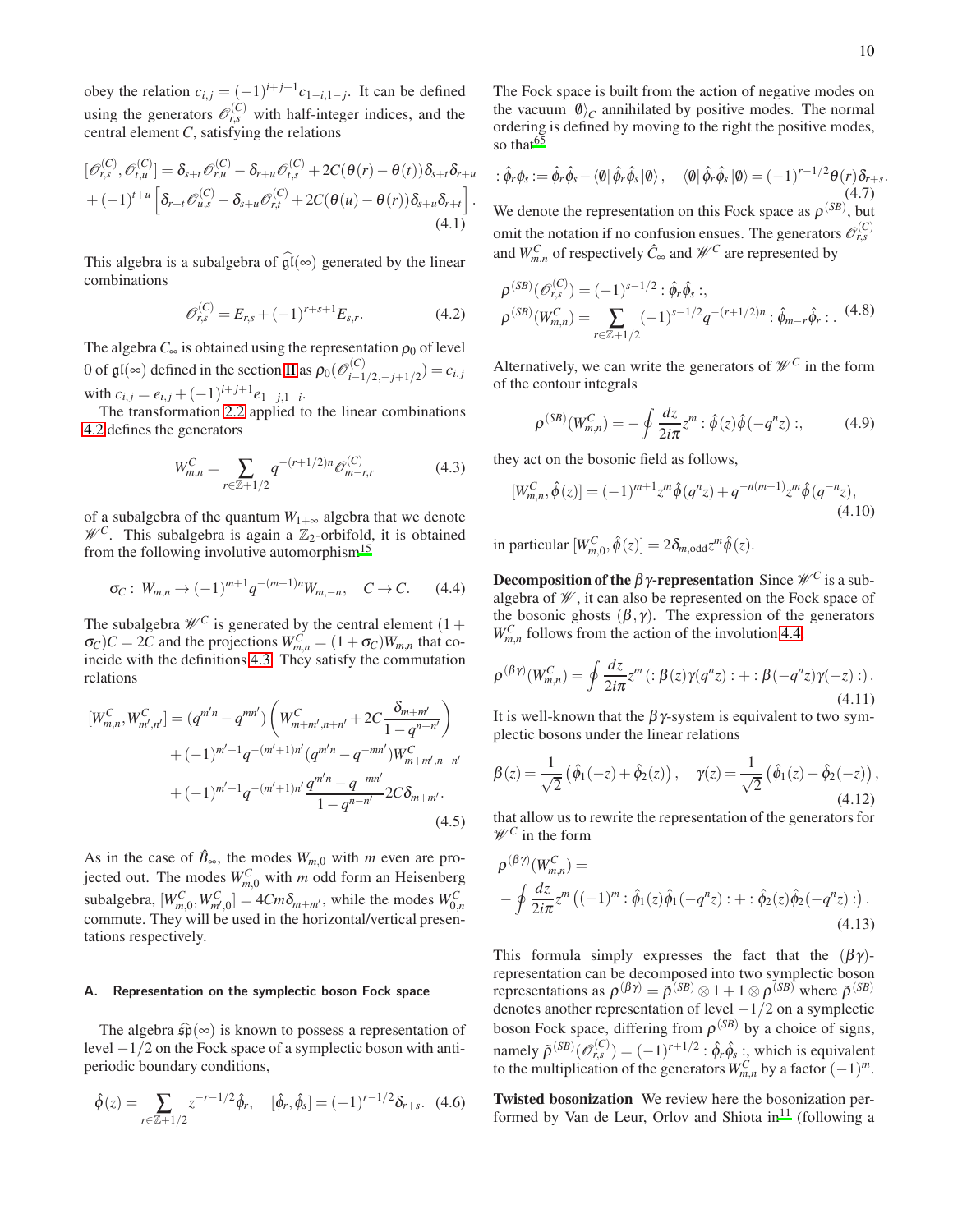obey the relation $c_{i,j} = (-1)^{i+j+1} c_{1-i,1-j}$. It can be defined using the generators $\mathscr{O}^{(C)}_{r,s}$ with half-integer indices, and the central element $C$, satisfying the relations

$$
\begin{aligned}
[\mathscr{O}^{(C)}_{r,s}, \mathscr{O}^{(C)}_{t,u}] &= \delta_{s+t}\mathscr{O}^{(C)}_{r,u} - \delta_{r+u}\mathscr{O}^{(C)}_{t,s} + 2C(\theta(r)-\theta(t))\delta_{s+t}\delta_{r+u} \\
&+ (-1)^{t+u}\left[\delta_{r+t}\mathscr{O}^{(C)}_{u,s} - \delta_{s+u}\mathscr{O}^{(C)}_{r,t} + 2C(\theta(u)-\theta(r))\delta_{s+u}\delta_{r+t}\right].
\end{aligned} \tag{4.1}
$$

This algebra is a subalgebra of $\widehat{\mathfrak{gl}}(\infty)$ generated by the linear combinations

$$
\mathscr{O}^{(C)}_{r,s} = E_{r,s} + (-1)^{r+s+1} E_{s,r}. \tag{4.2}
$$

The algebra $C_\infty$ is obtained using the representation $\rho_0$ of level 0 of $\mathfrak{gl}(\infty)$ defined in the section II as $\rho_0(\mathscr{O}^{(C)}_{i-1/2,-j+1/2}) = c_{i,j}$ with $c_{i,j} = e_{i,j} + (-1)^{i+j+1} e_{1-j,1-i}$.

The transformation 2.2 applied to the linear combinations 4.2 defines the generators

$$
W^C_{m,n} = \sum_{r\in\mathbb{Z}+1/2} q^{-(r+1/2)n}\mathscr{O}^{(C)}_{m-r,r} \tag{4.3}
$$

of a subalgebra of the quantum $W_{1+\infty}$ algebra that we denote $\mathscr{W}^C$. This subalgebra is again a $\mathbb{Z}_2$-orbifold, it is obtained from the following involutive automorphism[15]

$$
\sigma_C:\ W_{m,n} \to (-1)^{m+1} q^{-(m+1)n} W_{m,-n}, \quad C \to C. \tag{4.4}
$$

The subalgebra $\mathscr{W}^C$ is generated by the central element $(1+\sigma_C)C = 2C$ and the projections $W^C_{m,n} = (1+\sigma_C)W_{m,n}$ that coincide with the definitions 4.3. They satisfy the commutation relations

$$
\begin{aligned}
[W^C_{m,n}, W^C_{m',n'}] &= (q^{m'n} - q^{mn'})\left(W^C_{m+m',n+n'} + 2C\frac{\delta_{m+m'}}{1-q^{n+n'}}\right) \\
&+ (-1)^{m'+1} q^{-(m'+1)n'}(q^{m'n} - q^{-mn'}) W^C_{m+m',n-n'} \\
&+ (-1)^{m'+1} q^{-(m'+1)n'}\frac{q^{m'n} - q^{-mn'}}{1-q^{n-n'}} 2C\delta_{m+m'}.
\end{aligned} \tag{4.5}
$$

As in the case of $\hat{B}_\infty$, the modes $W_{m,0}$ with $m$ even are projected out. The modes $W^C_{m,0}$ with $m$ odd form an Heisenberg subalgebra, $[W^C_{m,0}, W^C_{m',0}] = 4Cm\delta_{m+m'}$, while the modes $W^C_{0,n}$ commute. They will be used in the horizontal/vertical presentations respectively.

### A. Representation on the symplectic boson Fock space

The algebra $\widehat{\mathfrak{sp}}(\infty)$ is known to possess a representation of level $-1/2$ on the Fock space of a symplectic boson with anti-periodic boundary conditions,

$$
\hat{\phi}(z) = \sum_{r\in\mathbb{Z}+1/2} z^{-r-1/2}\hat{\phi}_r, \quad [\hat{\phi}_r, \hat{\phi}_s] = (-1)^{r-1/2}\delta_{r+s}. \tag{4.6}
$$

The Fock space is built from the action of negative modes on the vacuum $|\emptyset\rangle_C$ annihilated by positive modes. The normal ordering is defined by moving to the right the positive modes, so that[65]

$$
:\hat{\phi}_r\hat{\phi}_s := \hat{\phi}_r\hat{\phi}_s - \langle\emptyset|\,\hat{\phi}_r\hat{\phi}_s\,|\emptyset\rangle, \quad \langle\emptyset|\,\hat{\phi}_r\hat{\phi}_s\,|\emptyset\rangle = (-1)^{r-1/2}\theta(r)\delta_{r+s}. \tag{4.7}
$$

We denote the representation on this Fock space as $\rho^{(SB)}$, but omit the notation if no confusion ensues. The generators $\mathscr{O}^{(C)}_{r,s}$ and $W^C_{m,n}$ of respectively $\hat{C}_\infty$ and $\mathscr{W}^C$ are represented by

$$
\begin{aligned}
&\rho^{(SB)}(\mathscr{O}^{(C)}_{r,s}) = (-1)^{s-1/2} :\hat{\phi}_r\hat{\phi}_s:, \\
&\rho^{(SB)}(W^C_{m,n}) = \sum_{r\in\mathbb{Z}+1/2} (-1)^{s-1/2} q^{-(r+1/2)n} :\hat{\phi}_{m-r}\hat{\phi}_r: .
\end{aligned} \tag{4.8}
$$

Alternatively, we can write the generators of $\mathscr{W}^C$ in the form of the contour integrals

$$
\rho^{(SB)}(W^C_{m,n}) = -\oint \frac{dz}{2i\pi} z^m :\hat{\phi}(z)\hat{\phi}(-q^n z):, \tag{4.9}
$$

they act on the bosonic field as follows,

$$
[W^C_{m,n}, \hat{\phi}(z)] = (-1)^{m+1} z^m \hat{\phi}(q^n z) + q^{-n(m+1)} z^m \hat{\phi}(q^{-n}z), \tag{4.10}
$$

in particular $[W^C_{m,0}, \hat{\phi}(z)] = 2\delta_{m,\text{odd}} z^m \hat{\phi}(z)$.

**Decomposition of the $\beta\gamma$-representation** Since $\mathscr{W}^C$ is a subalgebra of $\mathscr{W}$, it can also be represented on the Fock space of the bosonic ghosts $(\beta,\gamma)$. The expression of the generators $W^C_{m,n}$ follows from the action of the involution 4.4,

$$
\rho^{(\beta\gamma)}(W^C_{m,n}) = \oint \frac{dz}{2i\pi} z^m \left(:\beta(z)\gamma(q^n z): + :\beta(-q^n z)\gamma(-z):\right). \tag{4.11}
$$

It is well-known that the $\beta\gamma$-system is equivalent to two symplectic bosons under the linear relations

$$
\beta(z) = \frac{1}{\sqrt{2}}\left(\hat{\phi}_1(-z) + \hat{\phi}_2(z)\right), \quad \gamma(z) = \frac{1}{\sqrt{2}}\left(\hat{\phi}_1(z) - \hat{\phi}_2(-z)\right), \tag{4.12}
$$

that allow us to rewrite the representation of the generators for $\mathscr{W}^C$ in the form

$$
\begin{aligned}
&\rho^{(\beta\gamma)}(W^C_{m,n}) = \\
&-\oint \frac{dz}{2i\pi} z^m \left((-1)^m :\hat{\phi}_1(z)\hat{\phi}_1(-q^n z): + :\hat{\phi}_2(z)\hat{\phi}_2(-q^n z):\right).
\end{aligned} \tag{4.13}
$$

This formula simply expresses the fact that the $(\beta\gamma)$-representation can be decomposed into two symplectic boson representations as $\rho^{(\beta\gamma)} = \tilde{\rho}^{(SB)} \otimes 1 + 1 \otimes \rho^{(SB)}$ where $\tilde{\rho}^{(SB)}$ denotes another representation of level $-1/2$ on a symplectic boson Fock space, differing from $\rho^{(SB)}$ by a choice of signs, namely $\tilde{\rho}^{(SB)}(\mathscr{O}^{(C)}_{r,s}) = (-1)^{r+1/2} :\hat{\phi}_r\hat{\phi}_s:$, which is equivalent to the multiplication of the generators $W^C_{m,n}$ by a factor $(-1)^m$.

**Twisted bosonization** We review here the bosonization performed by Van de Leur, Orlov and Shiota in[11] (following a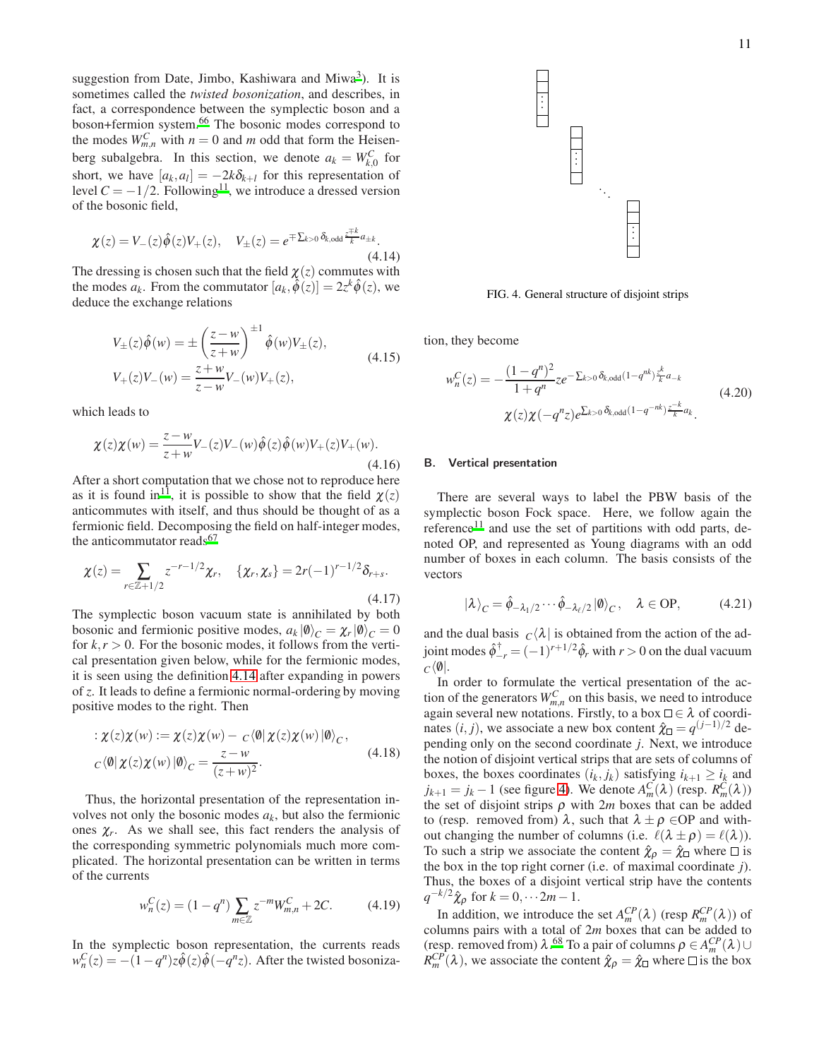suggestion from Date, Jimbo, Kashiwara and Miwa[3]). It is sometimes called the *twisted bosonization*, and describes, in fact, a correspondence between the symplectic boson and a boson+fermion system.[66] The bosonic modes correspond to the modes $W^C_{m,n}$ with $n=0$ and $m$ odd that form the Heisenberg subalgebra. In this section, we denote $a_k = W^C_{k,0}$ for short, we have $[a_k, a_l] = -2k\delta_{k+l}$ for this representation of level $C=-1/2$. Following[11], we introduce a dressed version of the bosonic field,

$$\chi(z) = V_-(z)\hat\phi(z)V_+(z), \quad V_\pm(z) = e^{\mp\sum_{k>0}\delta_{k,\text{odd}}\frac{z^{\mp k}}{k}a_{\pm k}}. \tag{4.14}$$

The dressing is chosen such that the field $\chi(z)$ commutes with the modes $a_k$. From the commutator $[a_k, \hat\phi(z)] = 2z^k\hat\phi(z)$, we deduce the exchange relations

$$\begin{aligned} V_\pm(z)\hat\phi(w) &= \pm\left(\frac{z-w}{z+w}\right)^{\pm1}\hat\phi(w)V_\pm(z),\\ V_+(z)V_-(w) &= \frac{z+w}{z-w}V_-(w)V_+(z), \end{aligned} \tag{4.15}$$

which leads to

$$\chi(z)\chi(w) = \frac{z-w}{z+w}V_-(z)V_-(w)\hat\phi(z)\hat\phi(w)V_+(z)V_+(w). \tag{4.16}$$

After a short computation that we chose not to reproduce here as it is found in[11], it is possible to show that the field $\chi(z)$ anticommutes with itself, and thus should be thought of as a fermionic field. Decomposing the field on half-integer modes, the anticommutator reads[67]

$$\chi(z) = \sum_{r\in\mathbb{Z}+1/2} z^{-r-1/2}\chi_r, \quad \{\chi_r, \chi_s\} = 2r(-1)^{r-1/2}\delta_{r+s}. \tag{4.17}$$

The symplectic boson vacuum state is annihilated by both bosonic and fermionic positive modes, $a_k|\emptyset\rangle_C = \chi_r|\emptyset\rangle_C = 0$ for $k,r>0$. For the bosonic modes, it follows from the vertical presentation given below, while for the fermionic modes, it is seen using the definition 4.14 after expanding in powers of $z$. It leads to define a fermionic normal-ordering by moving positive modes to the right. Then

$$\begin{aligned} :\chi(z)\chi(w) &:= \chi(z)\chi(w) - {}_C\langle\emptyset|\chi(z)\chi(w)|\emptyset\rangle_C,\\ {}_C\langle\emptyset|\chi(z)\chi(w)|\emptyset\rangle_C &= \frac{z-w}{(z+w)^2}. \end{aligned} \tag{4.18}$$

Thus, the horizontal presentation of the representation involves not only the bosonic modes $a_k$, but also the fermionic ones $\chi_r$. As we shall see, this fact renders the analysis of the corresponding symmetric polynomials much more complicated. The horizontal presentation can be written in terms of the currents

$$w_n^C(z) = (1-q^n)\sum_{m\in\mathbb{Z}} z^{-m}W^C_{m,n} + 2C. \tag{4.19}$$

In the symplectic boson representation, the currents reads $w_n^C(z) = -(1-q^n)z\hat\phi(z)\hat\phi(-q^nz)$. After the twisted bosonization, they become

$$\begin{aligned} w_n^C(z) = -\frac{(1-q^n)^2}{1+q^n} z e^{-\sum_{k>0}\delta_{k,\text{odd}}(1-q^{nk})\frac{z^k}{k}a_{-k}}\\ \chi(z)\chi(-q^nz)e^{\sum_{k>0}\delta_{k,\text{odd}}(1-q^{-nk})\frac{z^{-k}}{k}a_k}. \end{aligned} \tag{4.20}$$

FIG. 4. General structure of disjoint strips

### B. Vertical presentation

There are several ways to label the PBW basis of the symplectic boson Fock space. Here, we follow again the reference[11] and use the set of partitions with odd parts, denoted OP, and represented as Young diagrams with an odd number of boxes in each column. The basis consists of the vectors

$$|\lambda\rangle_C = \hat\phi_{-\lambda_1/2}\cdots\hat\phi_{-\lambda_\ell/2}|\emptyset\rangle_C, \quad \lambda\in\text{OP}, \tag{4.21}$$

and the dual basis ${}_C\langle\lambda|$ is obtained from the action of the adjoint modes $\hat\phi^\dagger_{-r} = (-1)^{r+1/2}\hat\phi_r$ with $r>0$ on the dual vacuum ${}_C\langle\emptyset|$.

In order to formulate the vertical presentation of the action of the generators $W^C_{m,n}$ on this basis, we need to introduce again several new notations. Firstly, to a box $\square\in\lambda$ of coordinates $(i,j)$, we associate a new box content $\hat\chi_\square = q^{(j-1)/2}$ depending only on the second coordinate $j$. Next, we introduce the notion of disjoint vertical strips that are sets of columns of boxes, the boxes coordinates $(i_k, j_k)$ satisfying $i_{k+1}\geq i_k$ and $j_{k+1} = j_k - 1$ (see figure 4). We denote $A^C_m(\lambda)$ (resp. $R^C_m(\lambda)$) the set of disjoint strips $\rho$ with $2m$ boxes that can be added to (resp. removed from) $\lambda$, such that $\lambda\pm\rho\in$OP and without changing the number of columns (i.e. $\ell(\lambda\pm\rho) = \ell(\lambda)$). To such a strip we associate the content $\hat\chi_\rho = \hat\chi_\square$ where $\square$ is the box in the top right corner (i.e. of maximal coordinate $j$). Thus, the boxes of a disjoint vertical strip have the contents $q^{-k/2}\hat\chi_\rho$ for $k=0,\cdots 2m-1$.

In addition, we introduce the set $A^{CP}_m(\lambda)$ (resp $R^{CP}_m(\lambda)$) of columns pairs with a total of $2m$ boxes that can be added to (resp. removed from) $\lambda$.[68] To a pair of columns $\rho\in A^{CP}_m(\lambda)\cup R^{CP}_m(\lambda)$, we associate the content $\hat\chi_\rho = \hat\chi_\square$ where $\square$ is the box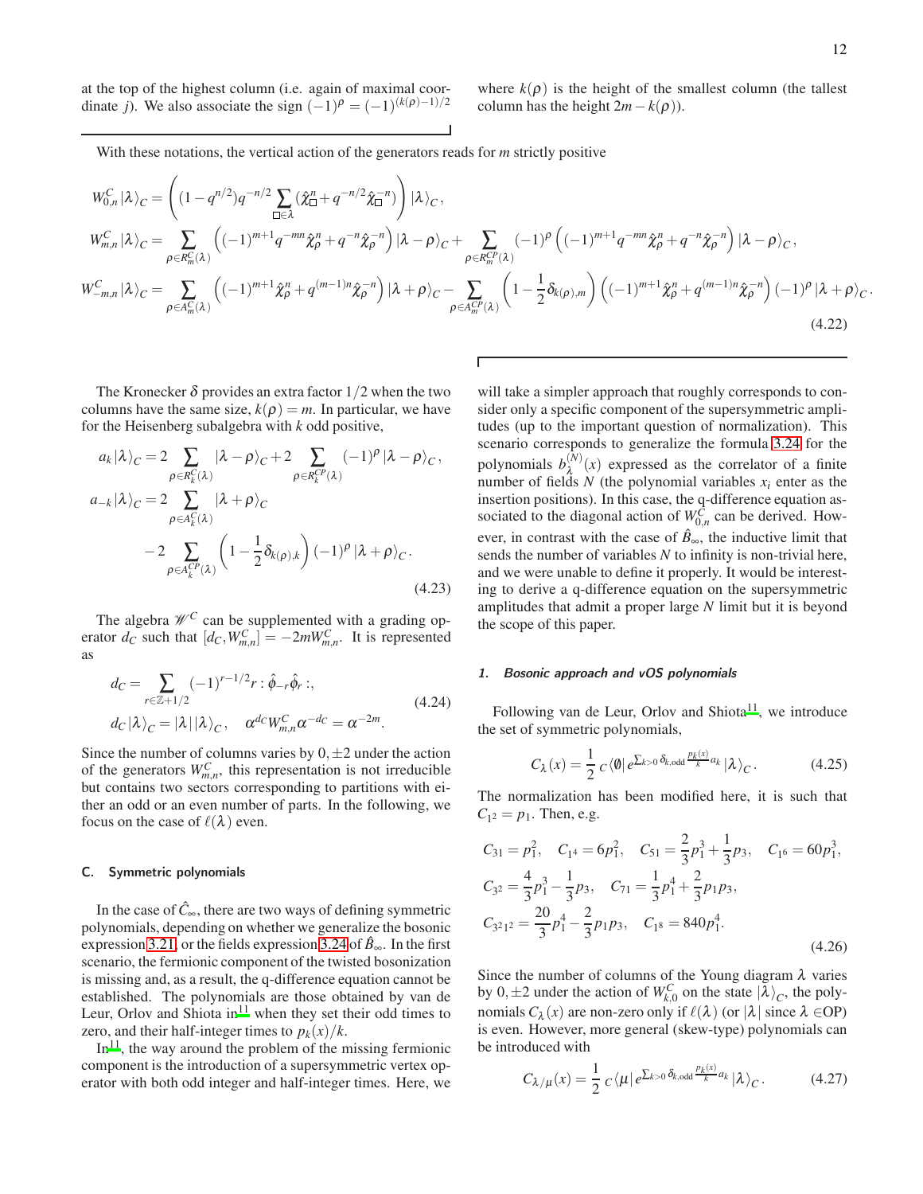at the top of the highest column (i.e. again of maximal coordinate $j$). We also associate the sign $(-1)^\rho = (-1)^{(k(\rho)-1)/2}$ where $k(\rho)$ is the height of the smallest column (the tallest column has the height $2m-k(\rho)$).

With these notations, the vertical action of the generators reads for $m$ strictly positive

$$
\begin{aligned}
W^C_{0,n}\left|\lambda\right\rangle_C &= \left((1-q^{n/2})q^{-n/2}\sum_{\square\in\lambda}(\hat\chi^n_\square + q^{-n/2}\hat\chi^{-n}_\square)\right)\left|\lambda\right\rangle_C,\\
W^C_{m,n}\left|\lambda\right\rangle_C &= \sum_{\rho\in R^C_m(\lambda)}\left((-1)^{m+1}q^{-mn}\hat\chi^n_\rho + q^{-n}\hat\chi^{-n}_\rho\right)\left|\lambda-\rho\right\rangle_C + \sum_{\rho\in R^{CP}_m(\lambda)}(-1)^\rho\left((-1)^{m+1}q^{-mn}\hat\chi^n_\rho + q^{-n}\hat\chi^{-n}_\rho\right)\left|\lambda-\rho\right\rangle_C,\\
W^C_{-m,n}\left|\lambda\right\rangle_C &= \sum_{\rho\in A^C_m(\lambda)}\left((-1)^{m+1}\hat\chi^n_\rho + q^{(m-1)n}\hat\chi^{-n}_\rho\right)\left|\lambda+\rho\right\rangle_C - \sum_{\rho\in A^{CP}_m(\lambda)}\left(1-\frac{1}{2}\delta_{k(\rho),m}\right)\left((-1)^{m+1}\hat\chi^n_\rho + q^{(m-1)n}\hat\chi^{-n}_\rho\right)(-1)^\rho\left|\lambda+\rho\right\rangle_C.
\end{aligned}
\tag{4.22}
$$

The Kronecker $\delta$ provides an extra factor $1/2$ when the two columns have the same size, $k(\rho)=m$. In particular, we have for the Heisenberg subalgebra with $k$ odd positive,

$$
\begin{aligned}
a_k\left|\lambda\right\rangle_C &= 2\sum_{\rho\in R^C_k(\lambda)}\left|\lambda-\rho\right\rangle_C + 2\sum_{\rho\in R^{CP}_k(\lambda)}(-1)^\rho\left|\lambda-\rho\right\rangle_C,\\
a_{-k}\left|\lambda\right\rangle_C &= 2\sum_{\rho\in A^C_k(\lambda)}\left|\lambda+\rho\right\rangle_C\\
&\quad -2\sum_{\rho\in A^{CP}_k(\lambda)}\left(1-\frac{1}{2}\delta_{k(\rho),k}\right)(-1)^\rho\left|\lambda+\rho\right\rangle_C.
\end{aligned}
\tag{4.23}
$$

The algebra $\mathscr{W}^C$ can be supplemented with a grading operator $d_C$ such that $[d_C, W^C_{m,n}] = -2mW^C_{m,n}$. It is represented as

$$
\begin{aligned}
d_C &= \sum_{r\in\mathbb{Z}+1/2}(-1)^{r-1/2}r:\hat\phi_{-r}\hat\phi_r:,\\
d_C\left|\lambda\right\rangle_C &= |\lambda|\left|\lambda\right\rangle_C,\quad \alpha^{d_C}W^C_{m,n}\alpha^{-d_C} = \alpha^{-2m}.
\end{aligned}
\tag{4.24}
$$

Since the number of columns varies by $0,\pm2$ under the action of the generators $W^C_{m,n}$, this representation is not irreducible but contains two sectors corresponding to partitions with either an odd or an even number of parts. In the following, we focus on the case of $\ell(\lambda)$ even.

### C. Symmetric polynomials

In the case of $\hat C_\infty$, there are two ways of defining symmetric polynomials, depending on whether we generalize the bosonic expression 3.21, or the fields expression 3.24 of $\hat B_\infty$. In the first scenario, the fermionic component of the twisted bosonization is missing and, as a result, the q-difference equation cannot be established. The polynomials are those obtained by van de Leur, Orlov and Shiota in[11] when they set their odd times to zero, and their half-integer times to $p_k(x)/k$.

In[11], the way around the problem of the missing fermionic component is the introduction of a supersymmetric vertex operator with both odd integer and half-integer times. Here, we will take a simpler approach that roughly corresponds to consider only a specific component of the supersymmetric amplitudes (up to the important question of normalization). This scenario corresponds to generalize the formula 3.24 for the polynomials $b^{(N)}_\lambda(x)$ expressed as the correlator of a finite number of fields $N$ (the polynomial variables $x_i$ enter as the insertion positions). In this case, the q-difference equation associated to the diagonal action of $W^C_{0,n}$ can be derived. However, in contrast with the case of $\hat B_\infty$, the inductive limit that sends the number of variables $N$ to infinity is non-trivial here, and we were unable to define it properly. It would be interesting to derive a q-difference equation on the supersymmetric amplitudes that admit a proper large $N$ limit but it is beyond the scope of this paper.

#### 1. Bosonic approach and vOS polynomials

Following van de Leur, Orlov and Shiota[11], we introduce the set of symmetric polynomials,

$$
C_\lambda(x) = \frac{1}{2}\,{}_C\left\langle\emptyset\right| e^{\sum_{k>0}\delta_{k,\text{odd}}\frac{p_k(x)}{k}a_k}\left|\lambda\right\rangle_C.
\tag{4.25}
$$

The normalization has been modified here, it is such that $C_{1^2}=p_1$. Then, e.g.

$$
\begin{aligned}
&C_{31} = p_1^2,\quad C_{1^4} = 6p_1^2,\quad C_{51} = \frac{2}{3}p_1^3 + \frac{1}{3}p_3,\quad C_{1^6} = 60p_1^3,\\
&C_{3^2} = \frac{4}{3}p_1^3 - \frac{1}{3}p_3,\quad C_{71} = \frac{1}{3}p_1^4 + \frac{2}{3}p_1p_3,\\
&C_{3^21^2} = \frac{20}{3}p_1^4 - \frac{2}{3}p_1p_3,\quad C_{1^8} = 840p_1^4.
\end{aligned}
\tag{4.26}
$$

Since the number of columns of the Young diagram $\lambda$ varies by $0,\pm2$ under the action of $W^C_{k,0}$ on the state $\left|\lambda\right\rangle_C$, the polynomials $C_\lambda(x)$ are non-zero only if $\ell(\lambda)$ (or $|\lambda|$ since $\lambda\in$OP) is even. However, more general (skew-type) polynomials can be introduced with

$$
C_{\lambda/\mu}(x) = \frac{1}{2}\,{}_C\left\langle\mu\right| e^{\sum_{k>0}\delta_{k,\text{odd}}\frac{p_k(x)}{k}a_k}\left|\lambda\right\rangle_C.
\tag{4.27}
$$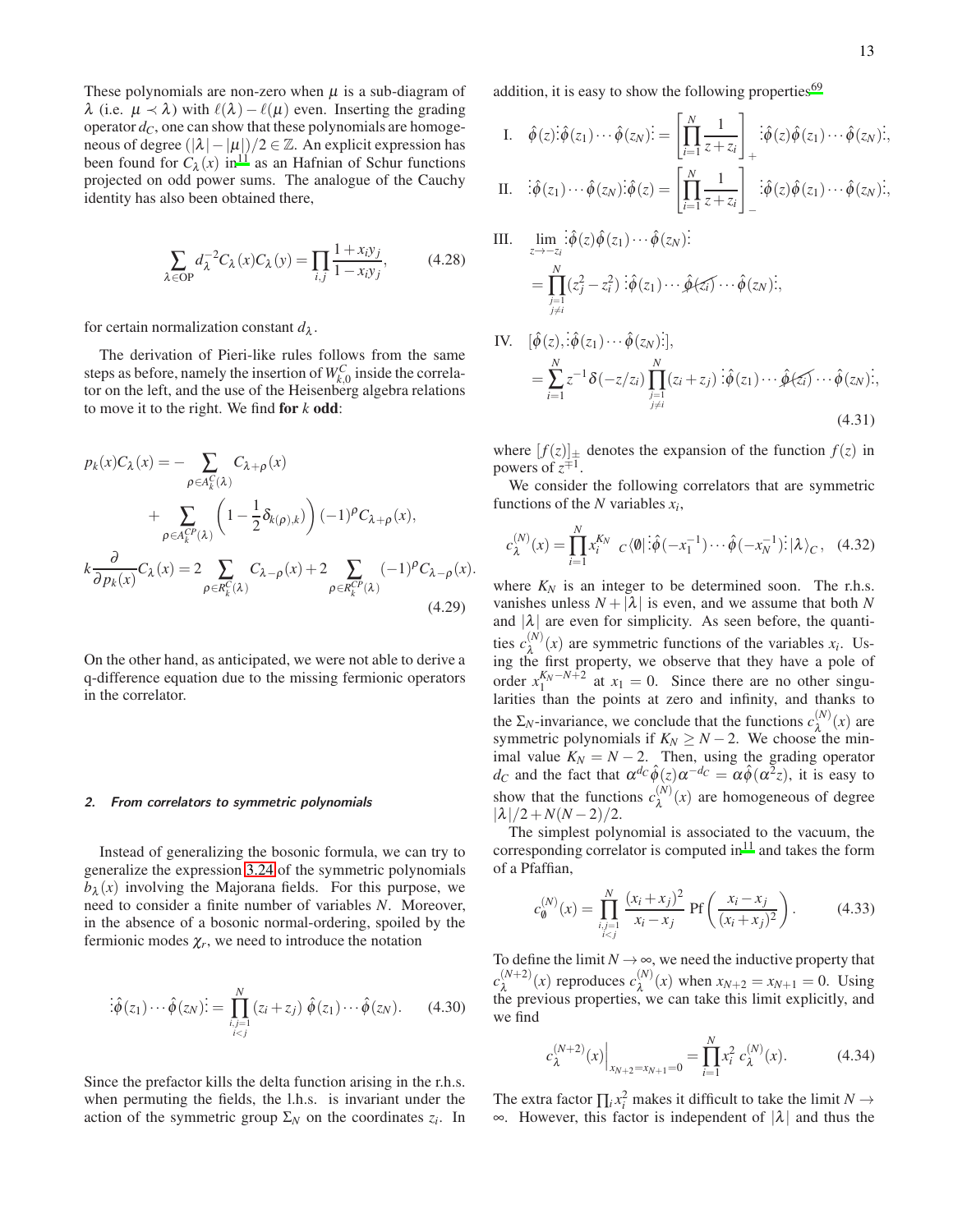These polynomials are non-zero when $\mu$ is a sub-diagram of $\lambda$ (i.e. $\mu \prec \lambda$) with $\ell(\lambda) - \ell(\mu)$ even. Inserting the grading operator $d_C$, one can show that these polynomials are homogeneous of degree $(|\lambda| - |\mu|)/2 \in \mathbb{Z}$. An explicit expression has been found for $C_\lambda(x)$ in[11] as an Hafnian of Schur functions projected on odd power sums. The analogue of the Cauchy identity has also been obtained there,

$$\sum_{\lambda \in \mathrm{OP}} d_\lambda^{-2} C_\lambda(x) C_\lambda(y) = \prod_{i,j} \frac{1 + x_i y_j}{1 - x_i y_j}, \tag{4.28}$$

for certain normalization constant $d_\lambda$.

The derivation of Pieri-like rules follows from the same steps as before, namely the insertion of $W_{k,0}^C$ inside the correlator on the left, and the use of the Heisenberg algebra relations to move it to the right. We find **for** $k$ **odd**:

$$\begin{aligned}
p_k(x) C_\lambda(x) = &- \sum_{\rho \in A_k^C(\lambda)} C_{\lambda+\rho}(x) \\
&+ \sum_{\rho \in A_k^{CP}(\lambda)} \left(1 - \frac{1}{2}\delta_{k(\rho),k}\right) (-1)^\rho C_{\lambda+\rho}(x), \\
k \frac{\partial}{\partial p_k(x)} C_\lambda(x) = &\, 2 \sum_{\rho \in R_k^C(\lambda)} C_{\lambda-\rho}(x) + 2 \sum_{\rho \in R_k^{CP}(\lambda)} (-1)^\rho C_{\lambda-\rho}(x).
\end{aligned} \tag{4.29}$$

On the other hand, as anticipated, we were not able to derive a q-difference equation due to the missing fermionic operators in the correlator.

#### 2. From correlators to symmetric polynomials

Instead of generalizing the bosonic formula, we can try to generalize the expression 3.24 of the symmetric polynomials $b_\lambda(x)$ involving the Majorana fields. For this purpose, we need to consider a finite number of variables $N$. Moreover, in the absence of a bosonic normal-ordering, spoiled by the fermionic modes $\chi_r$, we need to introduce the notation

$$\vdots \hat{\phi}(z_1) \cdots \hat{\phi}(z_N) \vdots = \prod_{\substack{i,j=1 \\ i<j}}^{N} (z_i + z_j)\, \hat{\phi}(z_1) \cdots \hat{\phi}(z_N). \tag{4.30}$$

Since the prefactor kills the delta function arising in the r.h.s. when permuting the fields, the l.h.s. is invariant under the action of the symmetric group $\Sigma_N$ on the coordinates $z_i$. In addition, it is easy to show the following properties[69]

$$\begin{aligned}
&\text{I.} \quad \hat{\phi}(z) \vdots \hat{\phi}(z_1) \cdots \hat{\phi}(z_N) \vdots = \left[\prod_{i=1}^{N} \frac{1}{z + z_i}\right]_+ \vdots \hat{\phi}(z) \hat{\phi}(z_1) \cdots \hat{\phi}(z_N) \vdots, \\
&\text{II.} \quad \vdots \hat{\phi}(z_1) \cdots \hat{\phi}(z_N) \vdots \hat{\phi}(z) = \left[\prod_{i=1}^{N} \frac{1}{z + z_i}\right]_- \vdots \hat{\phi}(z) \hat{\phi}(z_1) \cdots \hat{\phi}(z_N) \vdots, \\
&\text{III.} \quad \lim_{z \to -z_i} \vdots \hat{\phi}(z) \hat{\phi}(z_1) \cdots \hat{\phi}(z_N) \vdots \\
&\qquad = \prod_{\substack{j=1 \\ j \neq i}}^{N} (z_j^2 - z_i^2) \vdots \hat{\phi}(z_1) \cdots \widehat{\phi(z_i)} \cdots \hat{\phi}(z_N) \vdots, \\
&\text{IV.} \quad [\hat{\phi}(z), \vdots \hat{\phi}(z_1) \cdots \hat{\phi}(z_N) \vdots], \\
&\qquad = \sum_{i=1}^{N} z^{-1} \delta(-z/z_i) \prod_{\substack{j=1 \\ j \neq i}}^{N} (z_i + z_j) \vdots \hat{\phi}(z_1) \cdots \widehat{\phi(z_i)} \cdots \hat{\phi}(z_N) \vdots,
\end{aligned} \tag{4.31}$$

where $[f(z)]_\pm$ denotes the expansion of the function $f(z)$ in powers of $z^{\mp 1}$.

We consider the following correlators that are symmetric functions of the $N$ variables $x_i$,

$$c_\lambda^{(N)}(x) = \prod_{i=1}^{N} x_i^{K_N} \ {}_C\langle \emptyset | \vdots \hat{\phi}(-x_1^{-1}) \cdots \hat{\phi}(-x_N^{-1}) \vdots | \lambda \rangle_C, \tag{4.32}$$

where $K_N$ is an integer to be determined soon. The r.h.s. vanishes unless $N + |\lambda|$ is even, and we assume that both $N$ and $|\lambda|$ are even for simplicity. As seen before, the quantities $c_\lambda^{(N)}(x)$ are symmetric functions of the variables $x_i$. Using the first property, we observe that they have a pole of order $x_1^{K_N - N + 2}$ at $x_1 = 0$. Since there are no other singularities than the points at zero and infinity, and thanks to the $\Sigma_N$-invariance, we conclude that the functions $c_\lambda^{(N)}(x)$ are symmetric polynomials if $K_N \geq N - 2$. We choose the minimal value $K_N = N - 2$. Then, using the grading operator $d_C$ and the fact that $\alpha^{d_C} \hat{\phi}(z) \alpha^{-d_C} = \alpha \hat{\phi}(\alpha^2 z)$, it is easy to show that the functions $c_\lambda^{(N)}(x)$ are homogeneous of degree $|\lambda|/2 + N(N-2)/2$.

The simplest polynomial is associated to the vacuum, the corresponding correlator is computed in[11] and takes the form of a Pfaffian,

$$c_\emptyset^{(N)}(x) = \prod_{\substack{i,j=1 \\ i<j}}^{N} \frac{(x_i + x_j)^2}{x_i - x_j} \, \mathrm{Pf}\left(\frac{x_i - x_j}{(x_i + x_j)^2}\right). \tag{4.33}$$

To define the limit $N \to \infty$, we need the inductive property that $c_\lambda^{(N+2)}(x)$ reproduces $c_\lambda^{(N)}(x)$ when $x_{N+2} = x_{N+1} = 0$. Using the previous properties, we can take this limit explicitly, and we find

$$c_\lambda^{(N+2)}(x)\Big|_{x_{N+2} = x_{N+1} = 0} = \prod_{i=1}^{N} x_i^2 \ c_\lambda^{(N)}(x). \tag{4.34}$$

The extra factor $\prod_i x_i^2$ makes it difficult to take the limit $N \to \infty$. However, this factor is independent of $|\lambda|$ and thus the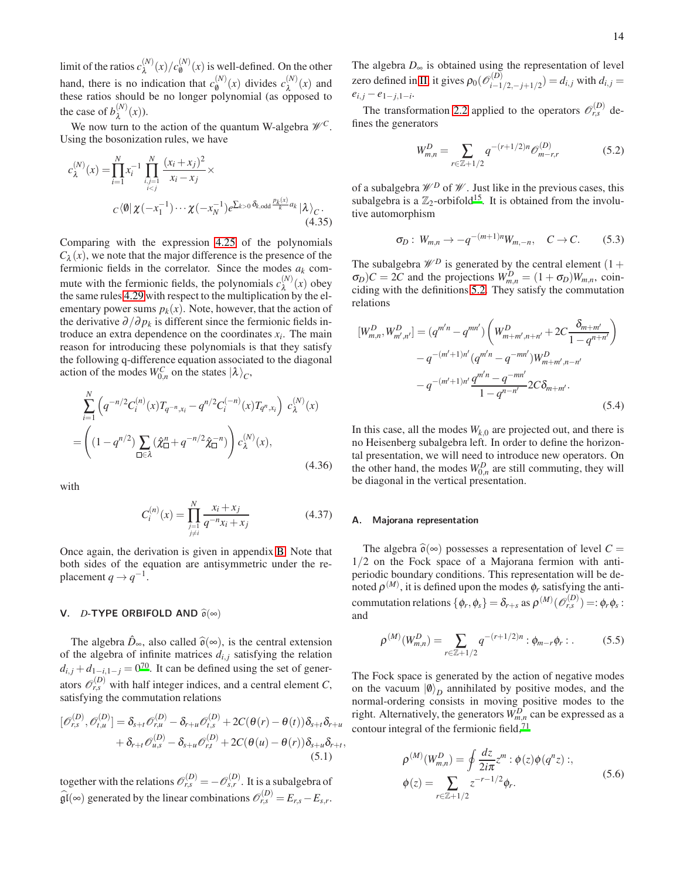limit of the ratios $c_\lambda^{(N)}(x)/c_\emptyset^{(N)}(x)$ is well-defined. On the other hand, there is no indication that $c_\emptyset^{(N)}(x)$ divides $c_\lambda^{(N)}(x)$ and these ratios should be no longer polynomial (as opposed to the case of $b_\lambda^{(N)}(x)$).

We now turn to the action of the quantum W-algebra $\mathscr{W}^C$. Using the bosonization rules, we have

$$
\begin{aligned}
c_\lambda^{(N)}(x) = &\prod_{i=1}^N x_i^{-1} \prod_{\substack{i,j=1\\ i<j}}^N \frac{(x_i+x_j)^2}{x_i-x_j}\times \\
&{}_C\langle\emptyset|\,\chi(-x_1^{-1})\cdots\chi(-x_N^{-1})e^{\sum_{k>0}\delta_{k,\text{odd}}\frac{p_k(x)}{k}a_k}|\lambda\rangle_C.
\end{aligned}
\tag{4.35}
$$

Comparing with the expression 4.25 of the polynomials $C_\lambda(x)$, we note that the major difference is the presence of the fermionic fields in the correlator. Since the modes $a_k$ commute with the fermionic fields, the polynomials $c_\lambda^{(N)}(x)$ obey the same rules 4.29 with respect to the multiplication by the elementary power sums $p_k(x)$. Note, however, that the action of the derivative $\partial/\partial p_k$ is different since the fermionic fields introduce an extra dependence on the coordinates $x_i$. The main reason for introducing these polynomials is that they satisfy the following q-difference equation associated to the diagonal action of the modes $W_{0,n}^C$ on the states $|\lambda\rangle_C$,

$$
\begin{aligned}
&\sum_{i=1}^N\left(q^{-n/2}C_i^{(n)}(x)T_{q^{-n},x_i} - q^{n/2}C_i^{(-n)}(x)T_{q^n,x_i}\right)\ c_\lambda^{(N)}(x)\\
&=\left((1-q^{n/2})\sum_{\square\in\lambda}(\hat\chi_\square^n + q^{-n/2}\hat\chi_\square^{-n})\right)c_\lambda^{(N)}(x),
\end{aligned}
\tag{4.36}
$$

with

$$
C_i^{(n)}(x) = \prod_{\substack{j=1\\ j\neq i}}^N \frac{x_i+x_j}{q^{-n}x_i+x_j}
\tag{4.37}
$$

Once again, the derivation is given in appendix B. Note that both sides of the equation are antisymmetric under the replacement $q\to q^{-1}$.

## V. $D$-TYPE ORBIFOLD AND $\widehat{\mathfrak{o}}(\infty)$

The algebra $\hat D_\infty$, also called $\widehat{\mathfrak{o}}(\infty)$, is the central extension of the algebra of infinite matrices $d_{i,j}$ satisfying the relation $d_{i,j}+d_{1-i,1-j}=0$[70]. It can be defined using the set of generators $\mathscr{O}_{r,s}^{(D)}$ with half integer indices, and a central element $C$, satisfying the commutation relations

$$
\begin{aligned}
[\mathscr{O}_{r,s}^{(D)},\mathscr{O}_{t,u}^{(D)}] = &\delta_{s+t}\mathscr{O}_{r,u}^{(D)} - \delta_{r+u}\mathscr{O}_{t,s}^{(D)} + 2C(\theta(r)-\theta(t))\delta_{s+t}\delta_{r+u}\\
&+\delta_{r+t}\mathscr{O}_{u,s}^{(D)} - \delta_{s+u}\mathscr{O}_{r,t}^{(D)} + 2C(\theta(u)-\theta(r))\delta_{s+u}\delta_{r+t},
\end{aligned}
\tag{5.1}
$$

together with the relations $\mathscr{O}_{r,s}^{(D)} = -\mathscr{O}_{s,r}^{(D)}$. It is a subalgebra of $\widehat{\mathfrak{gl}}(\infty)$ generated by the linear combinations $\mathscr{O}_{r,s}^{(D)} = E_{r,s}-E_{s,r}$.

The algebra $D_\infty$ is obtained using the representation of level zero defined in II, it gives $\rho_0(\mathscr{O}_{i-1/2,-j+1/2}^{(D)}) = d_{i,j}$ with $d_{i,j} = e_{i,j} - e_{1-j,1-i}$.

The transformation 2.2 applied to the operators $\mathscr{O}_{r,s}^{(D)}$ defines the generators

$$
W_{m,n}^D = \sum_{r\in\mathbb{Z}+1/2} q^{-(r+1/2)n}\mathscr{O}_{m-r,r}^{(D)}
\tag{5.2}
$$

of a subalgebra $\mathscr{W}^D$ of $\mathscr{W}$. Just like in the previous cases, this subalgebra is a $\mathbb{Z}_2$-orbifold[15]. It is obtained from the involutive automorphism

$$
\sigma_D:\ W_{m,n}\to -q^{-(m+1)n}W_{m,-n},\quad C\to C.
\tag{5.3}
$$

The subalgebra $\mathscr{W}^D$ is generated by the central element $(1+\sigma_D)C = 2C$ and the projections $W_{m,n}^D = (1+\sigma_D)W_{m,n}$, coinciding with the definitions 5.2. They satisfy the commutation relations

$$
\begin{aligned}
[W_{m,n}^D, W_{m',n'}^D] = &(q^{m'n}-q^{mn'})\left(W_{m+m',n+n'}^D + 2C\frac{\delta_{m+m'}}{1-q^{n+n'}}\right)\\
&-q^{-(m'+1)n'}(q^{m'n}-q^{-mn'})W_{m+m',n-n'}^D\\
&-q^{-(m'+1)n'}\frac{q^{m'n}-q^{-mn'}}{1-q^{n-n'}}2C\delta_{m+m'}.
\end{aligned}
\tag{5.4}
$$

In this case, all the modes $W_{k,0}$ are projected out, and there is no Heisenberg subalgebra left. In order to define the horizontal presentation, we will need to introduce new operators. On the other hand, the modes $W_{0,n}^D$ are still commuting, they will be diagonal in the vertical presentation.

### A. Majorana representation

The algebra $\widehat{\mathfrak{o}}(\infty)$ possesses a representation of level $C=1/2$ on the Fock space of a Majorana fermion with anti-periodic boundary conditions. This representation will be denoted $\rho^{(M)}$, it is defined upon the modes $\phi_r$ satisfying the anti-commutation relations $\{\phi_r,\phi_s\} = \delta_{r+s}$ as $\rho^{(M)}(\mathscr{O}_{r,s}^{(D)}) =: \phi_r\phi_s:$ and

$$
\rho^{(M)}(W_{m,n}^D) = \sum_{r\in\mathbb{Z}+1/2} q^{-(r+1/2)n} : \phi_{m-r}\phi_r : .
\tag{5.5}
$$

The Fock space is generated by the action of negative modes on the vacuum $|\emptyset\rangle_D$ annihilated by positive modes, and the normal-ordering consists in moving positive modes to the right. Alternatively, the generators $W_{m,n}^D$ can be expressed as a contour integral of the fermionic field,[71]

$$
\begin{aligned}
&\rho^{(M)}(W_{m,n}^D) = \oint\frac{dz}{2i\pi}z^m : \phi(z)\phi(q^nz):,\\
&\phi(z) = \sum_{r\in\mathbb{Z}+1/2} z^{-r-1/2}\phi_r.
\end{aligned}
\tag{5.6}
$$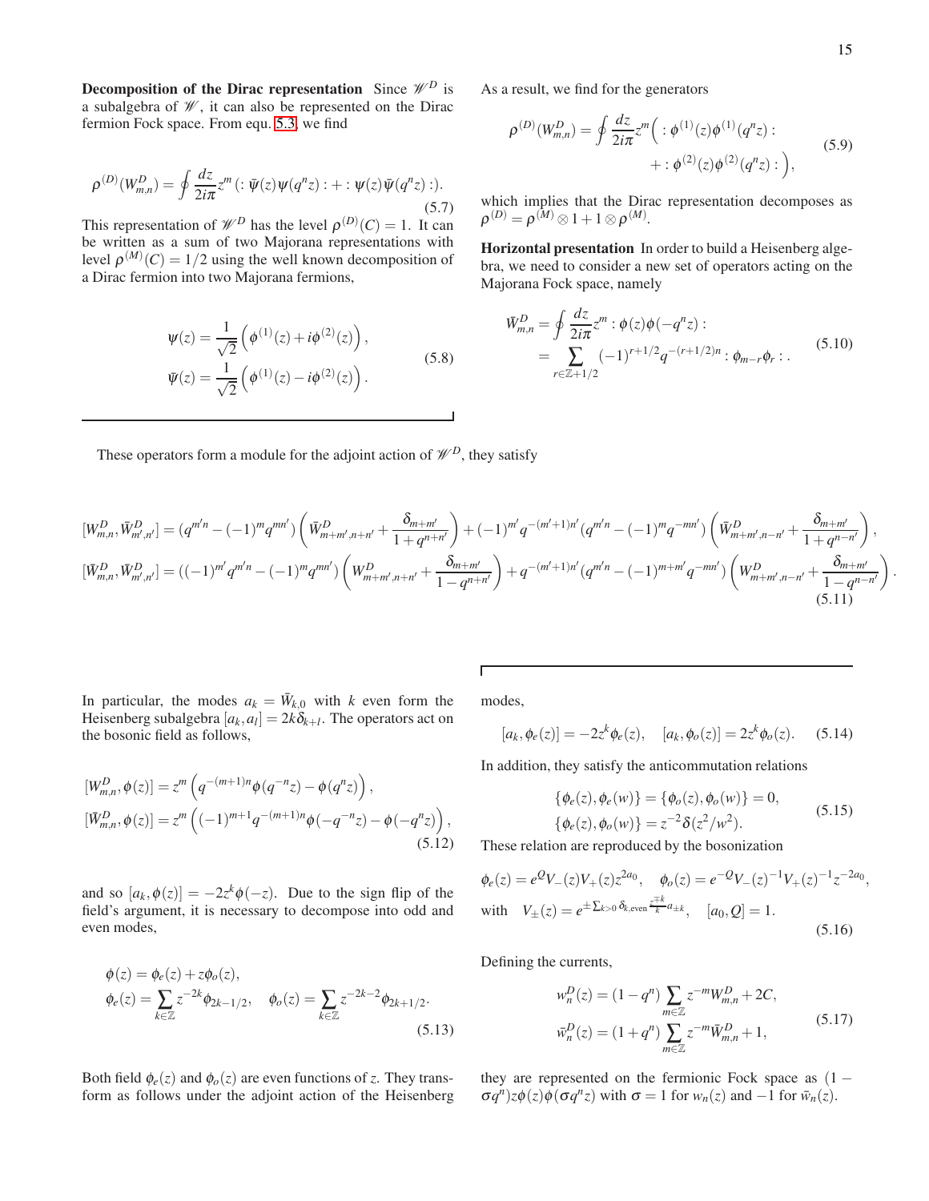**Decomposition of the Dirac representation** Since $\mathscr{W}^D$ is a subalgebra of $\mathscr{W}$, it can also be represented on the Dirac fermion Fock space. From equ. 5.3, we find

$$\rho^{(D)}(W^D_{m,n}) = \oint \frac{dz}{2i\pi} z^m \left(: \bar{\psi}(z)\psi(q^n z) : + : \psi(z)\bar{\psi}(q^n z) :\right). \tag{5.7}$$

This representation of $\mathscr{W}^D$ has the level $\rho^{(D)}(C) = 1$. It can be written as a sum of two Majorana representations with level $\rho^{(M)}(C) = 1/2$ using the well known decomposition of a Dirac fermion into two Majorana fermions,

$$\begin{aligned}
\psi(z) &= \frac{1}{\sqrt{2}}\left(\phi^{(1)}(z) + i\phi^{(2)}(z)\right),\\
\bar{\psi}(z) &= \frac{1}{\sqrt{2}}\left(\phi^{(1)}(z) - i\phi^{(2)}(z)\right).
\end{aligned} \tag{5.8}$$

As a result, we find for the generators

$$\begin{aligned}
\rho^{(D)}(W^D_{m,n}) = \oint \frac{dz}{2i\pi} z^m \Big( &: \phi^{(1)}(z)\phi^{(1)}(q^n z) : \\
&+ : \phi^{(2)}(z)\phi^{(2)}(q^n z) : \Big),
\end{aligned} \tag{5.9}$$

which implies that the Dirac representation decomposes as $\rho^{(D)} = \rho^{(M)} \otimes 1 + 1 \otimes \rho^{(M)}$.

**Horizontal presentation** In order to build a Heisenberg algebra, we need to consider a new set of operators acting on the Majorana Fock space, namely

$$\begin{aligned}
\bar{W}^D_{m,n} &= \oint \frac{dz}{2i\pi} z^m : \phi(z)\phi(-q^n z) : \\
&= \sum_{r\in\mathbb{Z}+1/2} (-1)^{r+1/2} q^{-(r+1/2)n} : \phi_{m-r}\phi_r : .
\end{aligned} \tag{5.10}$$

These operators form a module for the adjoint action of $\mathscr{W}^D$, they satisfy

$$\begin{aligned}
[W^D_{m,n}, \bar{W}^D_{m',n'}] &= (q^{m'n} - (-1)^m q^{mn'}) \left( \bar{W}^D_{m+m',n+n'} + \frac{\delta_{m+m'}}{1+q^{n+n'}} \right) + (-1)^{m'} q^{-(m'+1)n'} (q^{m'n} - (-1)^m q^{-mn'}) \left( \bar{W}^D_{m+m',n-n'} + \frac{\delta_{m+m'}}{1+q^{n-n'}} \right),\\
[\bar{W}^D_{m,n}, \bar{W}^D_{m',n'}] &= ((-1)^{m'} q^{m'n} - (-1)^m q^{mn'}) \left( W^D_{m+m',n+n'} + \frac{\delta_{m+m'}}{1-q^{n+n'}} \right) + q^{-(m'+1)n'} (q^{m'n} - (-1)^{m+m'} q^{-mn'}) \left( W^D_{m+m',n-n'} + \frac{\delta_{m+m'}}{1-q^{n-n'}} \right).
\end{aligned} \tag{5.11}$$

In particular, the modes $a_k = \bar{W}_{k,0}$ with $k$ even form the Heisenberg subalgebra $[a_k, a_l] = 2k\delta_{k+l}$. The operators act on the bosonic field as follows,

$$\begin{aligned}
[W^D_{m,n}, \phi(z)] &= z^m \left( q^{-(m+1)n} \phi(q^{-n}z) - \phi(q^n z) \right),\\
[\bar{W}^D_{m,n}, \phi(z)] &= z^m \left( (-1)^{m+1} q^{-(m+1)n} \phi(-q^{-n}z) - \phi(-q^n z) \right),
\end{aligned} \tag{5.12}$$

and so $[a_k, \phi(z)] = -2z^k \phi(-z)$. Due to the sign flip of the field's argument, it is necessary to decompose into odd and even modes,

$$\begin{aligned}
\phi(z) &= \phi_e(z) + z\phi_o(z),\\
\phi_e(z) &= \sum_{k\in\mathbb{Z}} z^{-2k} \phi_{2k-1/2}, \quad \phi_o(z) = \sum_{k\in\mathbb{Z}} z^{-2k-2} \phi_{2k+1/2}.
\end{aligned} \tag{5.13}$$

Both field $\phi_e(z)$ and $\phi_o(z)$ are even functions of $z$. They transform as follows under the adjoint action of the Heisenberg modes,

$$[a_k, \phi_e(z)] = -2z^k \phi_e(z), \quad [a_k, \phi_o(z)] = 2z^k \phi_o(z). \tag{5.14}$$

In addition, they satisfy the anticommutation relations

$$\begin{aligned}
\{\phi_e(z), \phi_e(w)\} &= \{\phi_o(z), \phi_o(w)\} = 0,\\
\{\phi_e(z), \phi_o(w)\} &= z^{-2} \delta(z^2/w^2).
\end{aligned} \tag{5.15}$$

These relation are reproduced by the bosonization

$$\begin{aligned}
&\phi_e(z) = e^{Q} V_-(z) V_+(z) z^{2a_0}, \quad \phi_o(z) = e^{-Q} V_-(z)^{-1} V_+(z)^{-1} z^{-2a_0},\\
&\text{with} \quad V_\pm(z) = e^{\pm \sum_{k>0} \delta_{k,\text{even}} \frac{z^{\mp k}}{k} a_{\pm k}}, \quad [a_0, Q] = 1.
\end{aligned} \tag{5.16}$$

Defining the currents,

$$\begin{aligned}
w^D_n(z) &= (1-q^n) \sum_{m\in\mathbb{Z}} z^{-m} W^D_{m,n} + 2C,\\
\bar{w}^D_n(z) &= (1+q^n) \sum_{m\in\mathbb{Z}} z^{-m} \bar{W}^D_{m,n} + 1,
\end{aligned} \tag{5.17}$$

they are represented on the fermionic Fock space as $(1 - \sigma q^n) z\phi(z)\phi(\sigma q^n z)$ with $\sigma = 1$ for $w_n(z)$ and $-1$ for $\bar{w}_n(z)$.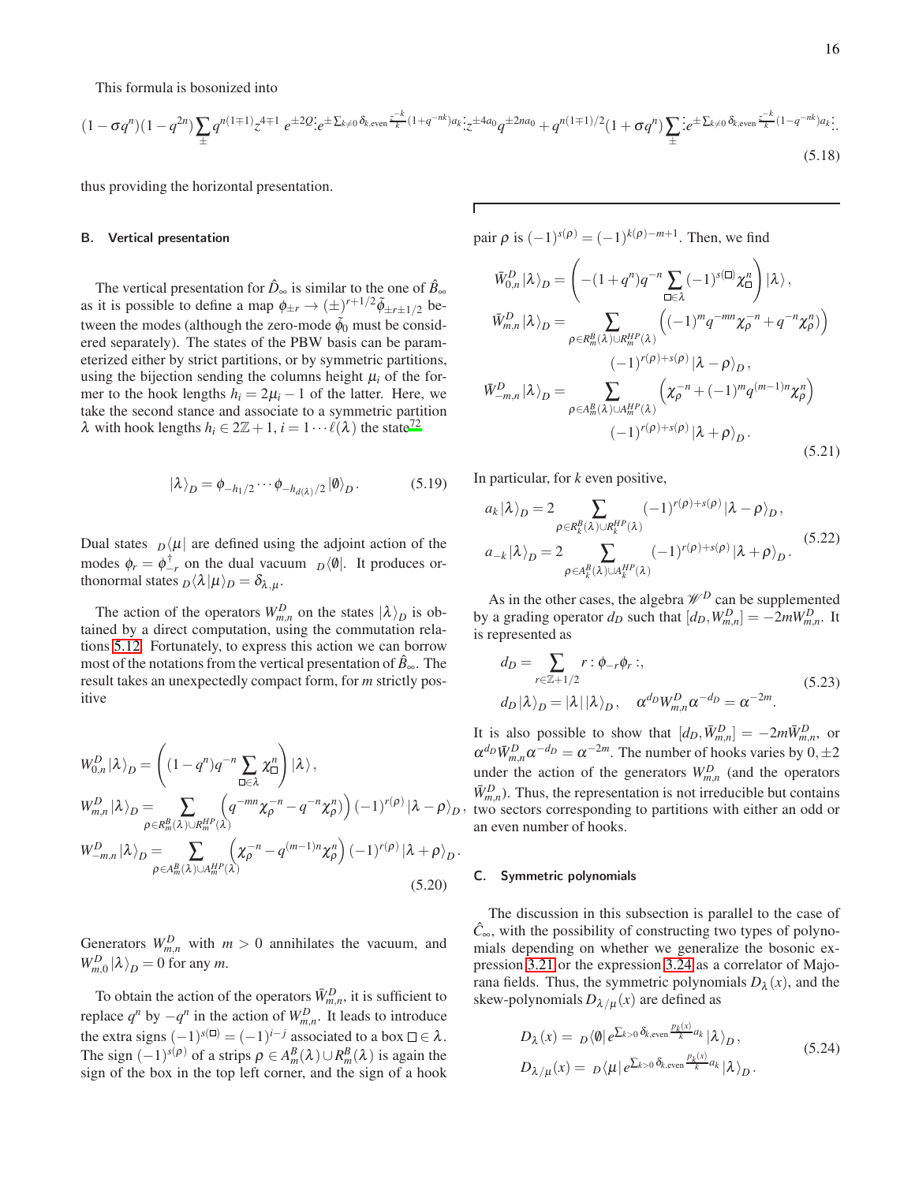This formula is bosonized into

$$(1-\sigma q^n)(1-q^{2n})\sum_{\pm} q^{n(1\mp1)} z^{4\mp1}\ e^{\pm 2Q} \vdots e^{\pm\sum_{k\neq0}\delta_{k,\text{even}}\frac{z^{-k}}{k}(1+q^{-nk})a_k} \vdots z^{\pm 4a_0} q^{\pm 2na_0} + q^{n(1\mp1)/2}(1+\sigma q^n)\sum_{\pm} \vdots e^{\pm\sum_{k\neq0}\delta_{k,\text{even}}\frac{z^{-k}}{k}(1-q^{-nk})a_k} \vdots. \tag{5.18}$$

thus providing the horizontal presentation.

### B. Vertical presentation

The vertical presentation for $\hat{D}_\infty$ is similar to the one of $\hat{B}_\infty$ as it is possible to define a map $\phi_{\pm r}\to(\pm)^{r+1/2}\tilde{\phi}_{\pm r\pm1/2}$ between the modes (although the zero-mode $\tilde{\phi}_0$ must be considered separately). The states of the PBW basis can be parameterized either by strict partitions, or by symmetric partitions, using the bijection sending the columns height $\mu_i$ of the former to the hook lengths $h_i=2\mu_i-1$ of the latter. Here, we take the second stance and associate to a symmetric partition $\lambda$ with hook lengths $h_i\in 2\mathbb{Z}+1$, $i=1\cdots\ell(\lambda)$ the state[72]

$$|\lambda\rangle_D=\phi_{-h_1/2}\cdots\phi_{-h_{d(\lambda)}/2}|\emptyset\rangle_D. \tag{5.19}$$

Dual states ${}_D\langle\mu|$ are defined using the adjoint action of the modes $\phi_r=\phi_{-r}^\dagger$ on the dual vacuum ${}_D\langle\emptyset|$. It produces orthonormal states ${}_D\langle\lambda|\mu\rangle_D=\delta_{\lambda,\mu}$.

The action of the operators $W^D_{m,n}$ on the states $|\lambda\rangle_D$ is obtained by a direct computation, using the commutation relations 5.12. Fortunately, to express this action we can borrow most of the notations from the vertical presentation of $\hat{B}_\infty$. The result takes an unexpectedly compact form, for $m$ strictly positive

$$\begin{aligned}
W^D_{0,n}|\lambda\rangle_D &= \left((1-q^n)q^{-n}\sum_{\square\in\lambda}\chi_\square^n\right)|\lambda\rangle,\\
W^D_{m,n}|\lambda\rangle_D &= \sum_{\rho\in R_m^B(\lambda)\cup R_m^{HP}(\lambda)}\left(q^{-mn}\chi_\rho^{-n}-q^{-n}\chi_\rho^n\right)(-1)^{r(\rho)}|\lambda-\rho\rangle_D,\\
W^D_{-m,n}|\lambda\rangle_D &= \sum_{\rho\in A_m^B(\lambda)\cup A_m^{HP}(\lambda)}\left(\chi_\rho^{-n}-q^{(m-1)n}\chi_\rho^n\right)(-1)^{r(\rho)}|\lambda+\rho\rangle_D.
\end{aligned} \tag{5.20}$$

Generators $W^D_{m,n}$ with $m>0$ annihilates the vacuum, and $W^D_{m,0}|\lambda\rangle_D=0$ for any $m$.

To obtain the action of the operators $\bar{W}^D_{m,n}$, it is sufficient to replace $q^n$ by $-q^n$ in the action of $W^D_{m,n}$. It leads to introduce the extra signs $(-1)^{s(\square)}=(-1)^{i-j}$ associated to a box $\square\in\lambda$. The sign $(-1)^{s(\rho)}$ of a strips $\rho\in A_m^B(\lambda)\cup R_m^B(\lambda)$ is again the sign of the box in the top left corner, and the sign of a hook pair $\rho$ is $(-1)^{s(\rho)}=(-1)^{k(\rho)-m+1}$. Then, we find

$$\begin{aligned}
\bar{W}^D_{0,n}|\lambda\rangle_D &= \left(-(1+q^n)q^{-n}\sum_{\square\in\lambda}(-1)^{s(\square)}\chi_\square^n\right)|\lambda\rangle,\\
\bar{W}^D_{m,n}|\lambda\rangle_D &= \sum_{\rho\in R_m^B(\lambda)\cup R_m^{HP}(\lambda)}\left((-1)^m q^{-mn}\chi_\rho^{-n}+q^{-n}\chi_\rho^n\right)(-1)^{r(\rho)+s(\rho)}|\lambda-\rho\rangle_D,\\
\bar{W}^D_{-m,n}|\lambda\rangle_D &= \sum_{\rho\in A_m^B(\lambda)\cup A_m^{HP}(\lambda)}\left(\chi_\rho^{-n}+(-1)^m q^{(m-1)n}\chi_\rho^n\right)(-1)^{r(\rho)+s(\rho)}|\lambda+\rho\rangle_D.
\end{aligned} \tag{5.21}$$

In particular, for $k$ even positive,

$$\begin{aligned}
a_k|\lambda\rangle_D &= 2\sum_{\rho\in R_k^B(\lambda)\cup R_k^{HP}(\lambda)}(-1)^{r(\rho)+s(\rho)}|\lambda-\rho\rangle_D,\\
a_{-k}|\lambda\rangle_D &= 2\sum_{\rho\in A_k^B(\lambda)\cup A_k^{HP}(\lambda)}(-1)^{r(\rho)+s(\rho)}|\lambda+\rho\rangle_D.
\end{aligned} \tag{5.22}$$

As in the other cases, the algebra $\mathscr{W}^D$ can be supplemented by a grading operator $d_D$ such that $[d_D,W^D_{m,n}]=-2mW^D_{m,n}$. It is represented as

$$\begin{aligned}
d_D &= \sum_{r\in\mathbb{Z}+1/2} r:\phi_{-r}\phi_r:,\\
d_D|\lambda\rangle_D &= |\lambda||\lambda\rangle_D,\quad \alpha^{d_D}W^D_{m,n}\alpha^{-d_D}=\alpha^{-2m}.
\end{aligned} \tag{5.23}$$

It is also possible to show that $[d_D,\bar{W}^D_{m,n}]=-2m\bar{W}^D_{m,n}$, or $\alpha^{d_D}\bar{W}^D_{m,n}\alpha^{-d_D}=\alpha^{-2m}$. The number of hooks varies by $0,\pm2$ under the action of the generators $W^D_{m,n}$ (and the operators $\bar{W}^D_{m,n}$). Thus, the representation is not irreducible but contains two sectors corresponding to partitions with either an odd or an even number of hooks.

### C. Symmetric polynomials

The discussion in this subsection is parallel to the case of $\hat{C}_\infty$, with the possibility of constructing two types of polynomials depending on whether we generalize the bosonic expression 3.21 or the expression 3.24 as a correlator of Majorana fields. Thus, the symmetric polynomials $D_\lambda(x)$, and the skew-polynomials $D_{\lambda/\mu}(x)$ are defined as

$$\begin{aligned}
D_\lambda(x) &= {}_D\langle\emptyset|e^{\sum_{k>0}\delta_{k,\text{even}}\frac{p_k(x)}{k}a_k}|\lambda\rangle_D,\\
D_{\lambda/\mu}(x) &= {}_D\langle\mu|e^{\sum_{k>0}\delta_{k,\text{even}}\frac{p_k(x)}{k}a_k}|\lambda\rangle_D.
\end{aligned} \tag{5.24}$$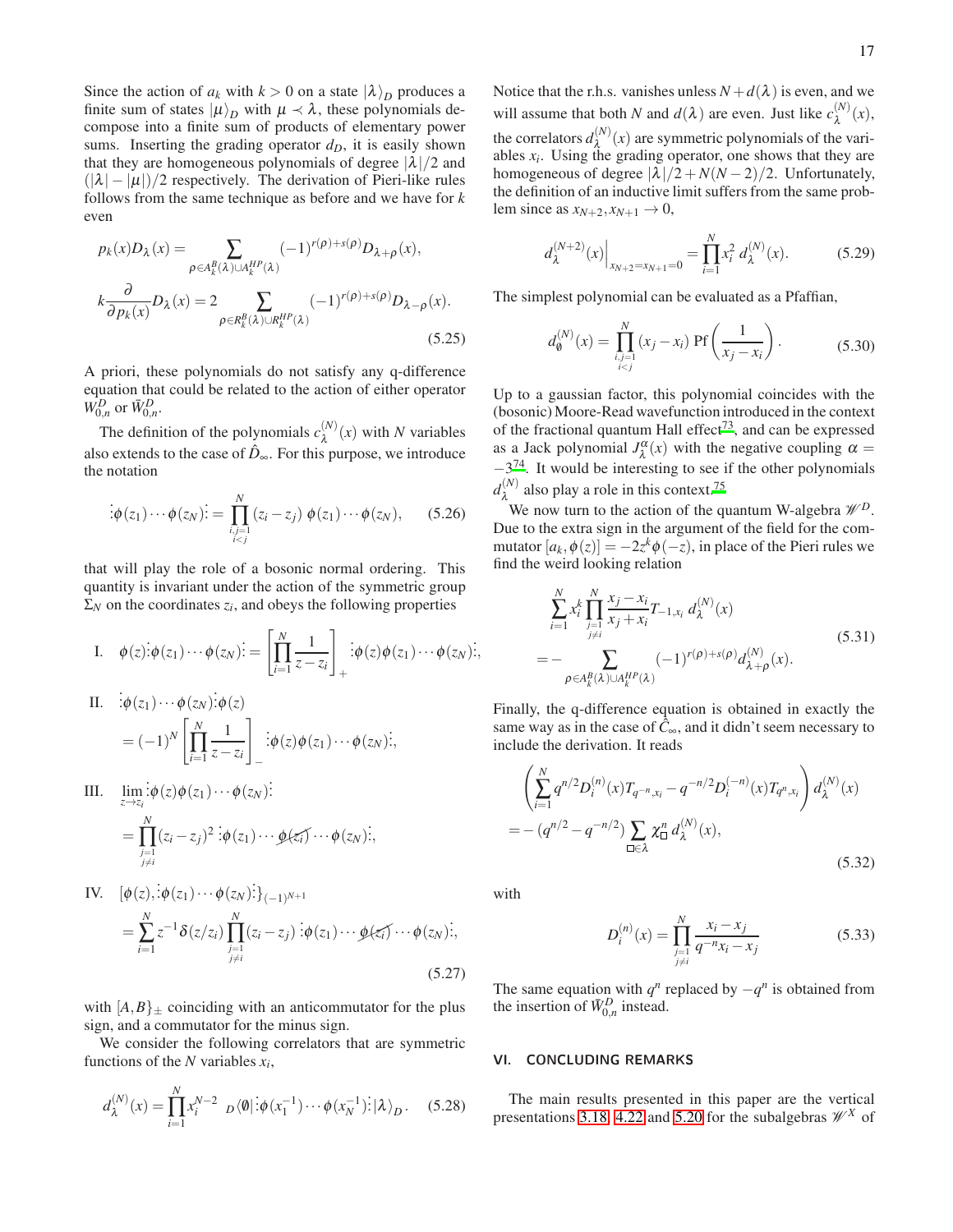Since the action of $a_k$ with $k>0$ on a state $|\lambda\rangle_D$ produces a finite sum of states $|\mu\rangle_D$ with $\mu \prec \lambda$, these polynomials decompose into a finite sum of products of elementary power sums. Inserting the grading operator $d_D$, it is easily shown that they are homogeneous polynomials of degree $|\lambda|/2$ and $(|\lambda|-|\mu|)/2$ respectively. The derivation of Pieri-like rules follows from the same technique as before and we have for $k$ even

$$
\begin{aligned}
p_k(x) D_\lambda(x) &= \sum_{\rho\in A_k^B(\lambda)\cup A_k^{HP}(\lambda)} (-1)^{r(\rho)+s(\rho)} D_{\lambda+\rho}(x),\\
k\frac{\partial}{\partial p_k(x)} D_\lambda(x) &= 2\sum_{\rho\in R_k^B(\lambda)\cup R_k^{HP}(\lambda)} (-1)^{r(\rho)+s(\rho)} D_{\lambda-\rho}(x).
\end{aligned}
\tag{5.25}
$$

A priori, these polynomials do not satisfy any q-difference equation that could be related to the action of either operator $W_{0,n}^D$ or $\bar{W}_{0,n}^D$.

The definition of the polynomials $c_\lambda^{(N)}(x)$ with $N$ variables also extends to the case of $\hat{D}_\infty$. For this purpose, we introduce the notation

$$
\vdots\phi(z_1)\cdots\phi(z_N)\vdots = \prod_{\substack{i,j=1\\ i<j}}^N (z_i-z_j)\,\phi(z_1)\cdots\phi(z_N), \tag{5.26}
$$

that will play the role of a bosonic normal ordering. This quantity is invariant under the action of the symmetric group $\Sigma_N$ on the coordinates $z_i$, and obeys the following properties

$$
\begin{aligned}
&\text{I.}\quad \phi(z)\vdots\phi(z_1)\cdots\phi(z_N)\vdots = \left[\prod_{i=1}^N \frac{1}{z-z_i}\right]_+ \vdots\phi(z)\phi(z_1)\cdots\phi(z_N)\vdots,\\
&\text{II.}\quad \vdots\phi(z_1)\cdots\phi(z_N)\vdots\phi(z)\\
&\qquad = (-1)^N\left[\prod_{i=1}^N \frac{1}{z-z_i}\right]_- \vdots\phi(z)\phi(z_1)\cdots\phi(z_N)\vdots,\\
&\text{III.}\quad \lim_{z\to z_i}\vdots\phi(z)\phi(z_1)\cdots\phi(z_N)\vdots\\
&\qquad = \prod_{\substack{j=1\\ j\neq i}}^N (z_i-z_j)^2\,\vdots\phi(z_1)\cdots\cancel{\phi(z_i)}\cdots\phi(z_N)\vdots,\\
&\text{IV.}\quad [\phi(z),\vdots\phi(z_1)\cdots\phi(z_N)\vdots\}_{(-1)^{N+1}}\\
&\qquad = \sum_{i=1}^N z^{-1}\delta(z/z_i)\prod_{\substack{j=1\\ j\neq i}}^N (z_i-z_j)\,\vdots\phi(z_1)\cdots\cancel{\phi(z_i)}\cdots\phi(z_N)\vdots,
\end{aligned}
\tag{5.27}
$$

with $[A,B\}_\pm$ coinciding with an anticommutator for the plus sign, and a commutator for the minus sign.

We consider the following correlators that are symmetric functions of the $N$ variables $x_i$,

$$
d_\lambda^{(N)}(x) = \prod_{i=1}^N x_i^{N-2}\ {}_D\langle\emptyset|\vdots\phi(x_1^{-1})\cdots\phi(x_N^{-1})\vdots|\lambda\rangle_D. \tag{5.28}
$$

Notice that the r.h.s. vanishes unless $N+d(\lambda)$ is even, and we will assume that both $N$ and $d(\lambda)$ are even. Just like $c_\lambda^{(N)}(x)$, the correlators $d_\lambda^{(N)}(x)$ are symmetric polynomials of the variables $x_i$. Using the grading operator, one shows that they are homogeneous of degree $|\lambda|/2+N(N-2)/2$. Unfortunately, the definition of an inductive limit suffers from the same problem since as $x_{N+2},x_{N+1}\to 0$,

$$
d_\lambda^{(N+2)}(x)\Big|_{x_{N+2}=x_{N+1}=0} = \prod_{i=1}^N x_i^2\, d_\lambda^{(N)}(x). \tag{5.29}
$$

The simplest polynomial can be evaluated as a Pfaffian,

$$
d_\emptyset^{(N)}(x) = \prod_{\substack{i,j=1\\ i<j}}^N (x_j-x_i)\ \mathrm{Pf}\left(\frac{1}{x_j-x_i}\right). \tag{5.30}
$$

Up to a gaussian factor, this polynomial coincides with the (bosonic) Moore-Read wavefunction introduced in the context of the fractional quantum Hall effect[73], and can be expressed as a Jack polynomial $J_\lambda^\alpha(x)$ with the negative coupling $\alpha = -3$[74]. It would be interesting to see if the other polynomials $d_\lambda^{(N)}$ also play a role in this context.[75]

We now turn to the action of the quantum W-algebra $\mathscr{W}^D$. Due to the extra sign in the argument of the field for the commutator $[a_k,\phi(z)] = -2z^k\phi(-z)$, in place of the Pieri rules we find the weird looking relation

$$
\begin{aligned}
&\sum_{i=1}^N x_i^k \prod_{\substack{j=1\\ j\neq i}}^N \frac{x_j-x_i}{x_j+x_i} T_{-1,x_i}\, d_\lambda^{(N)}(x)\\
&= -\sum_{\rho\in A_k^B(\lambda)\cup A_k^{HP}(\lambda)} (-1)^{r(\rho)+s(\rho)} d_{\lambda+\rho}^{(N)}(x).
\end{aligned}
\tag{5.31}
$$

Finally, the q-difference equation is obtained in exactly the same way as in the case of $\hat{C}_\infty$, and it didn't seem necessary to include the derivation. It reads

$$
\begin{aligned}
&\left(\sum_{i=1}^N q^{n/2} D_i^{(n)}(x) T_{q^{-n},x_i} - q^{-n/2} D_i^{(-n)}(x) T_{q^n,x_i}\right) d_\lambda^{(N)}(x)\\
&= -(q^{n/2}-q^{-n/2})\sum_{\square\in\lambda}\chi_\square^n\, d_\lambda^{(N)}(x),
\end{aligned}
\tag{5.32}
$$

with

$$
D_i^{(n)}(x) = \prod_{\substack{j=1\\ j\neq i}}^N \frac{x_i-x_j}{q^{-n}x_i-x_j} \tag{5.33}
$$

The same equation with $q^n$ replaced by $-q^n$ is obtained from the insertion of $\bar{W}_{0,n}^D$ instead.

## VI. CONCLUDING REMARKS

The main results presented in this paper are the vertical presentations 3.18, 4.22 and 5.20 for the subalgebras $\mathscr{W}^X$ of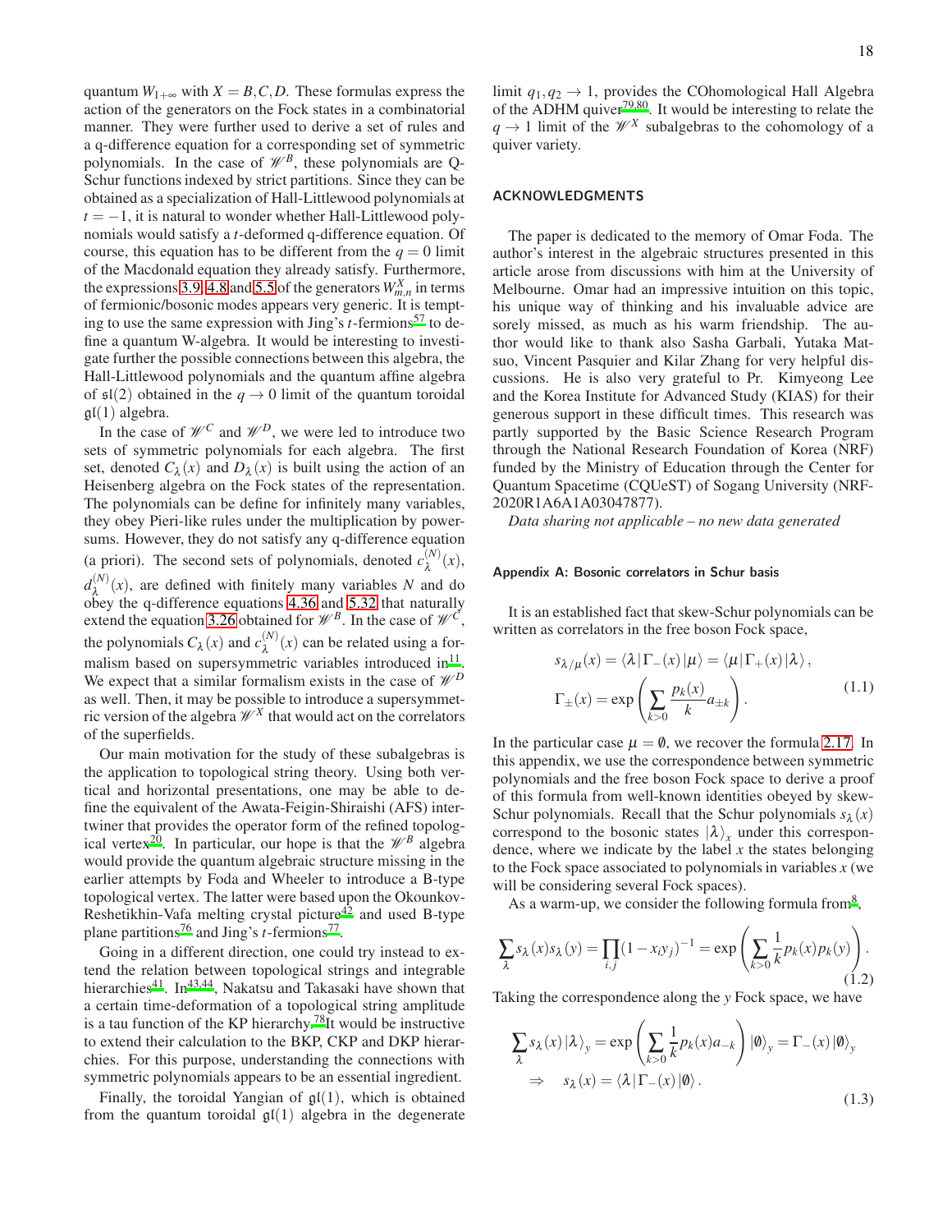quantum $W_{1+\infty}$ with $X = B, C, D$. These formulas express the action of the generators on the Fock states in a combinatorial manner. They were further used to derive a set of rules and a q-difference equation for a corresponding set of symmetric polynomials. In the case of $\mathscr{W}^B$, these polynomials are Q-Schur functions indexed by strict partitions. Since they can be obtained as a specialization of Hall-Littlewood polynomials at $t = -1$, it is natural to wonder whether Hall-Littlewood polynomials would satisfy a $t$-deformed q-difference equation. Of course, this equation has to be different from the $q = 0$ limit of the Macdonald equation they already satisfy. Furthermore, the expressions 3.9, 4.8 and 5.5 of the generators $W_{m,n}^X$ in terms of fermionic/bosonic modes appears very generic. It is tempting to use the same expression with Jing's $t$-fermions[57] to define a quantum W-algebra. It would be interesting to investigate further the possible connections between this algebra, the Hall-Littlewood polynomials and the quantum affine algebra of $\mathfrak{sl}(2)$ obtained in the $q \to 0$ limit of the quantum toroidal $\mathfrak{gl}(1)$ algebra.

In the case of $\mathscr{W}^C$ and $\mathscr{W}^D$, we were led to introduce two sets of symmetric polynomials for each algebra. The first set, denoted $C_\lambda(x)$ and $D_\lambda(x)$ is built using the action of an Heisenberg algebra on the Fock states of the representation. The polynomials can be define for infinitely many variables, they obey Pieri-like rules under the multiplication by power-sums. However, they do not satisfy any q-difference equation (a priori). The second sets of polynomials, denoted $c_\lambda^{(N)}(x)$, $d_\lambda^{(N)}(x)$, are defined with finitely many variables $N$ and do obey the q-difference equations 4.36 and 5.32 that naturally extend the equation 3.26 obtained for $\mathscr{W}^B$. In the case of $\mathscr{W}^C$, the polynomials $C_\lambda(x)$ and $c_\lambda^{(N)}(x)$ can be related using a formalism based on supersymmetric variables introduced in[11]. We expect that a similar formalism exists in the case of $\mathscr{W}^D$ as well. Then, it may be possible to introduce a supersymmetric version of the algebra $\mathscr{W}^X$ that would act on the correlators of the superfields.

Our main motivation for the study of these subalgebras is the application to topological string theory. Using both vertical and horizontal presentations, one may be able to define the equivalent of the Awata-Feigin-Shiraishi (AFS) intertwiner that provides the operator form of the refined topological vertex[20]. In particular, our hope is that the $\mathscr{W}^B$ algebra would provide the quantum algebraic structure missing in the earlier attempts by Foda and Wheeler to introduce a B-type topological vertex. The latter were based upon the Okounkov-Reshetikhin-Vafa melting crystal picture[42] and used B-type plane partitions[76] and Jing's $t$-fermions[77].

Going in a different direction, one could try instead to extend the relation between topological strings and integrable hierarchies[41]. In[43,44], Nakatsu and Takasaki have shown that a certain time-deformation of a topological string amplitude is a tau function of the KP hierarchy.[78]It would be instructive to extend their calculation to the BKP, CKP and DKP hierarchies. For this purpose, understanding the connections with symmetric polynomials appears to be an essential ingredient.

Finally, the toroidal Yangian of $\mathfrak{gl}(1)$, which is obtained from the quantum toroidal $\mathfrak{gl}(1)$ algebra in the degenerate limit $q_1, q_2 \to 1$, provides the COhomological Hall Algebra of the ADHM quiver[79,80]. It would be interesting to relate the $q \to 1$ limit of the $\mathscr{W}^X$ subalgebras to the cohomology of a quiver variety.

## ACKNOWLEDGMENTS

The paper is dedicated to the memory of Omar Foda. The author's interest in the algebraic structures presented in this article arose from discussions with him at the University of Melbourne. Omar had an impressive intuition on this topic, his unique way of thinking and his invaluable advice are sorely missed, as much as his warm friendship. The author would like to thank also Sasha Garbali, Yutaka Matsuo, Vincent Pasquier and Kilar Zhang for very helpful discussions. He is also very grateful to Pr. Kimyeong Lee and the Korea Institute for Advanced Study (KIAS) for their generous support in these difficult times. This research was partly supported by the Basic Science Research Program through the National Research Foundation of Korea (NRF) funded by the Ministry of Education through the Center for Quantum Spacetime (CQUeST) of Sogang University (NRF-2020R1A6A1A03047877).

*Data sharing not applicable – no new data generated*

### Appendix A: Bosonic correlators in Schur basis

It is an established fact that skew-Schur polynomials can be written as correlators in the free boson Fock space,

$$s_{\lambda/\mu}(x) = \langle\lambda|\Gamma_-(x)|\mu\rangle = \langle\mu|\Gamma_+(x)|\lambda\rangle,$$
$$\Gamma_\pm(x) = \exp\left(\sum_{k>0}\frac{p_k(x)}{k}a_{\pm k}\right). \tag{1.1}$$

In the particular case $\mu = \emptyset$, we recover the formula 2.17. In this appendix, we use the correspondence between symmetric polynomials and the free boson Fock space to derive a proof of this formula from well-known identities obeyed by skew-Schur polynomials. Recall that the Schur polynomials $s_\lambda(x)$ correspond to the bosonic states $|\lambda\rangle_x$ under this correspondence, where we indicate by the label $x$ the states belonging to the Fock space associated to polynomials in variables $x$ (we will be considering several Fock spaces).

As a warm-up, we consider the following formula from[8],

$$\sum_\lambda s_\lambda(x)s_\lambda(y) = \prod_{i,j}(1-x_iy_j)^{-1} = \exp\left(\sum_{k>0}\frac{1}{k}p_k(x)p_k(y)\right). \tag{1.2}$$

Taking the correspondence along the $y$ Fock space, we have

$$\sum_\lambda s_\lambda(x)|\lambda\rangle_y = \exp\left(\sum_{k>0}\frac{1}{k}p_k(x)a_{-k}\right)|\emptyset\rangle_y = \Gamma_-(x)|\emptyset\rangle_y$$
$$\Rightarrow \quad s_\lambda(x) = \langle\lambda|\Gamma_-(x)|\emptyset\rangle. \tag{1.3}$$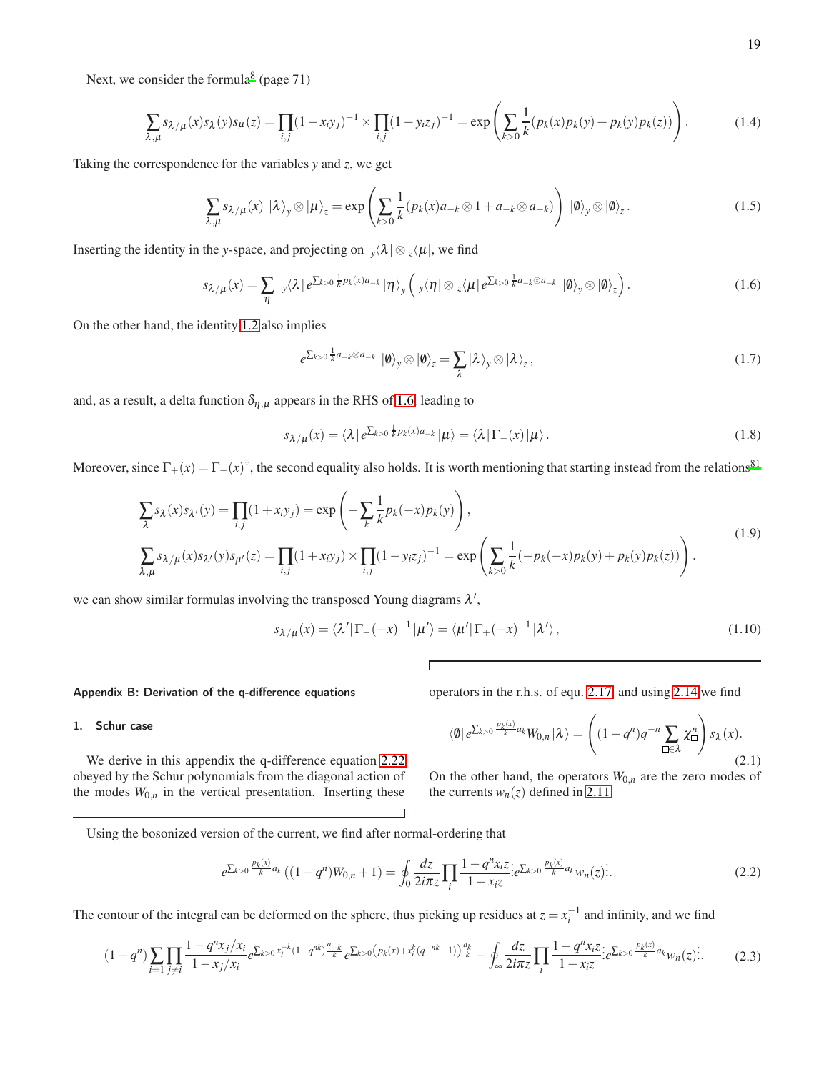Next, we consider the formula[8] (page 71)

$$\sum_{\lambda,\mu} s_{\lambda/\mu}(x)s_\lambda(y)s_\mu(z) = \prod_{i,j}(1-x_iy_j)^{-1} \times \prod_{i,j}(1-y_iz_j)^{-1} = \exp\left(\sum_{k>0}\frac{1}{k}(p_k(x)p_k(y)+p_k(y)p_k(z))\right). \tag{1.4}$$

Taking the correspondence for the variables $y$ and $z$, we get

$$\sum_{\lambda,\mu} s_{\lambda/\mu}(x)\ |\lambda\rangle_y \otimes |\mu\rangle_z = \exp\left(\sum_{k>0}\frac{1}{k}(p_k(x)a_{-k}\otimes 1 + a_{-k}\otimes a_{-k})\right)\ |\emptyset\rangle_y \otimes |\emptyset\rangle_z. \tag{1.5}$$

Inserting the identity in the $y$-space, and projecting on ${}_y\langle\lambda| \otimes {}_z\langle\mu|$, we find

$$s_{\lambda/\mu}(x) = \sum_\eta\ {}_y\langle\lambda|\, e^{\sum_{k>0}\frac{1}{k}p_k(x)a_{-k}}\,|\eta\rangle_y \left({}_y\langle\eta| \otimes {}_z\langle\mu|\, e^{\sum_{k>0}\frac{1}{k}a_{-k}\otimes a_{-k}}\ |\emptyset\rangle_y \otimes |\emptyset\rangle_z\right). \tag{1.6}$$

On the other hand, the identity 1.2 also implies

$$e^{\sum_{k>0}\frac{1}{k}a_{-k}\otimes a_{-k}}\ |\emptyset\rangle_y \otimes |\emptyset\rangle_z = \sum_\lambda |\lambda\rangle_y \otimes |\lambda\rangle_z, \tag{1.7}$$

and, as a result, a delta function $\delta_{\eta,\mu}$ appears in the RHS of 1.6, leading to

$$s_{\lambda/\mu}(x) = \langle\lambda|\, e^{\sum_{k>0}\frac{1}{k}p_k(x)a_{-k}}\,|\mu\rangle = \langle\lambda|\Gamma_-(x)|\mu\rangle. \tag{1.8}$$

Moreover, since $\Gamma_+(x) = \Gamma_-(x)^\dagger$, the second equality also holds. It is worth mentioning that starting instead from the relations[81]

$$\begin{aligned}
&\sum_\lambda s_\lambda(x)s_{\lambda'}(y) = \prod_{i,j}(1+x_iy_j) = \exp\left(-\sum_k \frac{1}{k}p_k(-x)p_k(y)\right),\\
&\sum_{\lambda,\mu} s_{\lambda/\mu}(x)s_{\lambda'}(y)s_{\mu'}(z) = \prod_{i,j}(1+x_iy_j)\times\prod_{i,j}(1-y_iz_j)^{-1} = \exp\left(\sum_{k>0}\frac{1}{k}(-p_k(-x)p_k(y)+p_k(y)p_k(z))\right).
\end{aligned} \tag{1.9}$$

we can show similar formulas involving the transposed Young diagrams $\lambda'$,

$$s_{\lambda/\mu}(x) = \langle\lambda'|\Gamma_-(-x)^{-1}|\mu'\rangle = \langle\mu'|\Gamma_+(-x)^{-1}|\lambda'\rangle, \tag{1.10}$$

## Appendix B: Derivation of the q-difference equations

### 1. Schur case

We derive in this appendix the q-difference equation 2.22 obeyed by the Schur polynomials from the diagonal action of the modes $W_{0,n}$ in the vertical presentation. Inserting these operators in the r.h.s. of equ. 2.17 and using 2.14 we find

$$\langle\emptyset|\, e^{\sum_{k>0}\frac{p_k(x)}{k}a_k}W_{0,n}\,|\lambda\rangle = \left((1-q^n)q^{-n}\sum_{\square\in\lambda}\chi_\square^n\right)s_\lambda(x). \tag{2.1}$$

On the other hand, the operators $W_{0,n}$ are the zero modes of the currents $w_n(z)$ defined in 2.11.

Using the bosonized version of the current, we find after normal-ordering that

$$e^{\sum_{k>0}\frac{p_k(x)}{k}a_k}\left((1-q^n)W_{0,n}+1\right) = \oint_0 \frac{dz}{2i\pi z}\prod_i \frac{1-q^nx_iz}{1-x_iz} :e^{\sum_{k>0}\frac{p_k(x)}{k}a_k}w_n(z):. \tag{2.2}$$

The contour of the integral can be deformed on the sphere, thus picking up residues at $z = x_i^{-1}$ and infinity, and we find

$$(1-q^n)\sum_{i=1}\prod_{j\neq i}\frac{1-q^nx_j/x_i}{1-x_j/x_i}e^{\sum_{k>0}x_i^{-k}(1-q^{nk})\frac{a_{-k}}{k}}e^{\sum_{k>0}\left(p_k(x)+x_i^k(q^{-nk}-1)\right)\frac{a_k}{k}} - \oint_\infty \frac{dz}{2i\pi z}\prod_i\frac{1-q^nx_iz}{1-x_iz}:e^{\sum_{k>0}\frac{p_k(x)}{k}a_k}w_n(z):. \tag{2.3}$$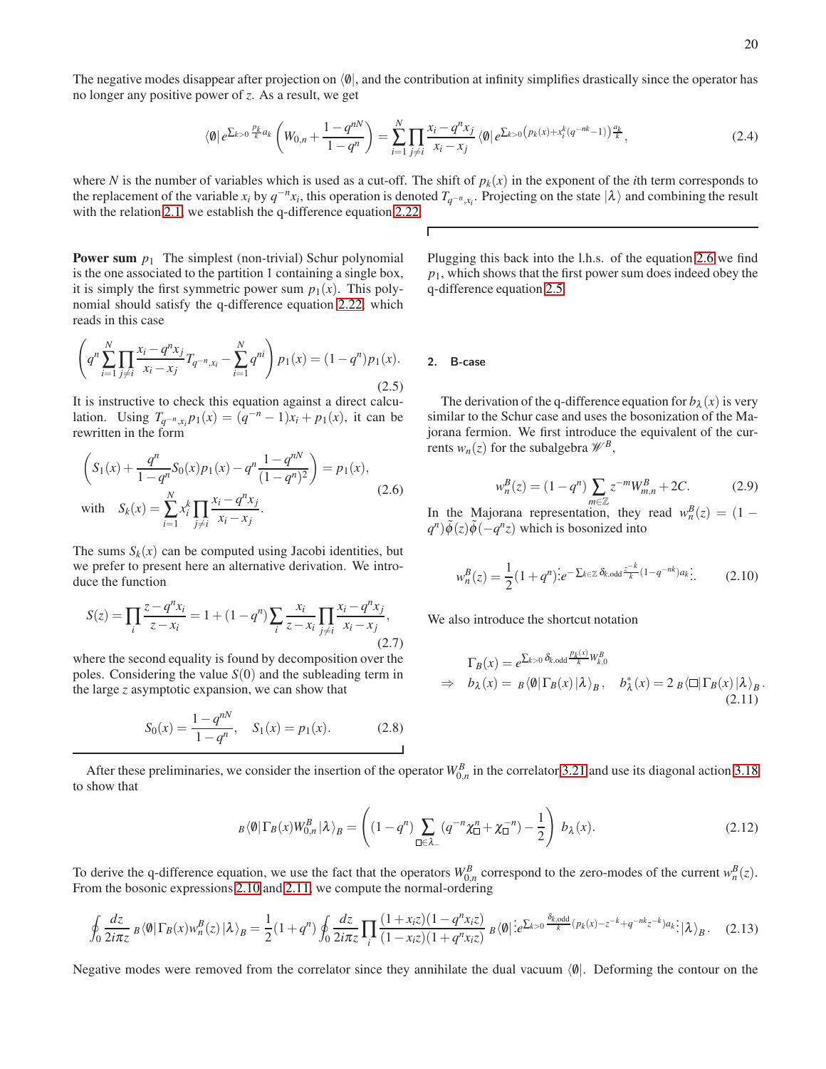The negative modes disappear after projection on $\langle\emptyset|$, and the contribution at infinity simplifies drastically since the operator has no longer any positive power of $z$. As a result, we get

$$\langle\emptyset| e^{\sum_{k>0}\frac{p_k}{k}a_k}\left(W_{0,n}+\frac{1-q^{nN}}{1-q^n}\right)=\sum_{i=1}^N\prod_{j\neq i}\frac{x_i-q^nx_j}{x_i-x_j}\langle\emptyset| e^{\sum_{k>0}\left(p_k(x)+x_i^k(q^{-nk}-1)\right)\frac{a_k}{k}}, \tag{2.4}$$

where $N$ is the number of variables which is used as a cut-off. The shift of $p_k(x)$ in the exponent of the $i$th term corresponds to the replacement of the variable $x_i$ by $q^{-n}x_i$, this operation is denoted $T_{q^{-n},x_i}$. Projecting on the state $|\lambda\rangle$ and combining the result with the relation 2.1, we establish the q-difference equation 2.22.

**Power sum $p_1$** The simplest (non-trivial) Schur polynomial is the one associated to the partition 1 containing a single box, it is simply the first symmetric power sum $p_1(x)$. This polynomial should satisfy the q-difference equation 2.22, which reads in this case

$$\left(q^n\sum_{i=1}^N\prod_{j\neq i}\frac{x_i-q^nx_j}{x_i-x_j}T_{q^{-n},x_i}-\sum_{i=1}^N q^{ni}\right)p_1(x)=(1-q^n)p_1(x). \tag{2.5}$$

It is instructive to check this equation against a direct calculation. Using $T_{q^{-n},x_i}p_1(x)=(q^{-n}-1)x_i+p_1(x)$, it can be rewritten in the form

$$\left(S_1(x)+\frac{q^n}{1-q^n}S_0(x)p_1(x)-q^n\frac{1-q^{nN}}{(1-q^n)^2}\right)=p_1(x),$$
$$\text{with}\quad S_k(x)=\sum_{i=1}^N x_i^k\prod_{j\neq i}\frac{x_i-q^nx_j}{x_i-x_j}. \tag{2.6}$$

The sums $S_k(x)$ can be computed using Jacobi identities, but we prefer to present here an alternative derivation. We introduce the function

$$S(z)=\prod_i\frac{z-q^nx_i}{z-x_i}=1+(1-q^n)\sum_i\frac{x_i}{z-x_i}\prod_{j\neq i}\frac{x_i-q^nx_j}{x_i-x_j}, \tag{2.7}$$

where the second equality is found by decomposition over the poles. Considering the value $S(0)$ and the subleading term in the large $z$ asymptotic expansion, we can show that

$$S_0(x)=\frac{1-q^{nN}}{1-q^n},\quad S_1(x)=p_1(x). \tag{2.8}$$

Plugging this back into the l.h.s. of the equation 2.6 we find $p_1$, which shows that the first power sum does indeed obey the q-difference equation 2.5.

## 2. B-case

The derivation of the q-difference equation for $b_\lambda(x)$ is very similar to the Schur case and uses the bosonization of the Majorana fermion. We first introduce the equivalent of the currents $w_n(z)$ for the subalgebra $\mathscr{W}^B$,

$$w_n^B(z)=(1-q^n)\sum_{m\in\mathbb{Z}}z^{-m}W_{m,n}^B+2C. \tag{2.9}$$

In the Majorana representation, they read $w_n^B(z)=(1-q^n)\tilde\phi(z)\tilde\phi(-q^nz)$ which is bosonized into

$$w_n^B(z)=\frac12(1+q^n)\vdots e^{-\sum_{k\in\mathbb{Z}}\delta_{k,\text{odd}}\frac{z^{-k}}{k}(1-q^{-nk})a_k}\vdots. \tag{2.10}$$

We also introduce the shortcut notation

$$\Gamma_B(x)=e^{\sum_{k>0}\delta_{k,\text{odd}}\frac{p_k(x)}{k}W_{k,0}^B}$$
$$\Rightarrow\quad b_\lambda(x)={}_B\langle\emptyset|\Gamma_B(x)|\lambda\rangle_B,\quad b_\lambda^*(x)=2\,{}_B\langle\square|\Gamma_B(x)|\lambda\rangle_B. \tag{2.11}$$

After these preliminaries, we consider the insertion of the operator $W_{0,n}^B$ in the correlator 3.21 and use its diagonal action 3.18 to show that

$${}_B\langle\emptyset|\Gamma_B(x)W_{0,n}^B|\lambda\rangle_B=\left((1-q^n)\sum_{\square\in\lambda_-}(q^{-n}\chi_\square^n+\chi_\square^{-n})-\frac12\right)b_\lambda(x). \tag{2.12}$$

To derive the q-difference equation, we use the fact that the operators $W_{0,n}^B$ correspond to the zero-modes of the current $w_n^B(z)$. From the bosonic expressions 2.10 and 2.11, we compute the normal-ordering

$$\oint_0\frac{dz}{2i\pi z}\,{}_B\langle\emptyset|\Gamma_B(x)w_n^B(z)|\lambda\rangle_B=\frac12(1+q^n)\oint_0\frac{dz}{2i\pi z}\prod_i\frac{(1+x_iz)(1-q^nx_iz)}{(1-x_iz)(1+q^nx_iz)}\,{}_B\langle\emptyset|\vdots e^{\sum_{k>0}\frac{\delta_{k,\text{odd}}}{k}(p_k(x)-z^{-k}+q^{-nk}z^{-k})a_k}\vdots|\lambda\rangle_B. \tag{2.13}$$

Negative modes were removed from the correlator since they annihilate the dual vacuum $\langle\emptyset|$. Deforming the contour on the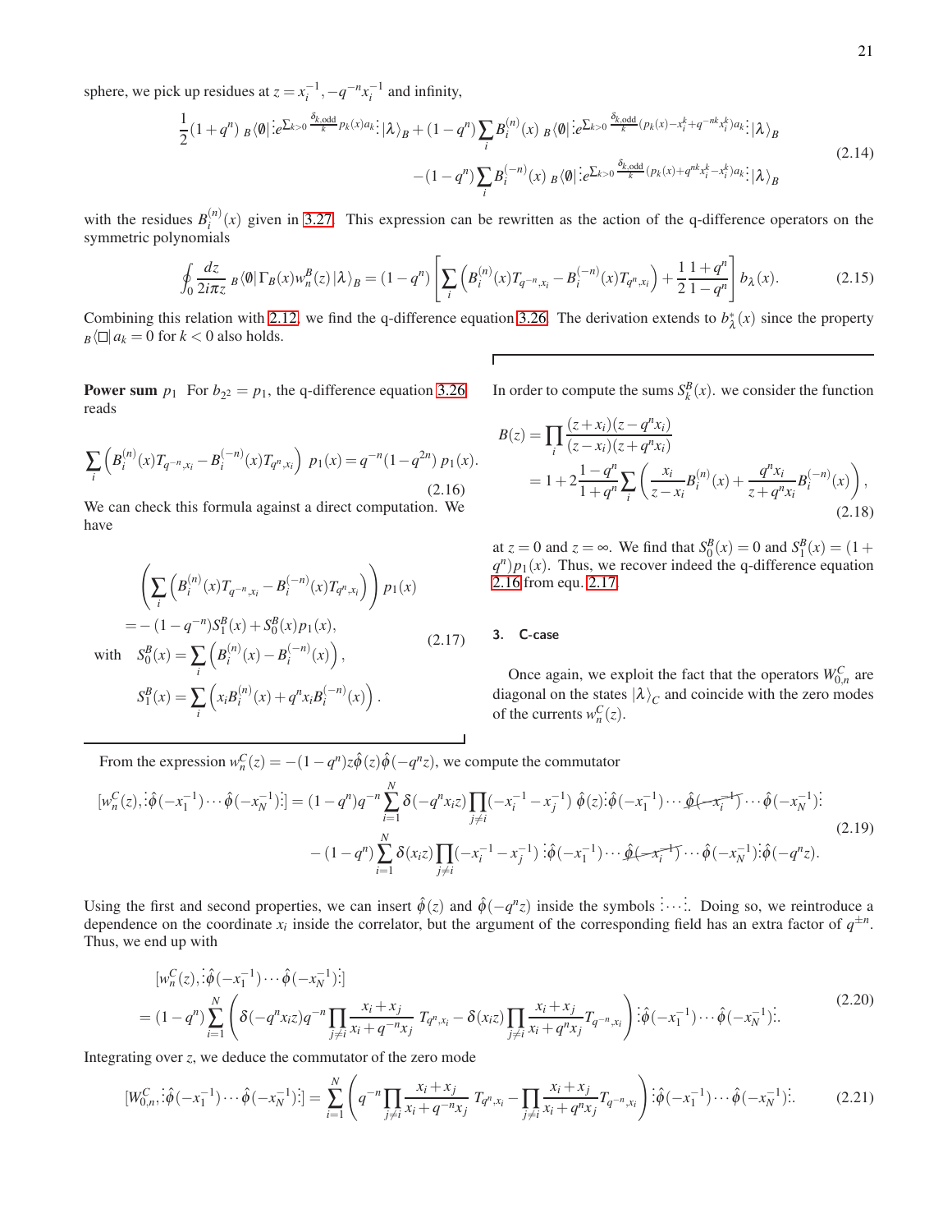sphere, we pick up residues at $z = x_i^{-1}, -q^{-n}x_i^{-1}$ and infinity,

$$\frac{1}{2}(1+q^n)\ {}_B\langle\emptyset|\vdots e^{\sum_{k>0}\frac{\delta_{k,\text{odd}}}{k}p_k(x)a_k}\vdots|\lambda\rangle_B + (1-q^n)\sum_i B_i^{(n)}(x)\ {}_B\langle\emptyset|\vdots e^{\sum_{k>0}\frac{\delta_{k,\text{odd}}}{k}(p_k(x)-x_i^k+q^{-nk}x_i^k)a_k}\vdots|\lambda\rangle_B$$
$$-(1-q^n)\sum_i B_i^{(-n)}(x)\ {}_B\langle\emptyset|\vdots e^{\sum_{k>0}\frac{\delta_{k,\text{odd}}}{k}(p_k(x)+q^{nk}x_i^k-x_i^k)a_k}\vdots|\lambda\rangle_B \tag{2.14}$$

with the residues $B_i^{(n)}(x)$ given in 3.27. This expression can be rewritten as the action of the q-difference operators on the symmetric polynomials

$$\oint_0 \frac{dz}{2i\pi z}\ {}_B\langle\emptyset|\Gamma_B(x)w_n^B(z)|\lambda\rangle_B = (1-q^n)\left[\sum_i\left(B_i^{(n)}(x)T_{q^{-n},x_i} - B_i^{(-n)}(x)T_{q^n,x_i}\right) + \frac{1}{2}\frac{1+q^n}{1-q^n}\right]b_\lambda(x). \tag{2.15}$$

Combining this relation with 2.12, we find the q-difference equation 3.26. The derivation extends to $b_\lambda^*(x)$ since the property ${}_B\langle\square|a_k = 0$ for $k<0$ also holds.

**Power sum** $p_1$ For $b_{2^2} = p_1$, the q-difference equation 3.26 reads

$$\sum_i\left(B_i^{(n)}(x)T_{q^{-n},x_i} - B_i^{(-n)}(x)T_{q^n,x_i}\right)\ p_1(x) = q^{-n}(1-q^{2n})\ p_1(x). \tag{2.16}$$

We can check this formula against a direct computation. We have

$$\begin{aligned}
&\left(\sum_i\left(B_i^{(n)}(x)T_{q^{-n},x_i} - B_i^{(-n)}(x)T_{q^n,x_i}\right)\right)p_1(x)\\
&= -(1-q^{-n})S_1^B(x) + S_0^B(x)p_1(x),\\
&\text{with}\quad S_0^B(x) = \sum_i\left(B_i^{(n)}(x) - B_i^{(-n)}(x)\right),\\
&\qquad\quad S_1^B(x) = \sum_i\left(x_iB_i^{(n)}(x) + q^nx_iB_i^{(-n)}(x)\right).
\end{aligned} \tag{2.17}$$

In order to compute the sums $S_k^B(x)$. we consider the function

$$\begin{aligned}
B(z) &= \prod_i\frac{(z+x_i)(z-q^nx_i)}{(z-x_i)(z+q^nx_i)}\\
&= 1 + 2\frac{1-q^n}{1+q^n}\sum_i\left(\frac{x_i}{z-x_i}B_i^{(n)}(x) + \frac{q^nx_i}{z+q^nx_i}B_i^{(-n)}(x)\right),
\end{aligned} \tag{2.18}$$

at $z=0$ and $z=\infty$. We find that $S_0^B(x)=0$ and $S_1^B(x) = (1+q^n)p_1(x)$. Thus, we recover indeed the q-difference equation 2.16 from equ. 2.17.

## 3. C-case

Once again, we exploit the fact that the operators $W_{0,n}^C$ are diagonal on the states $|\lambda\rangle_C$ and coincide with the zero modes of the currents $w_n^C(z)$.

From the expression $w_n^C(z) = -(1-q^n)z\hat\phi(z)\hat\phi(-q^nz)$, we compute the commutator

$$[w_n^C(z), \vdots\hat\phi(-x_1^{-1})\cdots\hat\phi(-x_N^{-1})\vdots] = (1-q^n)q^{-n}\sum_{i=1}^N\delta(-q^nx_iz)\prod_{j\neq i}(-x_i^{-1}-x_j^{-1})\ \hat\phi(z)\vdots\hat\phi(-x_1^{-1})\cdots\widehat{\phi(-x_i^{-1})}\cdots\hat\phi(-x_N^{-1})\vdots$$
$$-(1-q^n)\sum_{i=1}^N\delta(x_iz)\prod_{j\neq i}(-x_i^{-1}-x_j^{-1})\ \vdots\hat\phi(-x_1^{-1})\cdots\widehat{\phi(-x_i^{-1})}\cdots\hat\phi(-x_N^{-1})\vdots\hat\phi(-q^nz). \tag{2.19}$$

Using the first and second properties, we can insert $\hat\phi(z)$ and $\hat\phi(-q^nz)$ inside the symbols $\vdots\cdots\vdots$. Doing so, we reintroduce a dependence on the coordinate $x_i$ inside the correlator, but the argument of the corresponding field has an extra factor of $q^{\pm n}$. Thus, we end up with

$$\begin{aligned}
&[w_n^C(z), \vdots\hat\phi(-x_1^{-1})\cdots\hat\phi(-x_N^{-1})\vdots]\\
&= (1-q^n)\sum_{i=1}^N\left(\delta(-q^nx_iz)q^{-n}\prod_{j\neq i}\frac{x_i+x_j}{x_i+q^{-n}x_j}\ T_{q^n,x_i} - \delta(x_iz)\prod_{j\neq i}\frac{x_i+x_j}{x_i+q^nx_j}T_{q^{-n},x_i}\right)\vdots\hat\phi(-x_1^{-1})\cdots\hat\phi(-x_N^{-1})\vdots.
\end{aligned} \tag{2.20}$$

Integrating over $z$, we deduce the commutator of the zero mode

$$[W_{0,n}^C, \vdots\hat\phi(-x_1^{-1})\cdots\hat\phi(-x_N^{-1})\vdots] = \sum_{i=1}^N\left(q^{-n}\prod_{j\neq i}\frac{x_i+x_j}{x_i+q^{-n}x_j}\ T_{q^n,x_i} - \prod_{j\neq i}\frac{x_i+x_j}{x_i+q^nx_j}T_{q^{-n},x_i}\right)\vdots\hat\phi(-x_1^{-1})\cdots\hat\phi(-x_N^{-1})\vdots. \tag{2.21}$$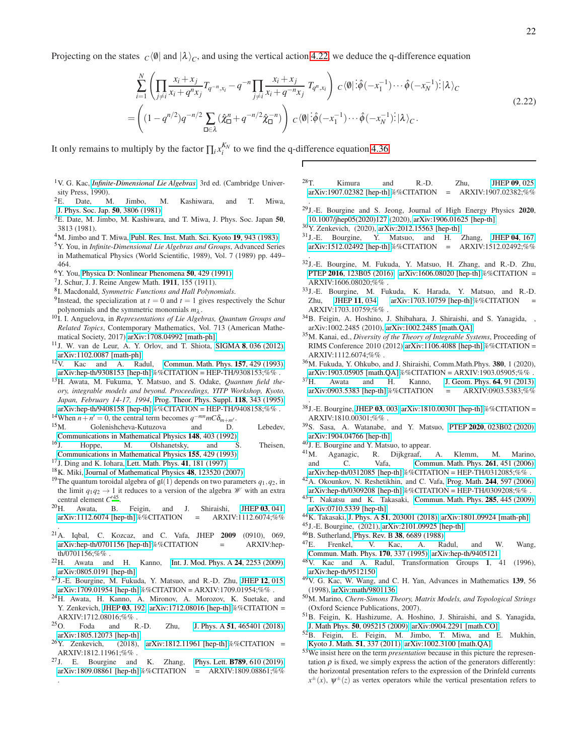Projecting on the states ${}_C\langle\emptyset|$ and $|\lambda\rangle_C$, and using the vertical action 4.22, we deduce the q-difference equation

$$\begin{aligned}
&\sum_{i=1}^{N}\left(\prod_{j\neq i}\frac{x_i+x_j}{x_i+q^n x_j}T_{q^{-n},x_i}-q^{-n}\prod_{j\neq i}\frac{x_i+x_j}{x_i+q^{-n}x_j}\,T_{q^n,x_i}\right)\ {}_C\langle\emptyset|\vdots\hat\phi(-x_1^{-1})\cdots\hat\phi(-x_N^{-1})\vdots|\lambda\rangle_C \\
&=\left((1-q^{n/2})q^{-n/2}\sum_{\square\in\lambda}(\hat\chi_\square^n+q^{-n/2}\hat\chi_\square^{-n})\right)\ {}_C\langle\emptyset|\vdots\hat\phi(-x_1^{-1})\cdots\hat\phi(-x_N^{-1})\vdots|\lambda\rangle_C\,.
\end{aligned}\tag{2.22}$$

It only remains to multiply by the factor $\prod_i x_i^{K_N}$ to we find the q-difference equation 4.36.

---

[1] V. G. Kac, *Infinite-Dimensional Lie Algebras*, 3rd ed. (Cambridge University Press, 1990).

[2] E. Date, M. Jimbo, M. Kashiwara, and T. Miwa, J. Phys. Soc. Jap. **50**, 3806 (1981).

[3] E. Date, M. Jimbo, M. Kashiwara, and T. Miwa, J. Phys. Soc. Japan **50**, 3813 (1981).

[4] M. Jimbo and T. Miwa, Publ. Res. Inst. Math. Sci. Kyoto **19**, 943 (1983).

[5] Y. You, in *Infinite-Dimensional Lie Algebras and Groups*, Advanced Series in Mathematical Physics (World Scientific, 1989), Vol. 7 (1989) pp. 449–464.

[6] Y. You, Physica D: Nonlinear Phenomena **50**, 429 (1991).

[7] J. Schur, J. J. Reine Angew Math. **1911**, 155 (1911).

[8] I. Macdonald, *Symmetric Functions and Hall Polynomials*.

[9] Instead, the specialization at $t=0$ and $t=1$ gives respectively the Schur polynomials and the symmetric monomials $m_\lambda$.

[10] I. I. Anguelova, in *Representations of Lie Algebras, Quantum Groups and Related Topics*, Contemporary Mathematics, Vol. 713 (American Mathematical Society, 2017) arXiv:1708.04992 [math-ph].

[11] J. W. van de Leur, A. Y. Orlov, and T. Shiota, SIGMA **8**, 036 (2012), arXiv:1102.0087 [math-ph].

[12] V. Kac and A. Radul, Commun. Math. Phys. **157**, 429 (1993), arXiv:hep-th/9308153 [hep-th] %%CITATION = HEP-TH/9308153;%% .

[13] H. Awata, M. Fukuma, Y. Matsuo, and S. Odake, *Quantum field theory, integrable models and beyond. Proceedings, YITP Workshop, Kyoto, Japan, February 14-17, 1994*, Prog. Theor. Phys. Suppl. **118**, 343 (1995), arXiv:hep-th/9408158 [hep-th] %%CITATION = HEP-TH/9408158;%% .

[14] When $n+n'=0$, the central term becomes $q^{-mn}mC\delta_{m+m'}$.

[15] M. Golenishcheva-Kutuzova and D. Lebedev, Communications in Mathematical Physics **148**, 403 (1992).

[16] J. Hoppe, M. Olshanetsky, and S. Theisen, Communications in Mathematical Physics **155**, 429 (1993).

[17] J. Ding and K. Iohara, Lett. Math. Phys. **41**, 181 (1997).

[18] K. Miki, Journal of Mathematical Physics **48**, 123520 (2007).

[19] The quantum toroidal algebra of $\mathfrak{gl}(1)$ depends on two parameters $q_1,q_2$, in the limit $q_1q_2\to 1$ it reduces to a version of the algebra $\mathscr{W}$ with an extra central element $C'$[45].

[20] H. Awata, B. Feigin, and J. Shiraishi, JHEP **03**, 041, arXiv:1112.6074 [hep-th] %%CITATION = ARXIV:1112.6074;%% .

[21] A. Iqbal, C. Kozcaz, and C. Vafa, JHEP **2009** (0910), 069, arXiv:hep-th/0701156 [hep-th] %%CITATION = ARXIV:hep-th/0701156;%% .

[22] H. Awata and H. Kanno, Int. J. Mod. Phys. A **24**, 2253 (2009), arXiv:0805.0191 [hep-th].

[23] J.-E. Bourgine, M. Fukuda, Y. Matsuo, and R.-D. Zhu, JHEP **12**, 015, arXiv:1709.01954 [hep-th] %%CITATION = ARXIV:1709.01954;%% .

[24] H. Awata, H. Kanno, A. Mironov, A. Morozov, K. Suetake, and Y. Zenkevich, JHEP **03**, 192, arXiv:1712.08016 [hep-th] %%CITATION = ARXIV:1712.08016;%% .

[25] O. Foda and R.-D. Zhu, J. Phys. A **51**, 465401 (2018), arXiv:1805.12073 [hep-th].

[26] Y. Zenkevich, (2018), arXiv:1812.11961 [hep-th] %%CITATION = ARXIV:1812.11961;%% .

[27] J. E. Bourgine and K. Zhang, Phys. Lett. **B789**, 610 (2019), arXiv:1809.08861 [hep-th] %%CITATION = ARXIV:1809.08861;%% .

[28] T. Kimura and R.-D. Zhu, JHEP **09**, 025, arXiv:1907.02382 [hep-th] %%CITATION = ARXIV:1907.02382;%% .

[29] J.-E. Bourgine and S. Jeong, Journal of High Energy Physics **2020**, 10.1007/jhep05(2020)127 (2020), arXiv:1906.01625 [hep-th].

[30] Y. Zenkevich, (2020), arXiv:2012.15563 [hep-th].

[31] J.-E. Bourgine, Y. Matsuo, and H. Zhang, JHEP **04**, 167, arXiv:1512.02492 [hep-th] %%CITATION = ARXIV:1512.02492;%% .

[32] J.-E. Bourgine, M. Fukuda, Y. Matsuo, H. Zhang, and R.-D. Zhu, PTEP **2016**, 123B05 (2016), arXiv:1606.08020 [hep-th] %%CITATION = ARXIV:1606.08020;%% .

[33] J.-E. Bourgine, M. Fukuda, K. Harada, Y. Matsuo, and R.-D. Zhu, JHEP **11**, 034, arXiv:1703.10759 [hep-th] %%CITATION = ARXIV:1703.10759;%% .

[34] B. Feigin, A. Hoshino, J. Shibahara, J. Shiraishi, and S. Yanagida, , arXiv:1002.2485 (2010), arXiv:1002.2485 [math.QA].

[35] M. Kanai, ed., *Diversity of the Theory of Integrable Systems*, Proceeding of RIMS Conference 2010 (2012) arXiv:1106.4088 [hep-th] %%CITATION = ARXIV:1112.6074;%% .

[36] M. Fukuda, Y. Ohkubo, and J. Shiraishi, Comm.Math.Phys. **380**, 1 (2020), arXiv:1903.05905 [math.QA] %%CITATION = ARXIV:1903.05905;%% .

[37] H. Awata and H. Kanno, J. Geom. Phys. **64**, 91 (2013), arXiv:0903.5383 [hep-th] %%CITATION = ARXIV:0903.5383;%% .

[38] J.-E. Bourgine, JHEP **03**, 003, arXiv:1810.00301 [hep-th] %%CITATION = ARXIV:1810.00301;%% .

[39] S. Sasa, A. Watanabe, and Y. Matsuo, PTEP **2020**, 023B02 (2020), arXiv:1904.04766 [hep-th].

[40] J. E. Bourgine and Y. Matsuo, to appear.

[41] M. Aganagic, R. Dijkgraaf, A. Klemm, M. Marino, and C. Vafa, Commun. Math. Phys. **261**, 451 (2006), arXiv:hep-th/0312085 [hep-th] %%CITATION = HEP-TH/0312085;%% .

[42] A. Okounkov, N. Reshetikhin, and C. Vafa, Prog. Math. **244**, 597 (2006), arXiv:hep-th/0309208 [hep-th] %%CITATION = HEP-TH/0309208;%% .

[43] T. Nakatsu and K. Takasaki, Commun. Math. Phys. **285**, 445 (2009), arXiv:0710.5339 [hep-th].

[44] K. Takasaki, J. Phys. A **51**, 203001 (2018), arXiv:1801.09924 [math-ph].

[45] J.-E. Bourgine, (2021), arXiv:2101.09925 [hep-th].

[46] B. Sutherland, Phys. Rev. B **38**, 6689 (1988).

[47] E. Frenkel, V. Kac, A. Radul, and W. Wang, Commun. Math. Phys. **170**, 337 (1995), arXiv:hep-th/9405121.

[48] V. Kac and A. Radul, Transformation Groups **1**, 41 (1996), arXiv:hep-th/9512150.

[49] V. G. Kac, W. Wang, and C. H. Yan, Advances in Mathematics **139**, 56 (1998), arXiv:math/9801136.

[50] M. Marino, *Chern-Simons Theory, Matrix Models, and Topological Strings* (Oxford Science Publications, 2007).

[51] B. Feigin, K. Hashizume, A. Hoshino, J. Shiraishi, and S. Yanagida, J. Math Phys. **50**, 095215 (2009), arXiv:0904.2291 [math.CO].

[52] B. Feigin, E. Feigin, M. Jimbo, T. Miwa, and E. Mukhin, Kyoto J. Math. **51**, 337 (2011), arXiv:1002.3100 [math.QA].

[53] We insist here on the term *presentation* because in this picture the representation $\rho$ is fixed, we simply express the action of the generators differently: the horizontal presentation refers to the expression of the Drinfeld currents $x^\pm(x)$, $\psi^\pm(z)$ as vertex operators while the vertical presentation refers to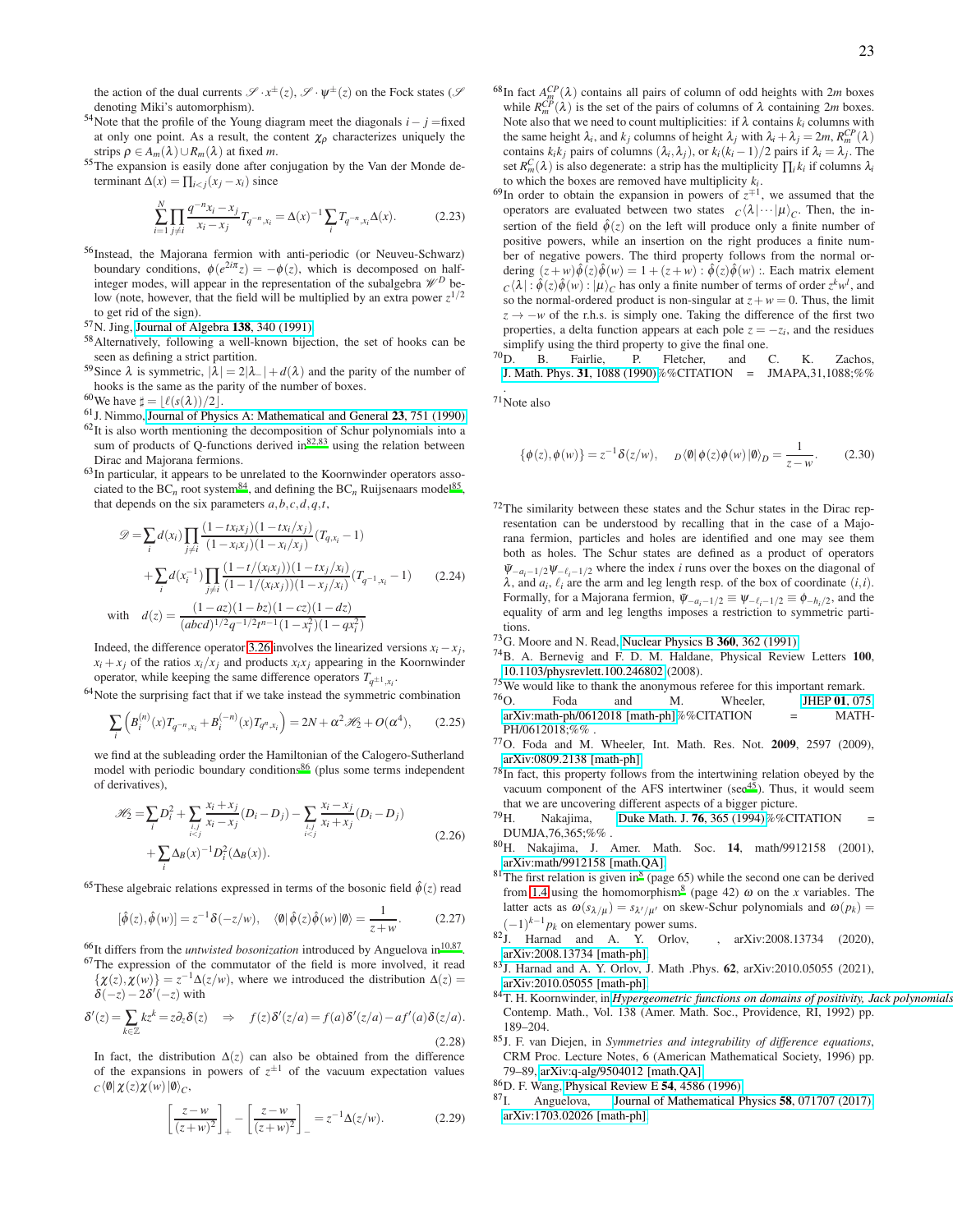the action of the dual currents $\mathscr{S}\cdot x^{\pm}(z)$, $\mathscr{S}\cdot\psi^{\pm}(z)$ on the Fock states ($\mathscr{S}$ denoting Miki's automorphism).

[54] Note that the profile of the Young diagram meet the diagonals $i-j=$fixed at only one point. As a result, the content $\chi_\rho$ characterizes uniquely the strips $\rho\in A_m(\lambda)\cup R_m(\lambda)$ at fixed $m$.

[55] The expansion is easily done after conjugation by the Van der Monde determinant $\Delta(x)=\prod_{i<j}(x_j-x_i)$ since

$$\sum_{i=1}^{N}\prod_{j\neq i}\frac{q^{-n}x_i-x_j}{x_i-x_j}T_{q^{-n},x_i}=\Delta(x)^{-1}\sum_i T_{q^{-n},x_i}\Delta(x). \tag{2.23}$$

[56] Instead, the Majorana fermion with anti-periodic (or Neuveu-Schwarz) boundary conditions, $\phi(e^{2i\pi}z)=-\phi(z)$, which is decomposed on half-integer modes, will appear in the representation of the subalgebra $\mathscr{W}^D$ below (note, however, that the field will be multiplied by an extra power $z^{1/2}$ to get rid of the sign).

[57] N. Jing, Journal of Algebra **138**, 340 (1991).

[58] Alternatively, following a well-known bijection, the set of hooks can be seen as defining a strict partition.

[59] Since $\lambda$ is symmetric, $|\lambda|=2|\lambda_-|+d(\lambda)$ and the parity of the number of hooks is the same as the parity of the number of boxes.

[60] We have $\sharp=\lfloor\ell(s(\lambda))/2\rfloor$.

[61] J. Nimmo, Journal of Physics A: Mathematical and General **23**, 751 (1990).

[62] It is also worth mentioning the decomposition of Schur polynomials into a sum of products of Q-functions derived in[82,83] using the relation between Dirac and Majorana fermions.

[63] In particular, it appears to be unrelated to the Koornwinder operators associated to the BC$_n$ root system[84], and defining the BC$_n$ Ruijsenaars model[85], that depends on the six parameters $a,b,c,d,q,t$,

$$\begin{aligned}\mathscr{D}=&\sum_i d(x_i)\prod_{j\neq i}\frac{(1-tx_ix_j)(1-tx_i/x_j)}{(1-x_ix_j)(1-x_i/x_j)}(T_{q,x_i}-1)\\&+\sum_i d(x_i^{-1})\prod_{j\neq i}\frac{(1-t/(x_ix_j))(1-tx_j/x_i)}{(1-1/(x_ix_j))(1-x_j/x_i)}(T_{q^{-1},x_i}-1)\\ \text{with}\quad d(z)=&\frac{(1-az)(1-bz)(1-cz)(1-dz)}{(abcd)^{1/2}q^{-1/2}t^{n-1}(1-x_i^2)(1-qx_i^2)}\end{aligned} \tag{2.24}$$

Indeed, the difference operator 3.26 involves the linearized versions $x_i-x_j$, $x_i+x_j$ of the ratios $x_i/x_j$ and products $x_ix_j$ appearing in the Koornwinder operator, while keeping the same difference operators $T_{q^{\pm1},x_i}$.

[64] Note the surprising fact that if we take instead the symmetric combination

$$\sum_i\left(B_i^{(n)}(x)T_{q^{-n},x_i}+B_i^{(-n)}(x)T_{q^n,x_i}\right)=2N+\alpha^2\mathscr{H}_2+O(\alpha^4), \tag{2.25}$$

we find at the subleading order the Hamiltonian of the Calogero-Sutherland model with periodic boundary conditions[86] (plus some terms independent of derivatives),

$$\begin{aligned}\mathscr{H}_2=&\sum_i D_i^2+\sum_{\substack{i,j\\i<j}}\frac{x_i+x_j}{x_i-x_j}(D_i-D_j)-\sum_{\substack{i,j\\i<j}}\frac{x_i-x_j}{x_i+x_j}(D_i-D_j)\\&+\sum_i\Delta_B(x)^{-1}D_i^2(\Delta_B(x)).\end{aligned} \tag{2.26}$$

[65] These algebraic relations expressed in terms of the bosonic field $\hat\phi(z)$ read

$$[\hat\phi(z),\hat\phi(w)]=z^{-1}\delta(-z/w),\quad \langle\emptyset|\hat\phi(z)\hat\phi(w)|\emptyset\rangle=\frac{1}{z+w}. \tag{2.27}$$

[66] It differs from the *untwisted bosonization* introduced by Anguelova in[10,87].

[67] The expression of the commutator of the field is more involved, it read $\{\chi(z),\chi(w)\}=z^{-1}\Delta(z/w)$, where we introduced the distribution $\Delta(z)=\delta(-z)-2\delta'(-z)$ with

$$\delta'(z)=\sum_{k\in\mathbb{Z}}kz^k=z\partial_z\delta(z)\quad\Rightarrow\quad f(z)\delta'(z/a)=f(a)\delta'(z/a)-af'(a)\delta(z/a). \tag{2.28}$$

In fact, the distribution $\Delta(z)$ can also be obtained from the difference of the expansions in powers of $z^{\pm1}$ of the vacuum expectation values ${}_C\langle\emptyset|\chi(z)\chi(w)|\emptyset\rangle_C$,

$$\left[\frac{z-w}{(z+w)^2}\right]_+-\left[\frac{z-w}{(z+w)^2}\right]_-=z^{-1}\Delta(z/w). \tag{2.29}$$

[68] In fact $A_m^{CP}(\lambda)$ contains all pairs of column of odd heights with $2m$ boxes while $R_m^{CP}(\lambda)$ is the set of the pairs of columns of $\lambda$ containing $2m$ boxes. Note also that we need to count multiplicities: if $\lambda$ contains $k_i$ columns with the same height $\lambda_i$, and $k_j$ columns of height $\lambda_j$ with $\lambda_i+\lambda_j=2m$, $R_m^{CP}(\lambda)$ contains $k_ik_j$ pairs of columns $(\lambda_i,\lambda_j)$, or $k_i(k_i-1)/2$ pairs if $\lambda_i=\lambda_j$. The set $R_m^C(\lambda)$ is also degenerate: a strip has the multiplicity $\prod_i k_i$ if columns $\lambda_i$ to which the boxes are removed have multiplicity $k_i$.

[69] In order to obtain the expansion in powers of $z^{\mp1}$, we assumed that the operators are evaluated between two states ${}_C\langle\lambda|\cdots|\mu\rangle_C$. Then, the insertion of the field $\hat\phi(z)$ on the left will produce only a finite number of positive powers, while an insertion on the right produces a finite number of negative powers. The third property follows from the normal ordering $(z+w)\hat\phi(z)\hat\phi(w)=1+(z+w):\hat\phi(z)\hat\phi(w):$. Each matrix element ${}_C\langle\lambda|:\hat\phi(z)\hat\phi(w):|\mu\rangle_C$ has only a finite number of terms of order $z^kw^l$, and so the normal-ordered product is non-singular at $z+w=0$. Thus, the limit $z\to-w$ of the r.h.s. is simply one. Taking the difference of the first two properties, a delta function appears at each pole $z=-z_i$, and the residues simplify using the third property to give the final one.

[70] D. B. Fairlie, P. Fletcher, and C. K. Zachos, J. Math. Phys. **31**, 1088 (1990)%%CITATION = JMAPA,31,1088;%% .

[71] Note also

$$\{\phi(z),\phi(w)\}=z^{-1}\delta(z/w),\quad {}_D\langle\emptyset|\phi(z)\phi(w)|\emptyset\rangle_D=\frac{1}{z-w}. \tag{2.30}$$

[72] The similarity between these states and the Schur states in the Dirac representation can be understood by recalling that in the case of a Majorana fermion, particles and holes are identified and one may see them both as holes. The Schur states are defined as a product of operators $\bar\psi_{-a_i-1/2}\psi_{-\ell_i-1/2}$ where the index $i$ runs over the boxes on the diagonal of $\lambda$, and $a_i$, $\ell_i$ are the arm and leg length resp. of the box of coordinate $(i,i)$. Formally, for a Majorana fermion, $\bar\psi_{-a_i-1/2}\equiv\psi_{-\ell_i-1/2}\equiv\phi_{-h_i/2}$, and the equality of arm and leg lengths imposes a restriction to symmetric partitions.

[73] G. Moore and N. Read, Nuclear Physics B **360**, 362 (1991).

[74] B. A. Bernevig and F. D. M. Haldane, Physical Review Letters **100**, 10.1103/physrevlett.100.246802 (2008).

[75] We would like to thank the anonymous referee for this important remark.

[76] O. Foda and M. Wheeler, JHEP **01**, 075, arXiv:math-ph/0612018 [math-ph]%%CITATION = MATH-PH/0612018;%% .

[77] O. Foda and M. Wheeler, Int. Math. Res. Not. **2009**, 2597 (2009), arXiv:0809.2138 [math-ph].

[78] In fact, this property follows from the intertwining relation obeyed by the vacuum component of the AFS intertwiner (see[45]). Thus, it would seem that we are uncovering different aspects of a bigger picture.

[79] H. Nakajima, Duke Math. J. **76**, 365 (1994)%%CITATION = DUMJA,76,365;%% .

[80] H. Nakajima, J. Amer. Math. Soc. **14**, math/9912158 (2001), arXiv:math/9912158 [math.QA].

[81] The first relation is given in[8] (page 65) while the second one can be derived from 1.4 using the homomorphism[8] (page 42) $\omega$ on the $x$ variables. The latter acts as $\omega(s_{\lambda/\mu})=s_{\lambda'/\mu'}$ on skew-Schur polynomials and $\omega(p_k)=(-1)^{k-1}p_k$ on elementary power sums.

[82] J. Harnad and A. Y. Orlov, , arXiv:2008.13734 (2020), arXiv:2008.13734 [math-ph].

[83] J. Harnad and A. Y. Orlov, J. Math .Phys. **62**, arXiv:2010.05055 (2021), arXiv:2010.05055 [math-ph].

[84] T. H. Koornwinder, in *Hypergeometric functions on domains of positivity, Jack polynomials* Contemp. Math., Vol. 138 (Amer. Math. Soc., Providence, RI, 1992) pp. 189–204.

[85] J. F. van Diejen, in *Symmetries and integrability of difference equations*, CRM Proc. Lecture Notes, 6 (American Mathematical Society, 1996) pp. 79–89, arXiv:q-alg/9504012 [math.QA].

[86] D. F. Wang, Physical Review E **54**, 4586 (1996).

[87] I. Anguelova, Journal of Mathematical Physics **58**, 071707 (2017), arXiv:1703.02026 [math-ph].